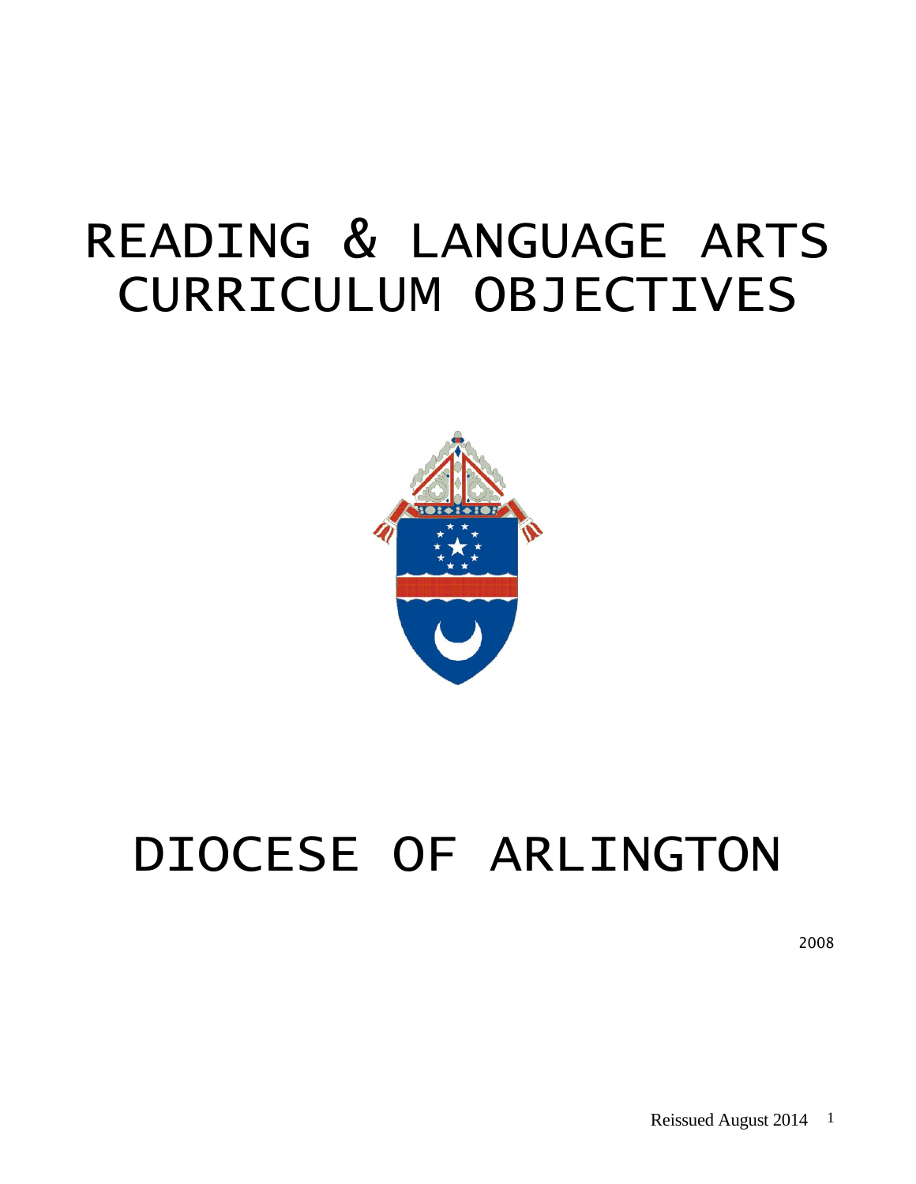# READING & LANGUAGE ARTS CURRICULUM OBJECTIVES

# DIOCESE OF ARLINGTON

2008

Reissued August 2014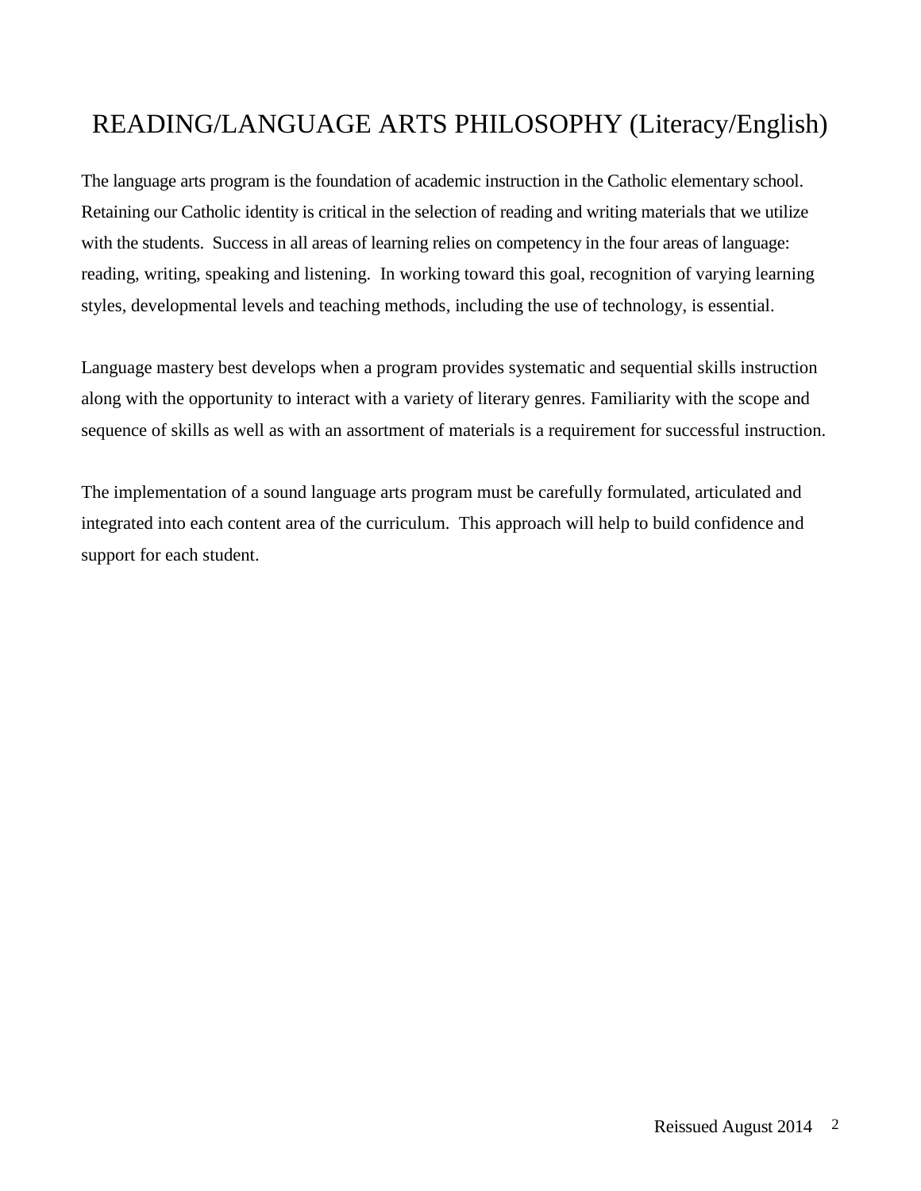# READING/LANGUAGE ARTS PHILOSOPHY (Literacy/English)

The language arts program is the foundation of academic instruction in the Catholic elementary school. Retaining our Catholic identity is critical in the selection of reading and writing materials that we utilize with the students. Success in all areas of learning relies on competency in the four areas of language: reading, writing, speaking and listening. In working toward this goal, recognition of varying learning styles, developmental levels and teaching methods, including the use of technology, is essential.

Language mastery best develops when a program provides systematic and sequential skills instruction along with the opportunity to interact with a variety of literary genres. Familiarity with the scope and sequence of skills as well as with an assortment of materials is a requirement for successful instruction.

The implementation of a sound language arts program must be carefully formulated, articulated and integrated into each content area of the curriculum. This approach will help to build confidence and support for each student.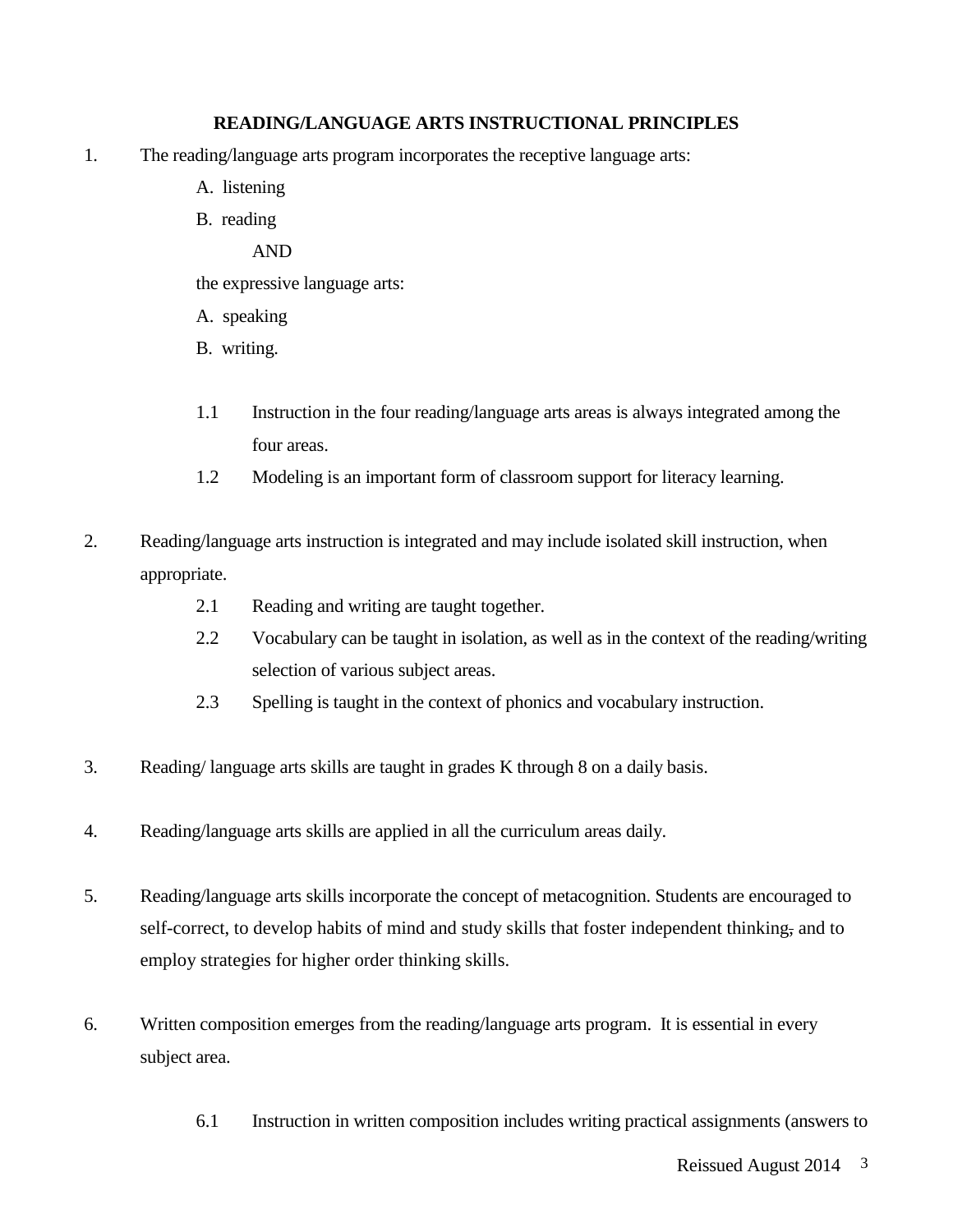**READING/LANGUAGE ARTS INSTRUCTIONAL PRINCIPLES**

1. The reading/language arts program incorporates the receptive language arts:

   A. listening

   B. reading

   AND

   the expressive language arts:

   A. speaking

   B. writing.

   1.1 Instruction in the four reading/language arts areas is always integrated among the four areas.

   1.2 Modeling is an important form of classroom support for literacy learning.

2. Reading/language arts instruction is integrated and may include isolated skill instruction, when appropriate.

   2.1 Reading and writing are taught together.

   2.2 Vocabulary can be taught in isolation, as well as in the context of the reading/writing selection of various subject areas.

   2.3 Spelling is taught in the context of phonics and vocabulary instruction.

3. Reading/ language arts skills are taught in grades K through 8 on a daily basis.

4. Reading/language arts skills are applied in all the curriculum areas daily.

5. Reading/language arts skills incorporate the concept of metacognition. Students are encouraged to self-correct, to develop habits of mind and study skills that foster independent thinking, and to employ strategies for higher order thinking skills.

6. Written composition emerges from the reading/language arts program. It is essential in every subject area.

   6.1 Instruction in written composition includes writing practical assignments (answers to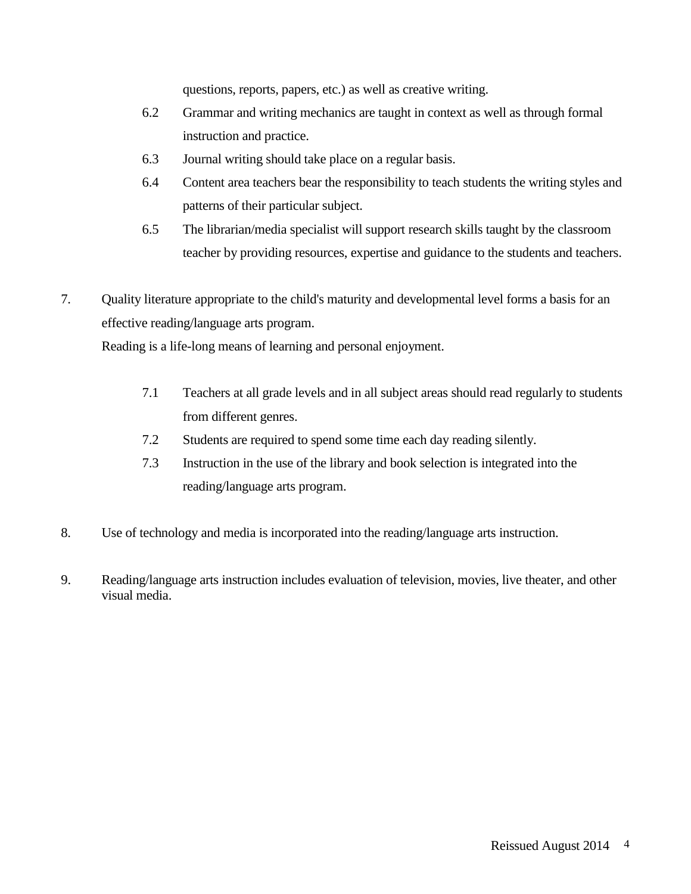questions, reports, papers, etc.) as well as creative writing.

- 6.2 Grammar and writing mechanics are taught in context as well as through formal instruction and practice.
- 6.3 Journal writing should take place on a regular basis.
- 6.4 Content area teachers bear the responsibility to teach students the writing styles and patterns of their particular subject.
- 6.5 The librarian/media specialist will support research skills taught by the classroom teacher by providing resources, expertise and guidance to the students and teachers.

7. Quality literature appropriate to the child's maturity and developmental level forms a basis for an effective reading/language arts program.
   Reading is a life-long means of learning and personal enjoyment.

   - 7.1 Teachers at all grade levels and in all subject areas should read regularly to students from different genres.
   - 7.2 Students are required to spend some time each day reading silently.
   - 7.3 Instruction in the use of the library and book selection is integrated into the reading/language arts program.

8. Use of technology and media is incorporated into the reading/language arts instruction.

9. Reading/language arts instruction includes evaluation of television, movies, live theater, and other visual media.

Reissued August 2014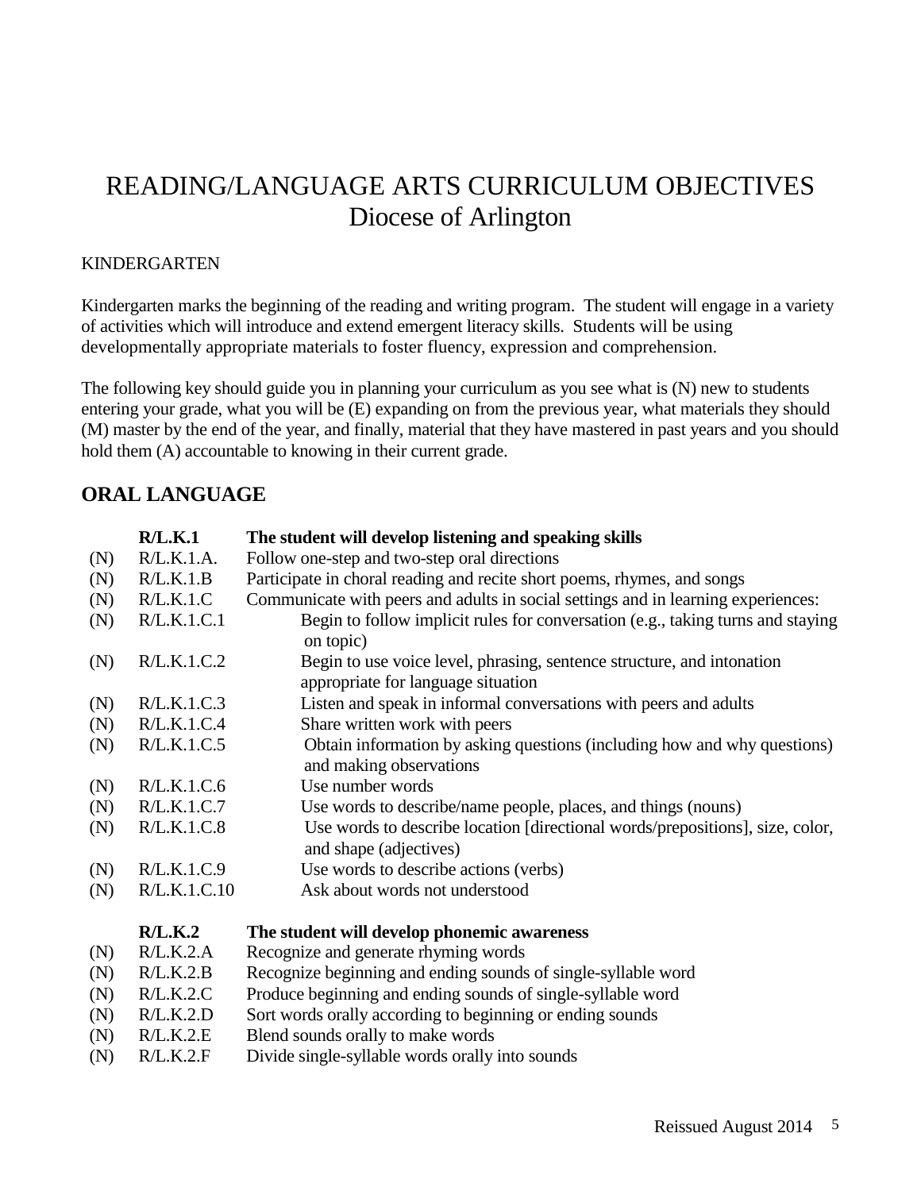# READING/LANGUAGE ARTS CURRICULUM OBJECTIVES
# Diocese of Arlington

KINDERGARTEN

Kindergarten marks the beginning of the reading and writing program. The student will engage in a variety of activities which will introduce and extend emergent literacy skills. Students will be using developmentally appropriate materials to foster fluency, expression and comprehension.

The following key should guide you in planning your curriculum as you see what is (N) new to students entering your grade, what you will be (E) expanding on from the previous year, what materials they should (M) master by the end of the year, and finally, material that they have mastered in past years and you should hold them (A) accountable to knowing in their current grade.

## ORAL LANGUAGE

| | | |
|---|---|---|
| | **R/L.K.1** | **The student will develop listening and speaking skills** |
| (N) | R/L.K.1.A. | Follow one-step and two-step oral directions |
| (N) | R/L.K.1.B | Participate in choral reading and recite short poems, rhymes, and songs |
| (N) | R/L.K.1.C | Communicate with peers and adults in social settings and in learning experiences: |
| (N) | R/L.K.1.C.1 | Begin to follow implicit rules for conversation (e.g., taking turns and staying on topic) |
| (N) | R/L.K.1.C.2 | Begin to use voice level, phrasing, sentence structure, and intonation appropriate for language situation |
| (N) | R/L.K.1.C.3 | Listen and speak in informal conversations with peers and adults |
| (N) | R/L.K.1.C.4 | Share written work with peers |
| (N) | R/L.K.1.C.5 | Obtain information by asking questions (including how and why questions) and making observations |
| (N) | R/L.K.1.C.6 | Use number words |
| (N) | R/L.K.1.C.7 | Use words to describe/name people, places, and things (nouns) |
| (N) | R/L.K.1.C.8 | Use words to describe location [directional words/prepositions], size, color, and shape (adjectives) |
| (N) | R/L.K.1.C.9 | Use words to describe actions (verbs) |
| (N) | R/L.K.1.C.10 | Ask about words not understood |
| | **R/L.K.2** | **The student will develop phonemic awareness** |
| (N) | R/L.K.2.A | Recognize and generate rhyming words |
| (N) | R/L.K.2.B | Recognize beginning and ending sounds of single-syllable word |
| (N) | R/L.K.2.C | Produce beginning and ending sounds of single-syllable word |
| (N) | R/L.K.2.D | Sort words orally according to beginning or ending sounds |
| (N) | R/L.K.2.E | Blend sounds orally to make words |
| (N) | R/L.K.2.F | Divide single-syllable words orally into sounds |

Reissued August 2014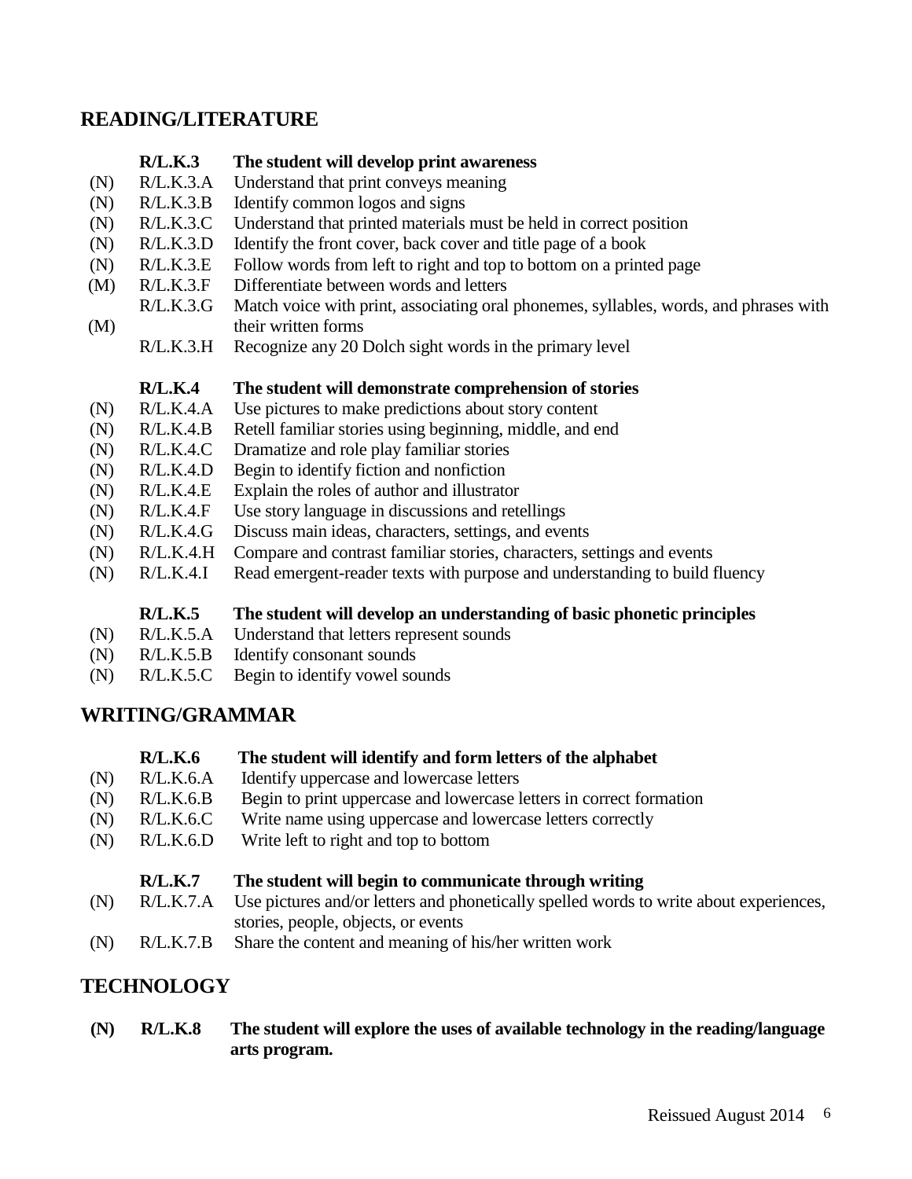## READING/LITERATURE

| | | |
|---|---|---|
| | **R/L.K.3** | **The student will develop print awareness** |
| (N) | R/L.K.3.A | Understand that print conveys meaning |
| (N) | R/L.K.3.B | Identify common logos and signs |
| (N) | R/L.K.3.C | Understand that printed materials must be held in correct position |
| (N) | R/L.K.3.D | Identify the front cover, back cover and title page of a book |
| (N) | R/L.K.3.E | Follow words from left to right and top to bottom on a printed page |
| (M) | R/L.K.3.F | Differentiate between words and letters |
| (M) | R/L.K.3.G | Match voice with print, associating oral phonemes, syllables, words, and phrases with their written forms |
| | R/L.K.3.H | Recognize any 20 Dolch sight words in the primary level |

| | | |
|---|---|---|
| | **R/L.K.4** | **The student will demonstrate comprehension of stories** |
| (N) | R/L.K.4.A | Use pictures to make predictions about story content |
| (N) | R/L.K.4.B | Retell familiar stories using beginning, middle, and end |
| (N) | R/L.K.4.C | Dramatize and role play familiar stories |
| (N) | R/L.K.4.D | Begin to identify fiction and nonfiction |
| (N) | R/L.K.4.E | Explain the roles of author and illustrator |
| (N) | R/L.K.4.F | Use story language in discussions and retellings |
| (N) | R/L.K.4.G | Discuss main ideas, characters, settings, and events |
| (N) | R/L.K.4.H | Compare and contrast familiar stories, characters, settings and events |
| (N) | R/L.K.4.I | Read emergent-reader texts with purpose and understanding to build fluency |

| | | |
|---|---|---|
| | **R/L.K.5** | **The student will develop an understanding of basic phonetic principles** |
| (N) | R/L.K.5.A | Understand that letters represent sounds |
| (N) | R/L.K.5.B | Identify consonant sounds |
| (N) | R/L.K.5.C | Begin to identify vowel sounds |

## WRITING/GRAMMAR

| | | |
|---|---|---|
| | **R/L.K.6** | **The student will identify and form letters of the alphabet** |
| (N) | R/L.K.6.A | Identify uppercase and lowercase letters |
| (N) | R/L.K.6.B | Begin to print uppercase and lowercase letters in correct formation |
| (N) | R/L.K.6.C | Write name using uppercase and lowercase letters correctly |
| (N) | R/L.K.6.D | Write left to right and top to bottom |

| | | |
|---|---|---|
| | **R/L.K.7** | **The student will begin to communicate through writing** |
| (N) | R/L.K.7.A | Use pictures and/or letters and phonetically spelled words to write about experiences, stories, people, objects, or events |
| (N) | R/L.K.7.B | Share the content and meaning of his/her written work |

## TECHNOLOGY

| | | |
|---|---|---|
| **(N)** | **R/L.K.8** | **The student will explore the uses of available technology in the reading/language arts program.** |

Reissued August 2014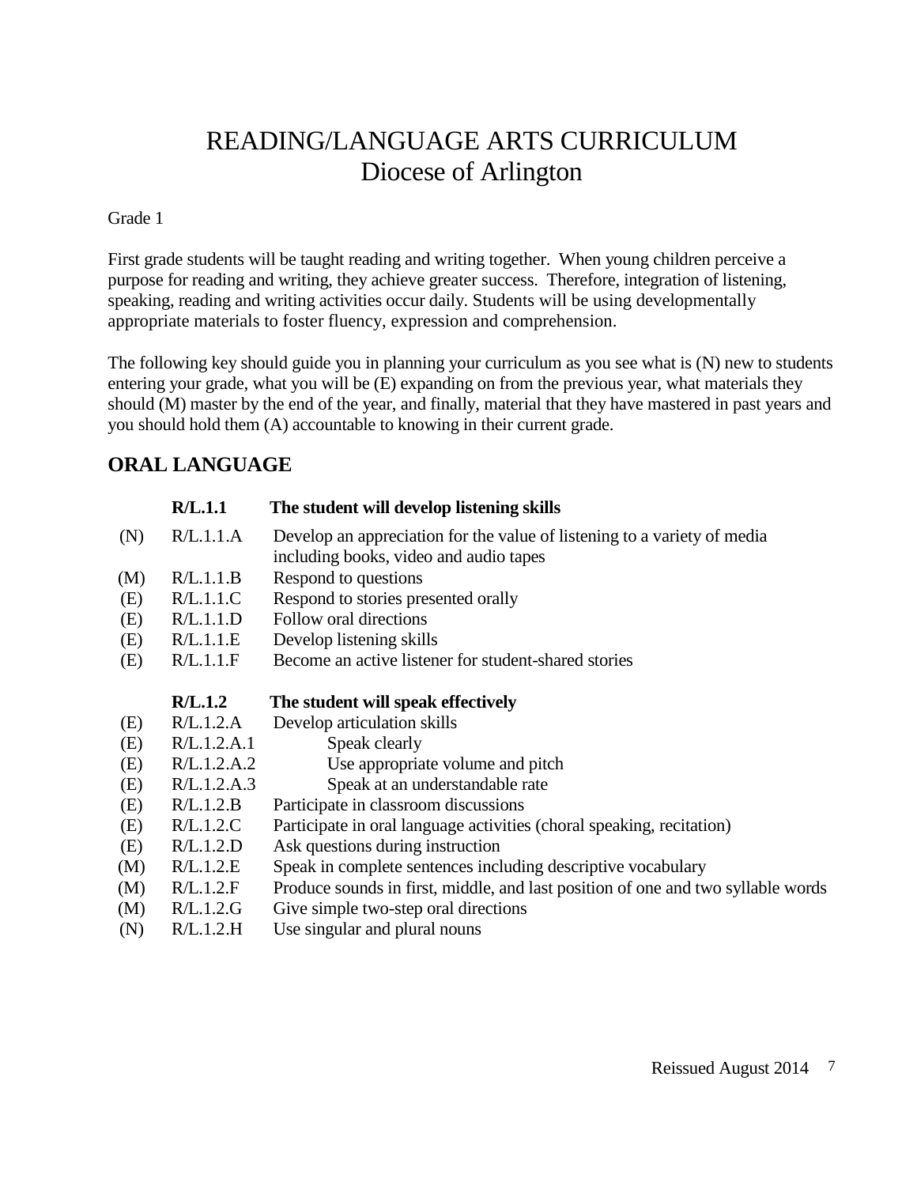# READING/LANGUAGE ARTS CURRICULUM
# Diocese of Arlington

Grade 1

First grade students will be taught reading and writing together. When young children perceive a purpose for reading and writing, they achieve greater success. Therefore, integration of listening, speaking, reading and writing activities occur daily. Students will be using developmentally appropriate materials to foster fluency, expression and comprehension.

The following key should guide you in planning your curriculum as you see what is (N) new to students entering your grade, what you will be (E) expanding on from the previous year, what materials they should (M) master by the end of the year, and finally, material that they have mastered in past years and you should hold them (A) accountable to knowing in their current grade.

## ORAL LANGUAGE

| | | |
|---|---|---|
| | **R/L.1.1** | **The student will develop listening skills** |
| (N) | R/L.1.1.A | Develop an appreciation for the value of listening to a variety of media including books, video and audio tapes |
| (M) | R/L.1.1.B | Respond to questions |
| (E) | R/L.1.1.C | Respond to stories presented orally |
| (E) | R/L.1.1.D | Follow oral directions |
| (E) | R/L.1.1.E | Develop listening skills |
| (E) | R/L.1.1.F | Become an active listener for student-shared stories |
| | **R/L.1.2** | **The student will speak effectively** |
| (E) | R/L.1.2.A | Develop articulation skills |
| (E) | R/L.1.2.A.1 | Speak clearly |
| (E) | R/L.1.2.A.2 | Use appropriate volume and pitch |
| (E) | R/L.1.2.A.3 | Speak at an understandable rate |
| (E) | R/L.1.2.B | Participate in classroom discussions |
| (E) | R/L.1.2.C | Participate in oral language activities (choral speaking, recitation) |
| (E) | R/L.1.2.D | Ask questions during instruction |
| (M) | R/L.1.2.E | Speak in complete sentences including descriptive vocabulary |
| (M) | R/L.1.2.F | Produce sounds in first, middle, and last position of one and two syllable words |
| (M) | R/L.1.2.G | Give simple two-step oral directions |
| (N) | R/L.1.2.H | Use singular and plural nouns |

Reissued August 2014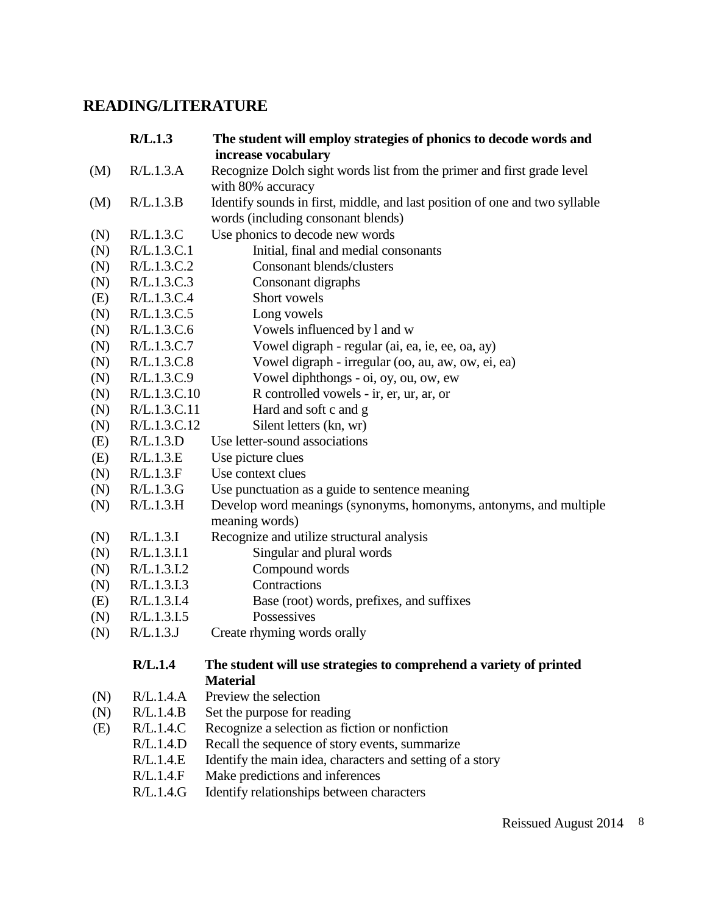## READING/LITERATURE

| | | |
|---|---|---|
| | **R/L.1.3** | **The student will employ strategies of phonics to decode words and increase vocabulary** |
| (M) | R/L.1.3.A | Recognize Dolch sight words list from the primer and first grade level with 80% accuracy |
| (M) | R/L.1.3.B | Identify sounds in first, middle, and last position of one and two syllable words (including consonant blends) |
| (N) | R/L.1.3.C | Use phonics to decode new words |
| (N) | R/L.1.3.C.1 | Initial, final and medial consonants |
| (N) | R/L.1.3.C.2 | Consonant blends/clusters |
| (N) | R/L.1.3.C.3 | Consonant digraphs |
| (E) | R/L.1.3.C.4 | Short vowels |
| (N) | R/L.1.3.C.5 | Long vowels |
| (N) | R/L.1.3.C.6 | Vowels influenced by l and w |
| (N) | R/L.1.3.C.7 | Vowel digraph - regular (ai, ea, ie, ee, oa, ay) |
| (N) | R/L.1.3.C.8 | Vowel digraph - irregular (oo, au, aw, ow, ei, ea) |
| (N) | R/L.1.3.C.9 | Vowel diphthongs - oi, oy, ou, ow, ew |
| (N) | R/L.1.3.C.10 | R controlled vowels - ir, er, ur, ar, or |
| (N) | R/L.1.3.C.11 | Hard and soft c and g |
| (N) | R/L.1.3.C.12 | Silent letters (kn, wr) |
| (E) | R/L.1.3.D | Use letter-sound associations |
| (E) | R/L.1.3.E | Use picture clues |
| (N) | R/L.1.3.F | Use context clues |
| (N) | R/L.1.3.G | Use punctuation as a guide to sentence meaning |
| (N) | R/L.1.3.H | Develop word meanings (synonyms, homonyms, antonyms, and multiple meaning words) |
| (N) | R/L.1.3.I | Recognize and utilize structural analysis |
| (N) | R/L.1.3.I.1 | Singular and plural words |
| (N) | R/L.1.3.I.2 | Compound words |
| (N) | R/L.1.3.I.3 | Contractions |
| (E) | R/L.1.3.I.4 | Base (root) words, prefixes, and suffixes |
| (N) | R/L.1.3.I.5 | Possessives |
| (N) | R/L.1.3.J | Create rhyming words orally |

| | | |
|---|---|---|
| | **R/L.1.4** | **The student will use strategies to comprehend a variety of printed Material** |
| (N) | R/L.1.4.A | Preview the selection |
| (N) | R/L.1.4.B | Set the purpose for reading |
| (E) | R/L.1.4.C | Recognize a selection as fiction or nonfiction |
| | R/L.1.4.D | Recall the sequence of story events, summarize |
| | R/L.1.4.E | Identify the main idea, characters and setting of a story |
| | R/L.1.4.F | Make predictions and inferences |
| | R/L.1.4.G | Identify relationships between characters |

Reissued August 2014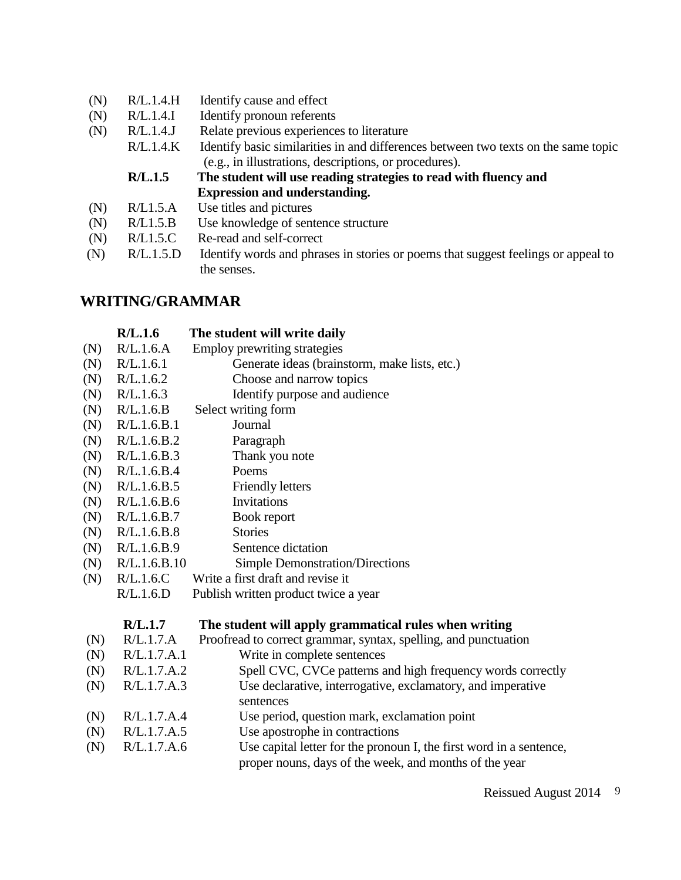(N) R/L.1.4.H Identify cause and effect
(N) R/L.1.4.I Identify pronoun referents
(N) R/L.1.4.J Relate previous experiences to literature
R/L.1.4.K Identify basic similarities in and differences between two texts on the same topic (e.g., in illustrations, descriptions, or procedures).

**R/L.1.5 The student will use reading strategies to read with fluency and Expression and understanding.**

(N) R/L1.5.A Use titles and pictures
(N) R/L1.5.B Use knowledge of sentence structure
(N) R/L1.5.C Re-read and self-correct
(N) R/L.1.5.D Identify words and phrases in stories or poems that suggest feelings or appeal to the senses.

## WRITING/GRAMMAR

**R/L.1.6 The student will write daily**

(N) R/L.1.6.A Employ prewriting strategies
(N) R/L.1.6.1 Generate ideas (brainstorm, make lists, etc.)
(N) R/L.1.6.2 Choose and narrow topics
(N) R/L.1.6.3 Identify purpose and audience
(N) R/L.1.6.B Select writing form
(N) R/L.1.6.B.1 Journal
(N) R/L.1.6.B.2 Paragraph
(N) R/L.1.6.B.3 Thank you note
(N) R/L.1.6.B.4 Poems
(N) R/L.1.6.B.5 Friendly letters
(N) R/L.1.6.B.6 Invitations
(N) R/L.1.6.B.7 Book report
(N) R/L.1.6.B.8 Stories
(N) R/L.1.6.B.9 Sentence dictation
(N) R/L.1.6.B.10 Simple Demonstration/Directions
(N) R/L.1.6.C Write a first draft and revise it
R/L.1.6.D Publish written product twice a year

**R/L.1.7 The student will apply grammatical rules when writing**

(N) R/L.1.7.A Proofread to correct grammar, syntax, spelling, and punctuation
(N) R/L.1.7.A.1 Write in complete sentences
(N) R/L.1.7.A.2 Spell CVC, CVCe patterns and high frequency words correctly
(N) R/L.1.7.A.3 Use declarative, interrogative, exclamatory, and imperative sentences
(N) R/L.1.7.A.4 Use period, question mark, exclamation point
(N) R/L.1.7.A.5 Use apostrophe in contractions
(N) R/L.1.7.A.6 Use capital letter for the pronoun I, the first word in a sentence, proper nouns, days of the week, and months of the year

Reissued August 2014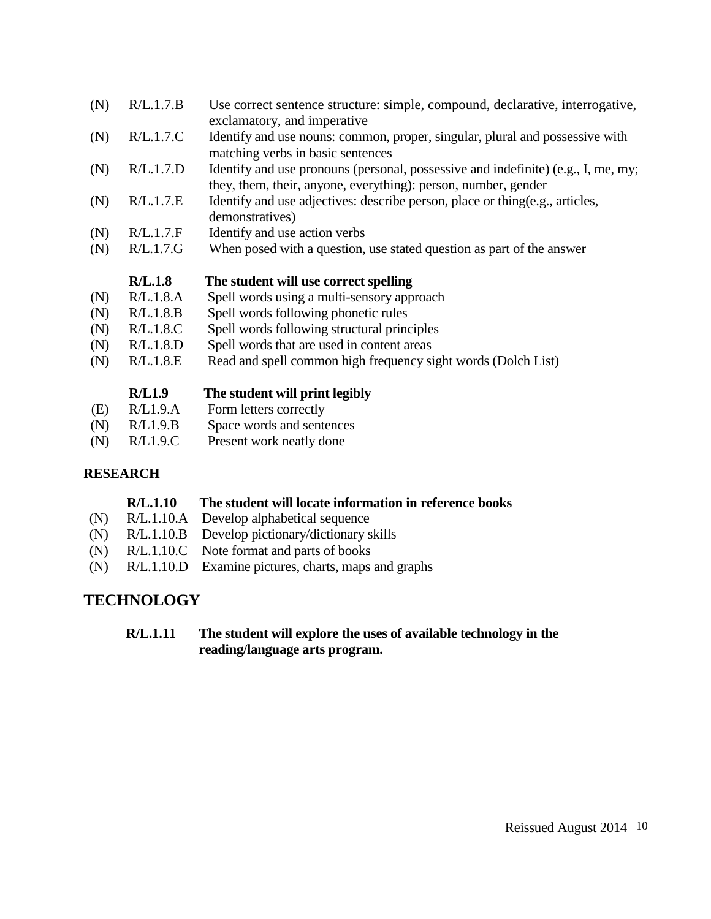(N) R/L.1.7.B Use correct sentence structure: simple, compound, declarative, interrogative, exclamatory, and imperative

(N) R/L.1.7.C Identify and use nouns: common, proper, singular, plural and possessive with matching verbs in basic sentences

(N) R/L.1.7.D Identify and use pronouns (personal, possessive and indefinite) (e.g., I, me, my; they, them, their, anyone, everything): person, number, gender

(N) R/L.1.7.E Identify and use adjectives: describe person, place or thing(e.g., articles, demonstratives)

(N) R/L.1.7.F Identify and use action verbs

(N) R/L.1.7.G When posed with a question, use stated question as part of the answer

**R/L.1.8 The student will use correct spelling**

(N) R/L.1.8.A Spell words using a multi-sensory approach

(N) R/L.1.8.B Spell words following phonetic rules

(N) R/L.1.8.C Spell words following structural principles

(N) R/L.1.8.D Spell words that are used in content areas

(N) R/L.1.8.E Read and spell common high frequency sight words (Dolch List)

**R/L1.9 The student will print legibly**

(E) R/L1.9.A Form letters correctly

(N) R/L1.9.B Space words and sentences

(N) R/L1.9.C Present work neatly done

**RESEARCH**

**R/L.1.10 The student will locate information in reference books**

(N) R/L.1.10.A Develop alphabetical sequence

(N) R/L.1.10.B Develop pictionary/dictionary skills

(N) R/L.1.10.C Note format and parts of books

(N) R/L.1.10.D Examine pictures, charts, maps and graphs

## TECHNOLOGY

**R/L.1.11 The student will explore the uses of available technology in the reading/language arts program.**

Reissued August 2014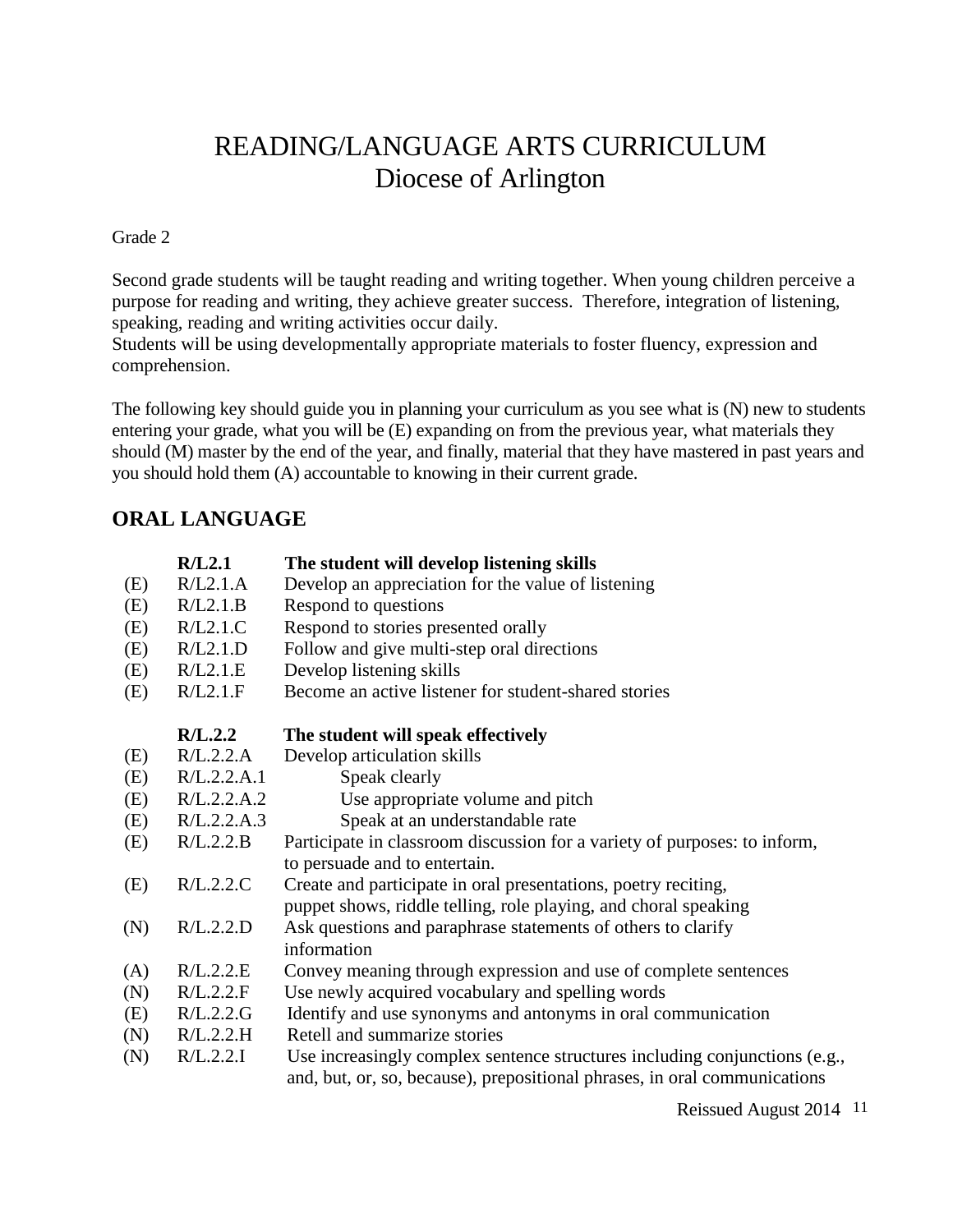# READING/LANGUAGE ARTS CURRICULUM
## Diocese of Arlington

Grade 2

Second grade students will be taught reading and writing together. When young children perceive a purpose for reading and writing, they achieve greater success. Therefore, integration of listening, speaking, reading and writing activities occur daily.
Students will be using developmentally appropriate materials to foster fluency, expression and comprehension.

The following key should guide you in planning your curriculum as you see what is (N) new to students entering your grade, what you will be (E) expanding on from the previous year, what materials they should (M) master by the end of the year, and finally, material that they have mastered in past years and you should hold them (A) accountable to knowing in their current grade.

## ORAL LANGUAGE

| | | |
|---|---|---|
| | **R/L2.1** | **The student will develop listening skills** |
| (E) | R/L2.1.A | Develop an appreciation for the value of listening |
| (E) | R/L2.1.B | Respond to questions |
| (E) | R/L2.1.C | Respond to stories presented orally |
| (E) | R/L2.1.D | Follow and give multi-step oral directions |
| (E) | R/L2.1.E | Develop listening skills |
| (E) | R/L2.1.F | Become an active listener for student-shared stories |

| | | |
|---|---|---|
| | **R/L.2.2** | **The student will speak effectively** |
| (E) | R/L.2.2.A | Develop articulation skills |
| (E) | R/L.2.2.A.1 | Speak clearly |
| (E) | R/L.2.2.A.2 | Use appropriate volume and pitch |
| (E) | R/L.2.2.A.3 | Speak at an understandable rate |
| (E) | R/L.2.2.B | Participate in classroom discussion for a variety of purposes: to inform, to persuade and to entertain. |
| (E) | R/L.2.2.C | Create and participate in oral presentations, poetry reciting, puppet shows, riddle telling, role playing, and choral speaking |
| (N) | R/L.2.2.D | Ask questions and paraphrase statements of others to clarify information |
| (A) | R/L.2.2.E | Convey meaning through expression and use of complete sentences |
| (N) | R/L.2.2.F | Use newly acquired vocabulary and spelling words |
| (E) | R/L.2.2.G | Identify and use synonyms and antonyms in oral communication |
| (N) | R/L.2.2.H | Retell and summarize stories |
| (N) | R/L.2.2.I | Use increasingly complex sentence structures including conjunctions (e.g., and, but, or, so, because), prepositional phrases, in oral communications |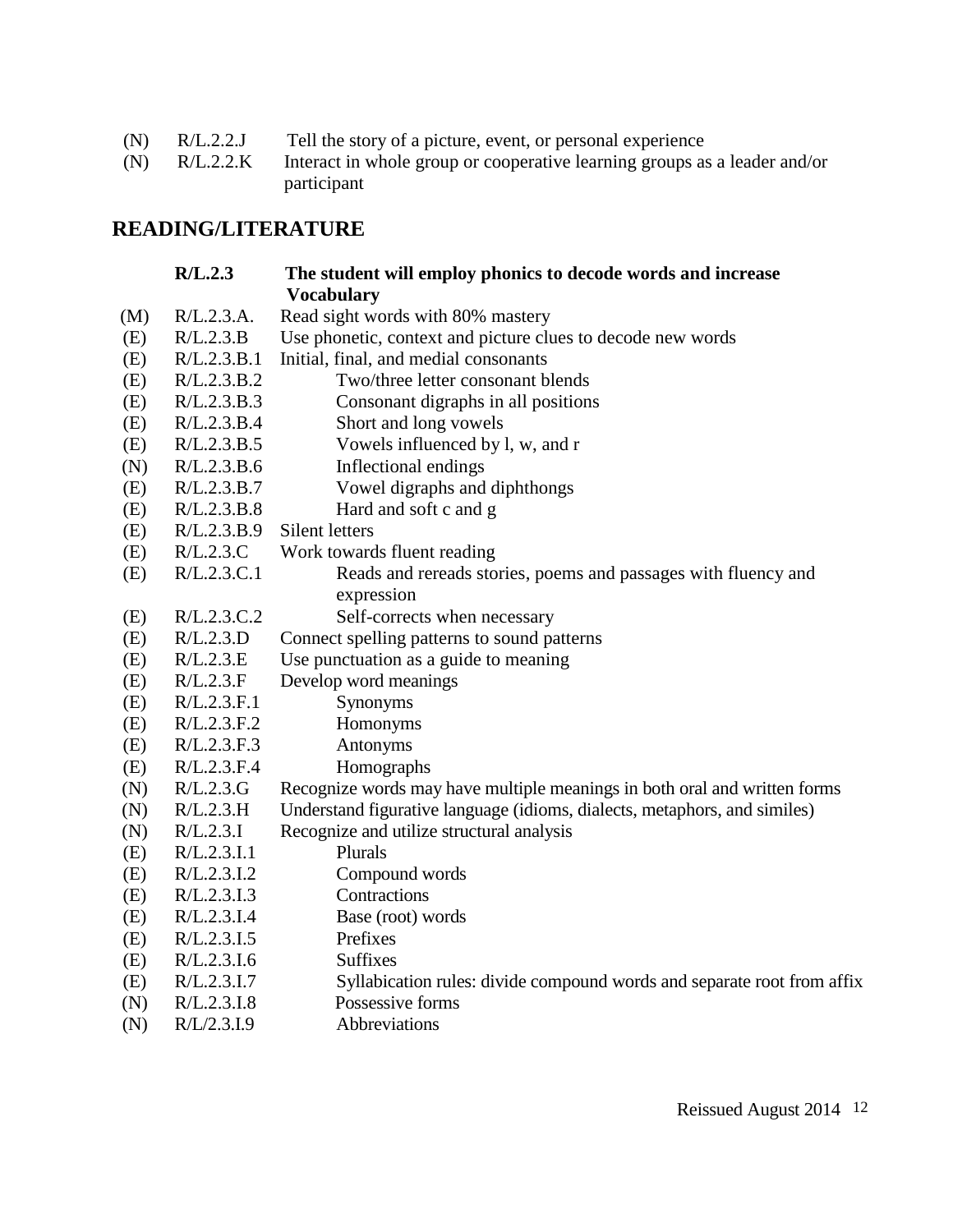(N) R/L.2.2.J Tell the story of a picture, event, or personal experience
(N) R/L.2.2.K Interact in whole group or cooperative learning groups as a leader and/or participant

## READING/LITERATURE

**R/L.2.3 The student will employ phonics to decode words and increase Vocabulary**

(M) R/L.2.3.A. Read sight words with 80% mastery
(E) R/L.2.3.B Use phonetic, context and picture clues to decode new words
(E) R/L.2.3.B.1 Initial, final, and medial consonants
(E) R/L.2.3.B.2 Two/three letter consonant blends
(E) R/L.2.3.B.3 Consonant digraphs in all positions
(E) R/L.2.3.B.4 Short and long vowels
(E) R/L.2.3.B.5 Vowels influenced by l, w, and r
(N) R/L.2.3.B.6 Inflectional endings
(E) R/L.2.3.B.7 Vowel digraphs and diphthongs
(E) R/L.2.3.B.8 Hard and soft c and g
(E) R/L.2.3.B.9 Silent letters
(E) R/L.2.3.C Work towards fluent reading
(E) R/L.2.3.C.1 Reads and rereads stories, poems and passages with fluency and expression
(E) R/L.2.3.C.2 Self-corrects when necessary
(E) R/L.2.3.D Connect spelling patterns to sound patterns
(E) R/L.2.3.E Use punctuation as a guide to meaning
(E) R/L.2.3.F Develop word meanings
(E) R/L.2.3.F.1 Synonyms
(E) R/L.2.3.F.2 Homonyms
(E) R/L.2.3.F.3 Antonyms
(E) R/L.2.3.F.4 Homographs
(N) R/L.2.3.G Recognize words may have multiple meanings in both oral and written forms
(N) R/L.2.3.H Understand figurative language (idioms, dialects, metaphors, and similes)
(N) R/L.2.3.I Recognize and utilize structural analysis
(E) R/L.2.3.I.1 Plurals
(E) R/L.2.3.I.2 Compound words
(E) R/L.2.3.I.3 Contractions
(E) R/L.2.3.I.4 Base (root) words
(E) R/L.2.3.I.5 Prefixes
(E) R/L.2.3.I.6 Suffixes
(E) R/L.2.3.I.7 Syllabication rules: divide compound words and separate root from affix
(N) R/L.2.3.I.8 Possessive forms
(N) R/L/2.3.I.9 Abbreviations

Reissued August 2014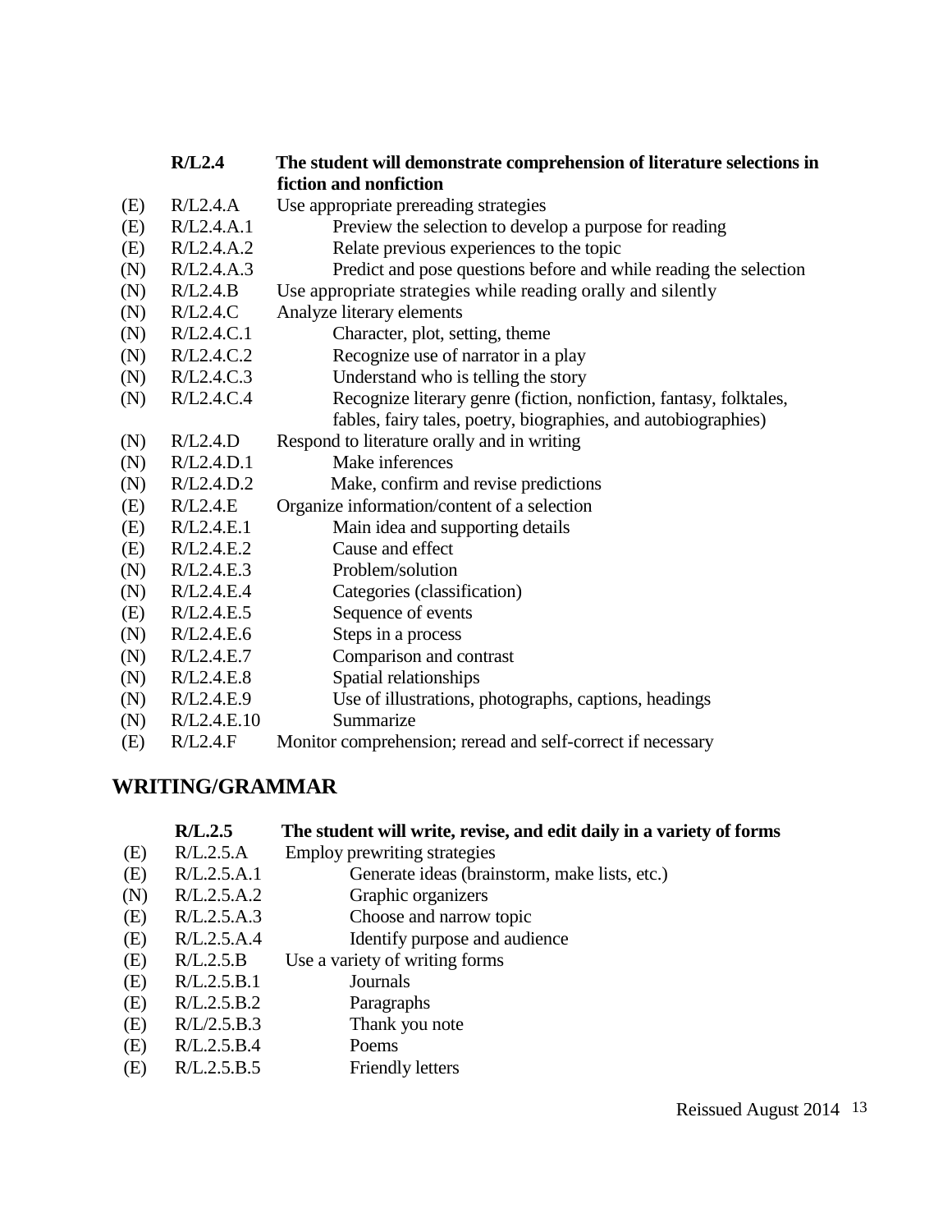| | | |
|---|---|---|
| | **R/L2.4** | **The student will demonstrate comprehension of literature selections in fiction and nonfiction** |
| (E) | R/L2.4.A | Use appropriate prereading strategies |
| (E) | R/L2.4.A.1 | Preview the selection to develop a purpose for reading |
| (E) | R/L2.4.A.2 | Relate previous experiences to the topic |
| (N) | R/L2.4.A.3 | Predict and pose questions before and while reading the selection |
| (N) | R/L2.4.B | Use appropriate strategies while reading orally and silently |
| (N) | R/L2.4.C | Analyze literary elements |
| (N) | R/L2.4.C.1 | Character, plot, setting, theme |
| (N) | R/L2.4.C.2 | Recognize use of narrator in a play |
| (N) | R/L2.4.C.3 | Understand who is telling the story |
| (N) | R/L2.4.C.4 | Recognize literary genre (fiction, nonfiction, fantasy, folktales, fables, fairy tales, poetry, biographies, and autobiographies) |
| (N) | R/L2.4.D | Respond to literature orally and in writing |
| (N) | R/L2.4.D.1 | Make inferences |
| (N) | R/L2.4.D.2 | Make, confirm and revise predictions |
| (E) | R/L2.4.E | Organize information/content of a selection |
| (E) | R/L2.4.E.1 | Main idea and supporting details |
| (E) | R/L2.4.E.2 | Cause and effect |
| (N) | R/L2.4.E.3 | Problem/solution |
| (N) | R/L2.4.E.4 | Categories (classification) |
| (E) | R/L2.4.E.5 | Sequence of events |
| (N) | R/L2.4.E.6 | Steps in a process |
| (N) | R/L2.4.E.7 | Comparison and contrast |
| (N) | R/L2.4.E.8 | Spatial relationships |
| (N) | R/L2.4.E.9 | Use of illustrations, photographs, captions, headings |
| (N) | R/L2.4.E.10 | Summarize |
| (E) | R/L2.4.F | Monitor comprehension; reread and self-correct if necessary |

## WRITING/GRAMMAR

| | | |
|---|---|---|
| | **R/L.2.5** | **The student will write, revise, and edit daily in a variety of forms** |
| (E) | R/L.2.5.A | Employ prewriting strategies |
| (E) | R/L.2.5.A.1 | Generate ideas (brainstorm, make lists, etc.) |
| (N) | R/L.2.5.A.2 | Graphic organizers |
| (E) | R/L.2.5.A.3 | Choose and narrow topic |
| (E) | R/L.2.5.A.4 | Identify purpose and audience |
| (E) | R/L.2.5.B | Use a variety of writing forms |
| (E) | R/L.2.5.B.1 | Journals |
| (E) | R/L.2.5.B.2 | Paragraphs |
| (E) | R/L/2.5.B.3 | Thank you note |
| (E) | R/L.2.5.B.4 | Poems |
| (E) | R/L.2.5.B.5 | Friendly letters |

Reissued August 2014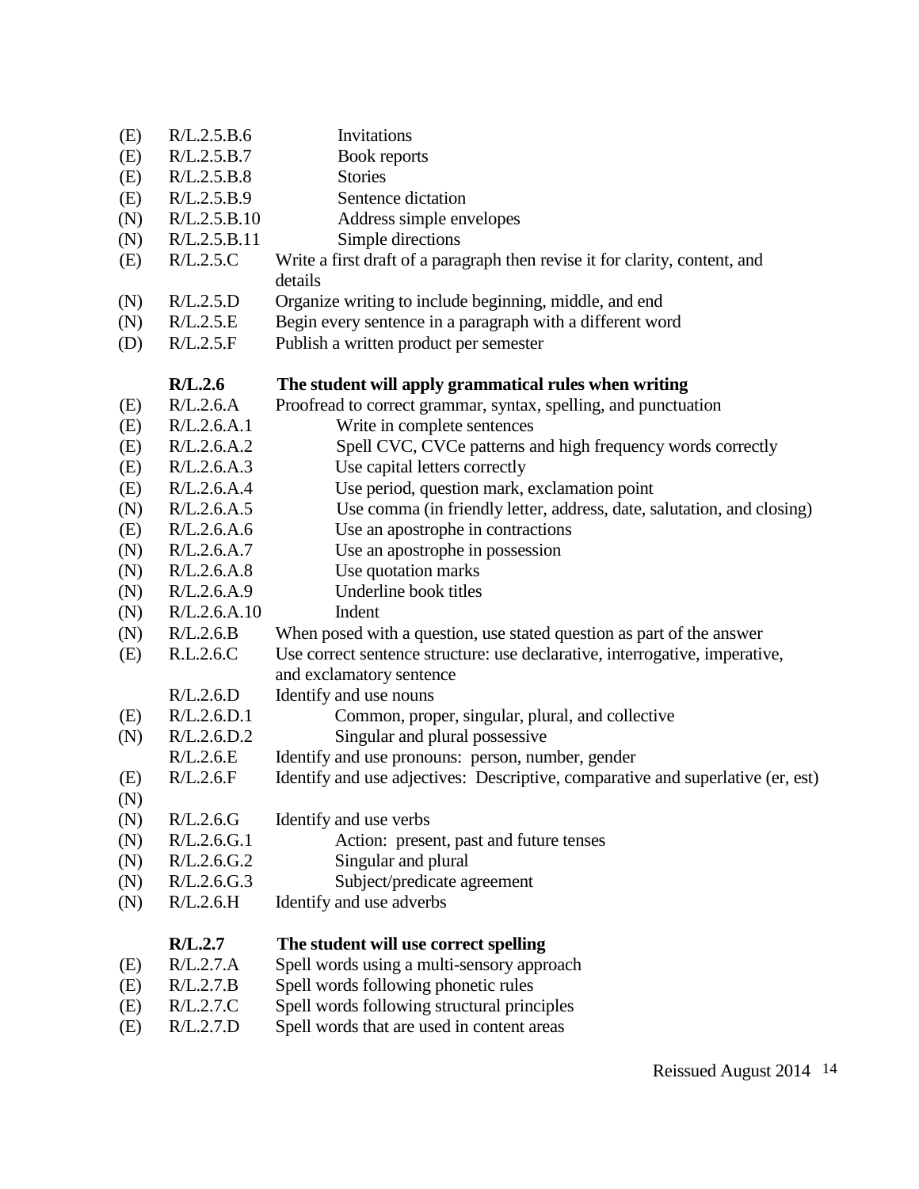| | | |
|---|---|---|
| (E) | R/L.2.5.B.6 | Invitations |
| (E) | R/L.2.5.B.7 | Book reports |
| (E) | R/L.2.5.B.8 | Stories |
| (E) | R/L.2.5.B.9 | Sentence dictation |
| (N) | R/L.2.5.B.10 | Address simple envelopes |
| (N) | R/L.2.5.B.11 | Simple directions |
| (E) | R/L.2.5.C | Write a first draft of a paragraph then revise it for clarity, content, and details |
| (N) | R/L.2.5.D | Organize writing to include beginning, middle, and end |
| (N) | R/L.2.5.E | Begin every sentence in a paragraph with a different word |
| (D) | R/L.2.5.F | Publish a written product per semester |
| | **R/L.2.6** | **The student will apply grammatical rules when writing** |
| (E) | R/L.2.6.A | Proofread to correct grammar, syntax, spelling, and punctuation |
| (E) | R/L.2.6.A.1 | Write in complete sentences |
| (E) | R/L.2.6.A.2 | Spell CVC, CVCe patterns and high frequency words correctly |
| (E) | R/L.2.6.A.3 | Use capital letters correctly |
| (E) | R/L.2.6.A.4 | Use period, question mark, exclamation point |
| (N) | R/L.2.6.A.5 | Use comma (in friendly letter, address, date, salutation, and closing) |
| (E) | R/L.2.6.A.6 | Use an apostrophe in contractions |
| (N) | R/L.2.6.A.7 | Use an apostrophe in possession |
| (N) | R/L.2.6.A.8 | Use quotation marks |
| (N) | R/L.2.6.A.9 | Underline book titles |
| (N) | R/L.2.6.A.10 | Indent |
| (N) | R/L.2.6.B | When posed with a question, use stated question as part of the answer |
| (E) | R.L.2.6.C | Use correct sentence structure: use declarative, interrogative, imperative, and exclamatory sentence |
| | R/L.2.6.D | Identify and use nouns |
| (E) | R/L.2.6.D.1 | Common, proper, singular, plural, and collective |
| (N) | R/L.2.6.D.2 | Singular and plural possessive |
| | R/L.2.6.E | Identify and use pronouns: person, number, gender |
| (E) (N) | R/L.2.6.F | Identify and use adjectives: Descriptive, comparative and superlative (er, est) |
| (N) | R/L.2.6.G | Identify and use verbs |
| (N) | R/L.2.6.G.1 | Action: present, past and future tenses |
| (N) | R/L.2.6.G.2 | Singular and plural |
| (N) | R/L.2.6.G.3 | Subject/predicate agreement |
| (N) | R/L.2.6.H | Identify and use adverbs |
| | **R/L.2.7** | **The student will use correct spelling** |
| (E) | R/L.2.7.A | Spell words using a multi-sensory approach |
| (E) | R/L.2.7.B | Spell words following phonetic rules |
| (E) | R/L.2.7.C | Spell words following structural principles |
| (E) | R/L.2.7.D | Spell words that are used in content areas |

Reissued August 2014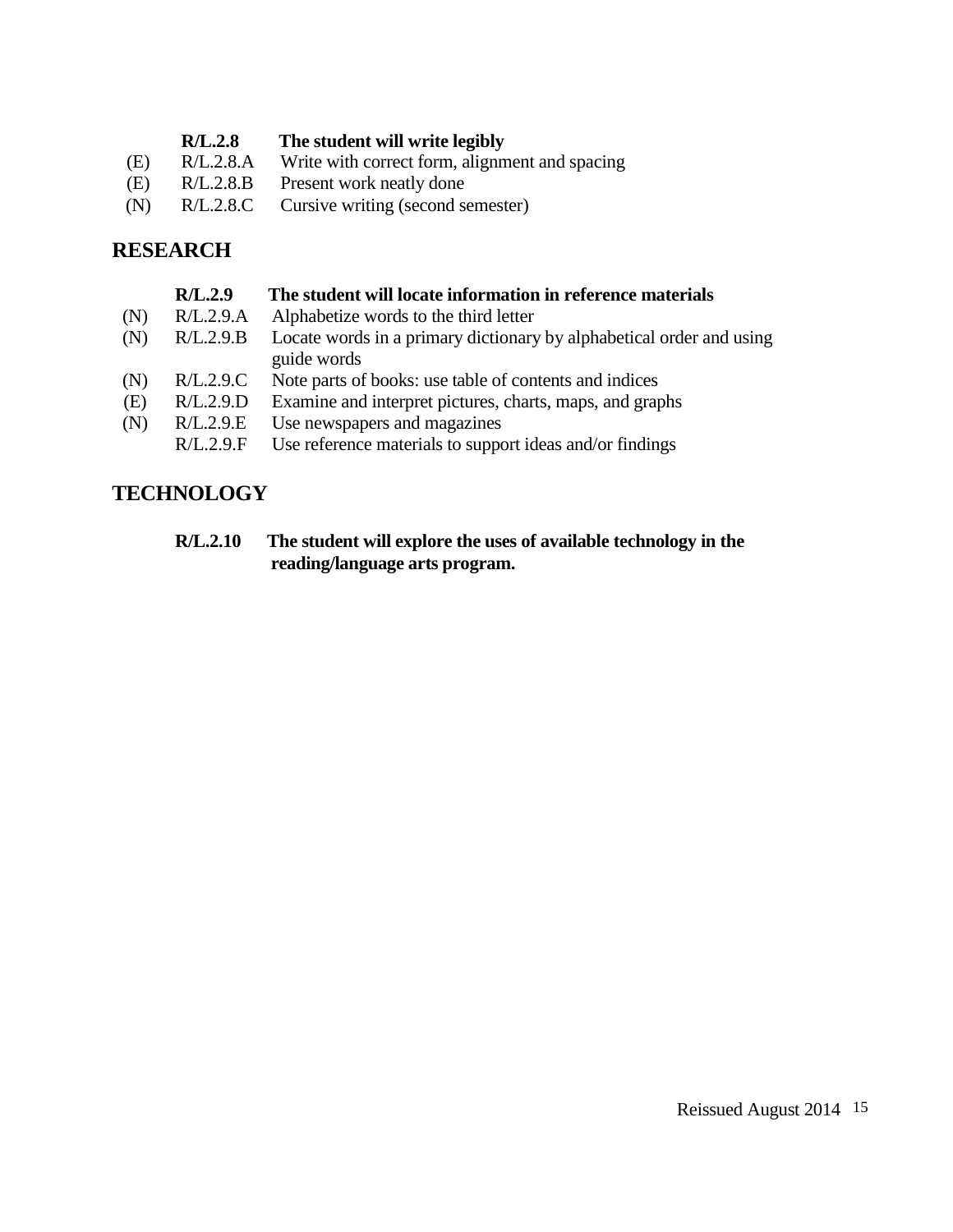**R/L.2.8 The student will write legibly**

(E) R/L.2.8.A Write with correct form, alignment and spacing
(E) R/L.2.8.B Present work neatly done
(N) R/L.2.8.C Cursive writing (second semester)

## RESEARCH

**R/L.2.9 The student will locate information in reference materials**

(N) R/L.2.9.A Alphabetize words to the third letter
(N) R/L.2.9.B Locate words in a primary dictionary by alphabetical order and using guide words
(N) R/L.2.9.C Note parts of books: use table of contents and indices
(E) R/L.2.9.D Examine and interpret pictures, charts, maps, and graphs
(N) R/L.2.9.E Use newspapers and magazines
R/L.2.9.F Use reference materials to support ideas and/or findings

## TECHNOLOGY

**R/L.2.10 The student will explore the uses of available technology in the reading/language arts program.**

Reissued August 2014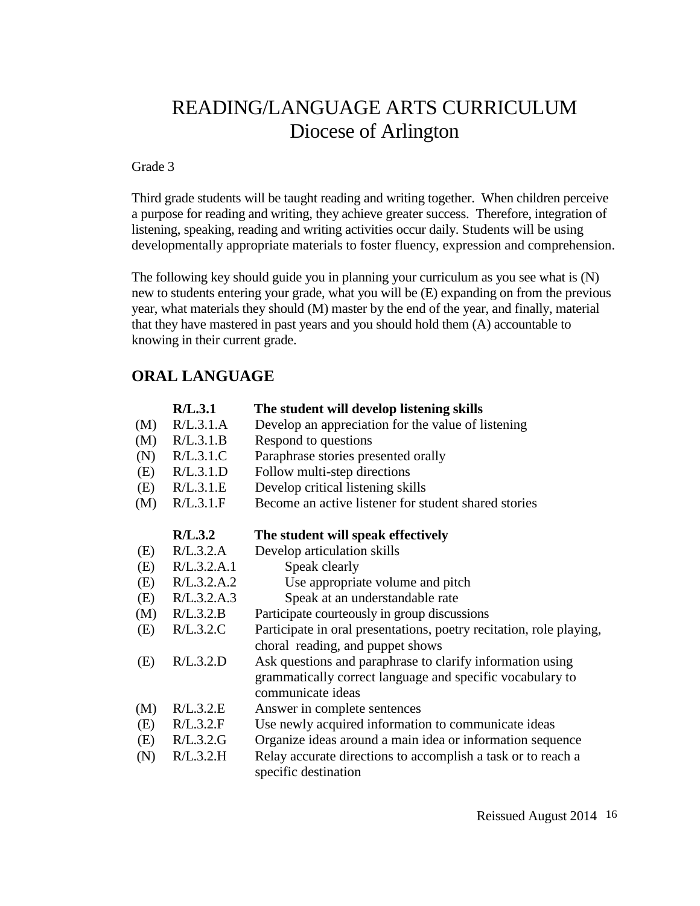# READING/LANGUAGE ARTS CURRICULUM
## Diocese of Arlington

Grade 3

Third grade students will be taught reading and writing together. When children perceive a purpose for reading and writing, they achieve greater success. Therefore, integration of listening, speaking, reading and writing activities occur daily. Students will be using developmentally appropriate materials to foster fluency, expression and comprehension.

The following key should guide you in planning your curriculum as you see what is (N) new to students entering your grade, what you will be (E) expanding on from the previous year, what materials they should (M) master by the end of the year, and finally, material that they have mastered in past years and you should hold them (A) accountable to knowing in their current grade.

## ORAL LANGUAGE

| | | |
|---|---|---|
| | **R/L.3.1** | **The student will develop listening skills** |
| (M) | R/L.3.1.A | Develop an appreciation for the value of listening |
| (M) | R/L.3.1.B | Respond to questions |
| (N) | R/L.3.1.C | Paraphrase stories presented orally |
| (E) | R/L.3.1.D | Follow multi-step directions |
| (E) | R/L.3.1.E | Develop critical listening skills |
| (M) | R/L.3.1.F | Become an active listener for student shared stories |
| | **R/L.3.2** | **The student will speak effectively** |
| (E) | R/L.3.2.A | Develop articulation skills |
| (E) | R/L.3.2.A.1 | Speak clearly |
| (E) | R/L.3.2.A.2 | Use appropriate volume and pitch |
| (E) | R/L.3.2.A.3 | Speak at an understandable rate |
| (M) | R/L.3.2.B | Participate courteously in group discussions |
| (E) | R/L.3.2.C | Participate in oral presentations, poetry recitation, role playing, choral reading, and puppet shows |
| (E) | R/L.3.2.D | Ask questions and paraphrase to clarify information using grammatically correct language and specific vocabulary to communicate ideas |
| (M) | R/L.3.2.E | Answer in complete sentences |
| (E) | R/L.3.2.F | Use newly acquired information to communicate ideas |
| (E) | R/L.3.2.G | Organize ideas around a main idea or information sequence |
| (N) | R/L.3.2.H | Relay accurate directions to accomplish a task or to reach a specific destination |

Reissued August 2014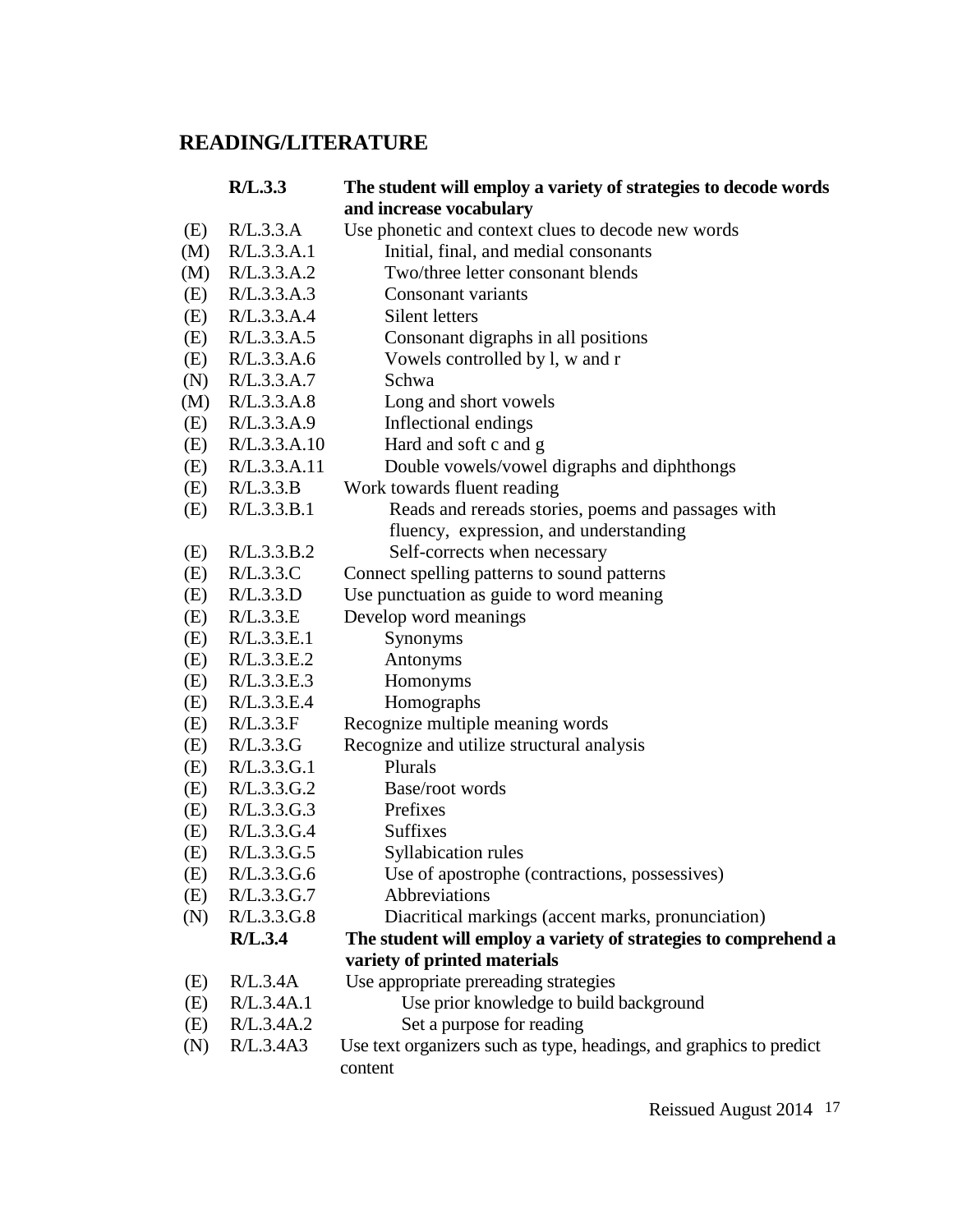## READING/LITERATURE

| | | |
|---|---|---|
| | **R/L.3.3** | **The student will employ a variety of strategies to decode words and increase vocabulary** |
| (E) | R/L.3.3.A | Use phonetic and context clues to decode new words |
| (M) | R/L.3.3.A.1 | Initial, final, and medial consonants |
| (M) | R/L.3.3.A.2 | Two/three letter consonant blends |
| (E) | R/L.3.3.A.3 | Consonant variants |
| (E) | R/L.3.3.A.4 | Silent letters |
| (E) | R/L.3.3.A.5 | Consonant digraphs in all positions |
| (E) | R/L.3.3.A.6 | Vowels controlled by l, w and r |
| (N) | R/L.3.3.A.7 | Schwa |
| (M) | R/L.3.3.A.8 | Long and short vowels |
| (E) | R/L.3.3.A.9 | Inflectional endings |
| (E) | R/L.3.3.A.10 | Hard and soft c and g |
| (E) | R/L.3.3.A.11 | Double vowels/vowel digraphs and diphthongs |
| (E) | R/L.3.3.B | Work towards fluent reading |
| (E) | R/L.3.3.B.1 | Reads and rereads stories, poems and passages with fluency, expression, and understanding |
| (E) | R/L.3.3.B.2 | Self-corrects when necessary |
| (E) | R/L.3.3.C | Connect spelling patterns to sound patterns |
| (E) | R/L.3.3.D | Use punctuation as guide to word meaning |
| (E) | R/L.3.3.E | Develop word meanings |
| (E) | R/L.3.3.E.1 | Synonyms |
| (E) | R/L.3.3.E.2 | Antonyms |
| (E) | R/L.3.3.E.3 | Homonyms |
| (E) | R/L.3.3.E.4 | Homographs |
| (E) | R/L.3.3.F | Recognize multiple meaning words |
| (E) | R/L.3.3.G | Recognize and utilize structural analysis |
| (E) | R/L.3.3.G.1 | Plurals |
| (E) | R/L.3.3.G.2 | Base/root words |
| (E) | R/L.3.3.G.3 | Prefixes |
| (E) | R/L.3.3.G.4 | Suffixes |
| (E) | R/L.3.3.G.5 | Syllabication rules |
| (E) | R/L.3.3.G.6 | Use of apostrophe (contractions, possessives) |
| (E) | R/L.3.3.G.7 | Abbreviations |
| (N) | R/L.3.3.G.8 | Diacritical markings (accent marks, pronunciation) |
| | **R/L.3.4** | **The student will employ a variety of strategies to comprehend a variety of printed materials** |
| (E) | R/L.3.4A | Use appropriate prereading strategies |
| (E) | R/L.3.4A.1 | Use prior knowledge to build background |
| (E) | R/L.3.4A.2 | Set a purpose for reading |
| (N) | R/L.3.4A3 | Use text organizers such as type, headings, and graphics to predict content |

Reissued August 2014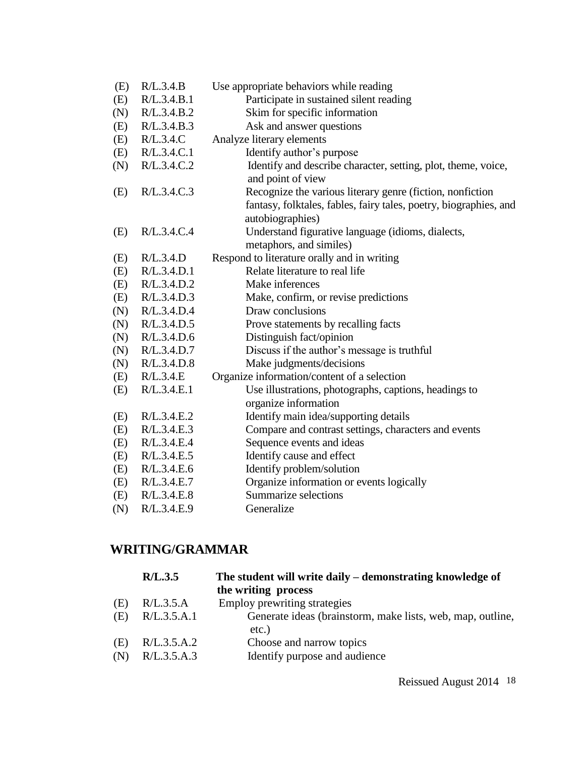| | | |
|---|---|---|
| (E) | R/L.3.4.B | Use appropriate behaviors while reading |
| (E) | R/L.3.4.B.1 | Participate in sustained silent reading |
| (N) | R/L.3.4.B.2 | Skim for specific information |
| (E) | R/L.3.4.B.3 | Ask and answer questions |
| (E) | R/L.3.4.C | Analyze literary elements |
| (E) | R/L.3.4.C.1 | Identify author's purpose |
| (N) | R/L.3.4.C.2 | Identify and describe character, setting, plot, theme, voice, and point of view |
| (E) | R/L.3.4.C.3 | Recognize the various literary genre (fiction, nonfiction fantasy, folktales, fables, fairy tales, poetry, biographies, and autobiographies) |
| (E) | R/L.3.4.C.4 | Understand figurative language (idioms, dialects, metaphors, and similes) |
| (E) | R/L.3.4.D | Respond to literature orally and in writing |
| (E) | R/L.3.4.D.1 | Relate literature to real life |
| (E) | R/L.3.4.D.2 | Make inferences |
| (E) | R/L.3.4.D.3 | Make, confirm, or revise predictions |
| (N) | R/L.3.4.D.4 | Draw conclusions |
| (N) | R/L.3.4.D.5 | Prove statements by recalling facts |
| (N) | R/L.3.4.D.6 | Distinguish fact/opinion |
| (N) | R/L.3.4.D.7 | Discuss if the author's message is truthful |
| (N) | R/L.3.4.D.8 | Make judgments/decisions |
| (E) | R/L.3.4.E | Organize information/content of a selection |
| (E) | R/L.3.4.E.1 | Use illustrations, photographs, captions, headings to organize information |
| (E) | R/L.3.4.E.2 | Identify main idea/supporting details |
| (E) | R/L.3.4.E.3 | Compare and contrast settings, characters and events |
| (E) | R/L.3.4.E.4 | Sequence events and ideas |
| (E) | R/L.3.4.E.5 | Identify cause and effect |
| (E) | R/L.3.4.E.6 | Identify problem/solution |
| (E) | R/L.3.4.E.7 | Organize information or events logically |
| (E) | R/L.3.4.E.8 | Summarize selections |
| (N) | R/L.3.4.E.9 | Generalize |

## WRITING/GRAMMAR

| | | |
|---|---|---|
| | **R/L.3.5** | **The student will write daily – demonstrating knowledge of the writing process** |
| (E) | R/L.3.5.A | Employ prewriting strategies |
| (E) | R/L.3.5.A.1 | Generate ideas (brainstorm, make lists, web, map, outline, etc.) |
| (E) | R/L.3.5.A.2 | Choose and narrow topics |
| (N) | R/L.3.5.A.3 | Identify purpose and audience |

Reissued August 2014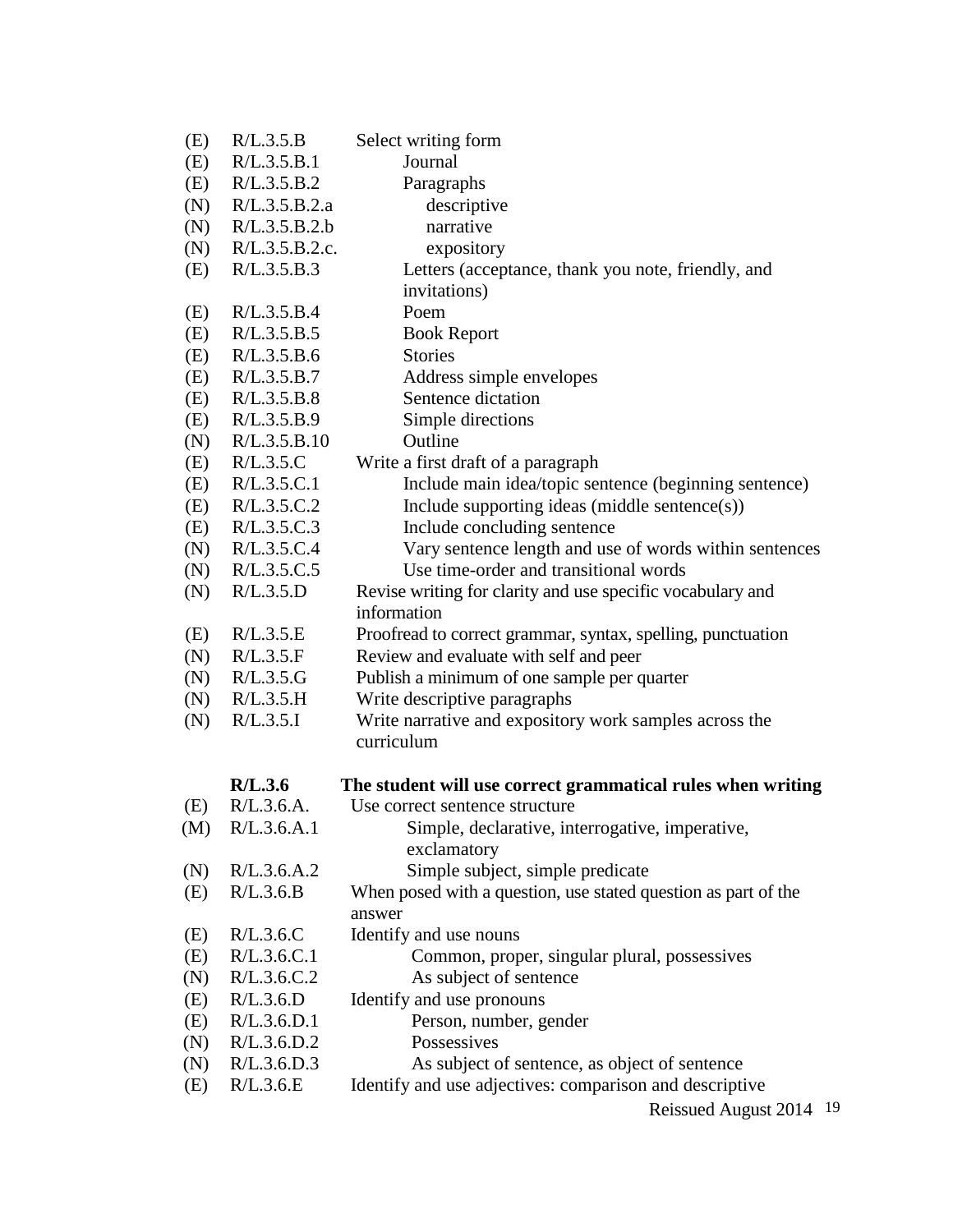| | | |
|---|---|---|
| (E) | R/L.3.5.B | Select writing form |
| (E) | R/L.3.5.B.1 | Journal |
| (E) | R/L.3.5.B.2 | Paragraphs |
| (N) | R/L.3.5.B.2.a | descriptive |
| (N) | R/L.3.5.B.2.b | narrative |
| (N) | R/L.3.5.B.2.c. | expository |
| (E) | R/L.3.5.B.3 | Letters (acceptance, thank you note, friendly, and invitations) |
| (E) | R/L.3.5.B.4 | Poem |
| (E) | R/L.3.5.B.5 | Book Report |
| (E) | R/L.3.5.B.6 | Stories |
| (E) | R/L.3.5.B.7 | Address simple envelopes |
| (E) | R/L.3.5.B.8 | Sentence dictation |
| (E) | R/L.3.5.B.9 | Simple directions |
| (N) | R/L.3.5.B.10 | Outline |
| (E) | R/L.3.5.C | Write a first draft of a paragraph |
| (E) | R/L.3.5.C.1 | Include main idea/topic sentence (beginning sentence) |
| (E) | R/L.3.5.C.2 | Include supporting ideas (middle sentence(s)) |
| (E) | R/L.3.5.C.3 | Include concluding sentence |
| (N) | R/L.3.5.C.4 | Vary sentence length and use of words within sentences |
| (N) | R/L.3.5.C.5 | Use time-order and transitional words |
| (N) | R/L.3.5.D | Revise writing for clarity and use specific vocabulary and information |
| (E) | R/L.3.5.E | Proofread to correct grammar, syntax, spelling, punctuation |
| (N) | R/L.3.5.F | Review and evaluate with self and peer |
| (N) | R/L.3.5.G | Publish a minimum of one sample per quarter |
| (N) | R/L.3.5.H | Write descriptive paragraphs |
| (N) | R/L.3.5.I | Write narrative and expository work samples across the curriculum |

| | | |
|---|---|---|
| | **R/L.3.6** | **The student will use correct grammatical rules when writing** |
| (E) | R/L.3.6.A. | Use correct sentence structure |
| (M) | R/L.3.6.A.1 | Simple, declarative, interrogative, imperative, exclamatory |
| (N) | R/L.3.6.A.2 | Simple subject, simple predicate |
| (E) | R/L.3.6.B | When posed with a question, use stated question as part of the answer |
| (E) | R/L.3.6.C | Identify and use nouns |
| (E) | R/L.3.6.C.1 | Common, proper, singular plural, possessives |
| (N) | R/L.3.6.C.2 | As subject of sentence |
| (E) | R/L.3.6.D | Identify and use pronouns |
| (E) | R/L.3.6.D.1 | Person, number, gender |
| (N) | R/L.3.6.D.2 | Possessives |
| (N) | R/L.3.6.D.3 | As subject of sentence, as object of sentence |
| (E) | R/L.3.6.E | Identify and use adjectives: comparison and descriptive |

Reissued August 2014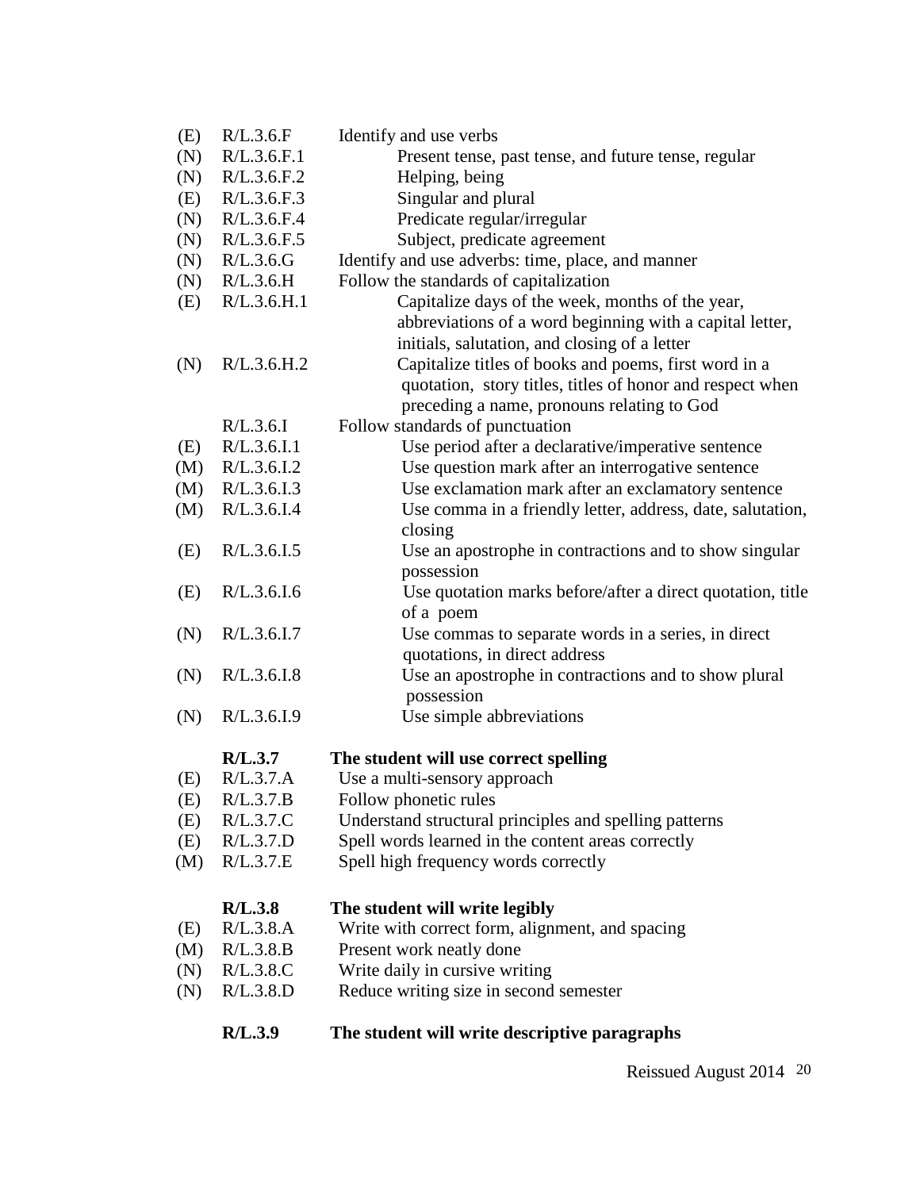| | | |
|---|---|---|
| (E) | R/L.3.6.F | Identify and use verbs |
| (N) | R/L.3.6.F.1 | Present tense, past tense, and future tense, regular |
| (N) | R/L.3.6.F.2 | Helping, being |
| (E) | R/L.3.6.F.3 | Singular and plural |
| (N) | R/L.3.6.F.4 | Predicate regular/irregular |
| (N) | R/L.3.6.F.5 | Subject, predicate agreement |
| (N) | R/L.3.6.G | Identify and use adverbs: time, place, and manner |
| (N) | R/L.3.6.H | Follow the standards of capitalization |
| (E) | R/L.3.6.H.1 | Capitalize days of the week, months of the year, abbreviations of a word beginning with a capital letter, initials, salutation, and closing of a letter |
| (N) | R/L.3.6.H.2 | Capitalize titles of books and poems, first word in a quotation, story titles, titles of honor and respect when preceding a name, pronouns relating to God |
| | R/L.3.6.I | Follow standards of punctuation |
| (E) | R/L.3.6.I.1 | Use period after a declarative/imperative sentence |
| (M) | R/L.3.6.I.2 | Use question mark after an interrogative sentence |
| (M) | R/L.3.6.I.3 | Use exclamation mark after an exclamatory sentence |
| (M) | R/L.3.6.I.4 | Use comma in a friendly letter, address, date, salutation, closing |
| (E) | R/L.3.6.I.5 | Use an apostrophe in contractions and to show singular possession |
| (E) | R/L.3.6.I.6 | Use quotation marks before/after a direct quotation, title of a poem |
| (N) | R/L.3.6.I.7 | Use commas to separate words in a series, in direct quotations, in direct address |
| (N) | R/L.3.6.I.8 | Use an apostrophe in contractions and to show plural possession |
| (N) | R/L.3.6.I.9 | Use simple abbreviations |
| | **R/L.3.7** | **The student will use correct spelling** |
| (E) | R/L.3.7.A | Use a multi-sensory approach |
| (E) | R/L.3.7.B | Follow phonetic rules |
| (E) | R/L.3.7.C | Understand structural principles and spelling patterns |
| (E) | R/L.3.7.D | Spell words learned in the content areas correctly |
| (M) | R/L.3.7.E | Spell high frequency words correctly |
| | **R/L.3.8** | **The student will write legibly** |
| (E) | R/L.3.8.A | Write with correct form, alignment, and spacing |
| (M) | R/L.3.8.B | Present work neatly done |
| (N) | R/L.3.8.C | Write daily in cursive writing |
| (N) | R/L.3.8.D | Reduce writing size in second semester |
| | **R/L.3.9** | **The student will write descriptive paragraphs** |

Reissued August 2014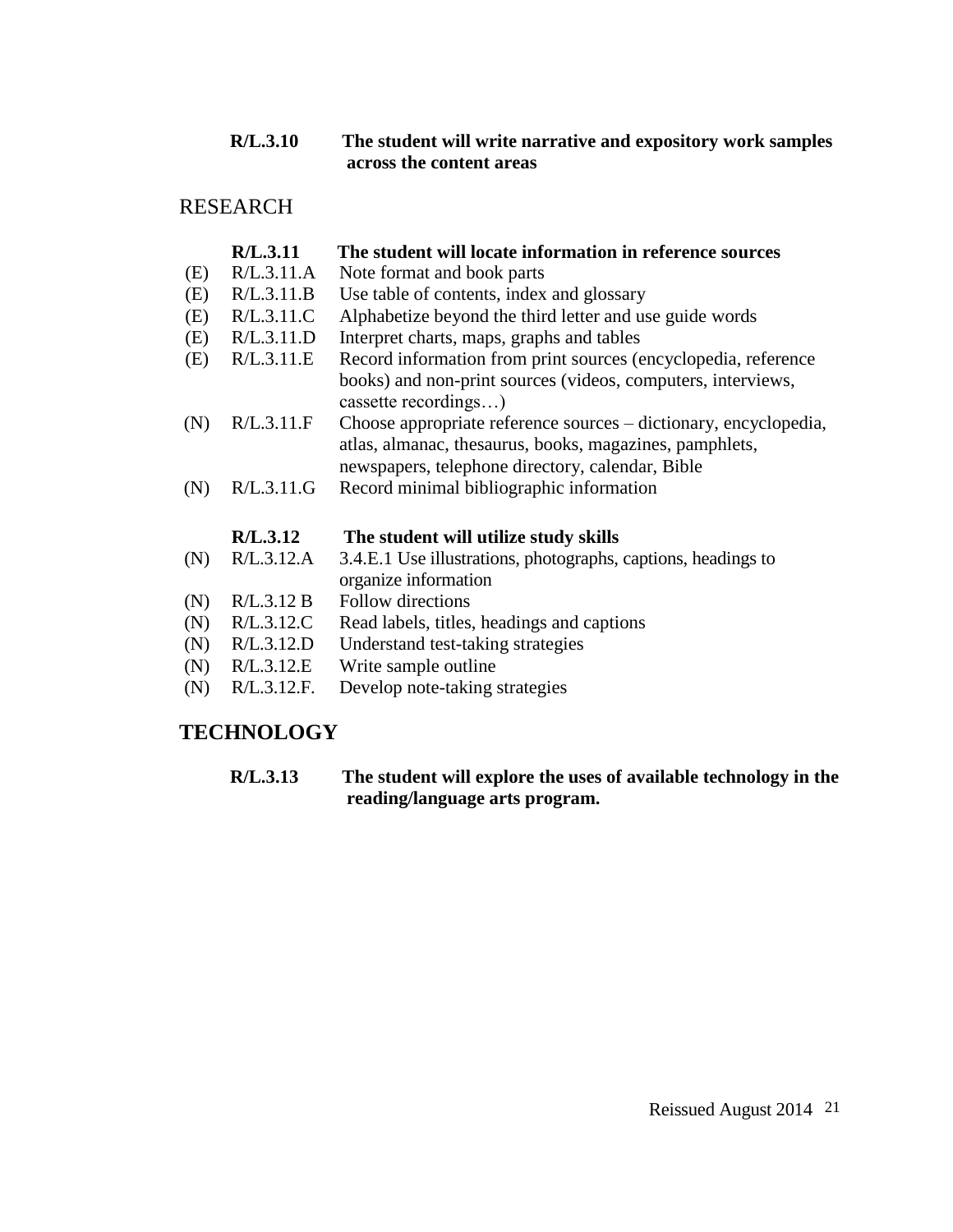**R/L.3.10 The student will write narrative and expository work samples across the content areas**

## RESEARCH

**R/L.3.11 The student will locate information in reference sources**

(E) R/L.3.11.A Note format and book parts
(E) R/L.3.11.B Use table of contents, index and glossary
(E) R/L.3.11.C Alphabetize beyond the third letter and use guide words
(E) R/L.3.11.D Interpret charts, maps, graphs and tables
(E) R/L.3.11.E Record information from print sources (encyclopedia, reference books) and non-print sources (videos, computers, interviews, cassette recordings…)
(N) R/L.3.11.F Choose appropriate reference sources – dictionary, encyclopedia, atlas, almanac, thesaurus, books, magazines, pamphlets, newspapers, telephone directory, calendar, Bible
(N) R/L.3.11.G Record minimal bibliographic information

**R/L.3.12 The student will utilize study skills**

(N) R/L.3.12.A 3.4.E.1 Use illustrations, photographs, captions, headings to organize information
(N) R/L.3.12 B Follow directions
(N) R/L.3.12.C Read labels, titles, headings and captions
(N) R/L.3.12.D Understand test-taking strategies
(N) R/L.3.12.E Write sample outline
(N) R/L.3.12.F. Develop note-taking strategies

## TECHNOLOGY

**R/L.3.13 The student will explore the uses of available technology in the reading/language arts program.**

Reissued August 2014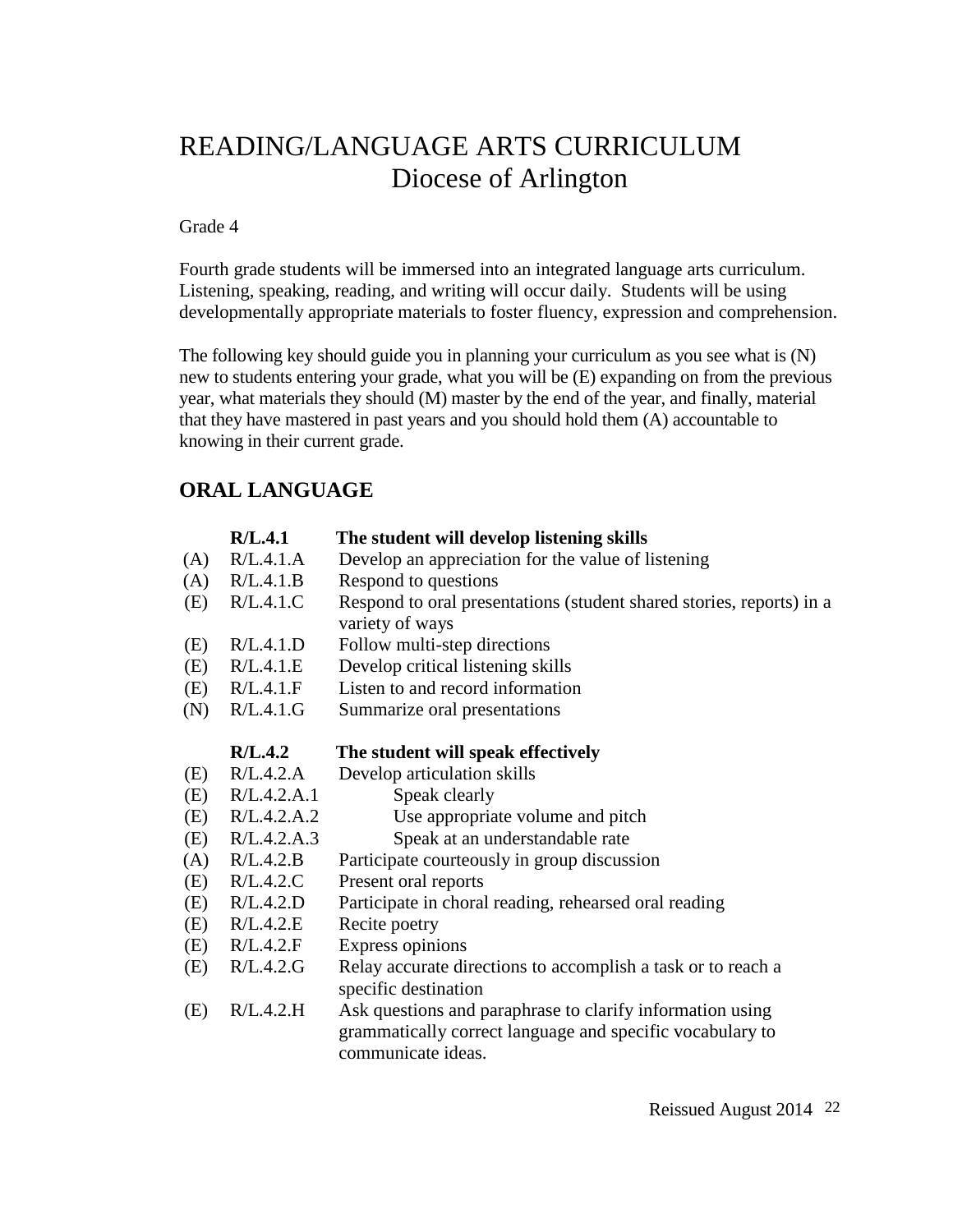# READING/LANGUAGE ARTS CURRICULUM
## Diocese of Arlington

Grade 4

Fourth grade students will be immersed into an integrated language arts curriculum. Listening, speaking, reading, and writing will occur daily. Students will be using developmentally appropriate materials to foster fluency, expression and comprehension.

The following key should guide you in planning your curriculum as you see what is (N) new to students entering your grade, what you will be (E) expanding on from the previous year, what materials they should (M) master by the end of the year, and finally, material that they have mastered in past years and you should hold them (A) accountable to knowing in their current grade.

## ORAL LANGUAGE

| | **R/L.4.1** | **The student will develop listening skills** |
|---|---|---|
| (A) | R/L.4.1.A | Develop an appreciation for the value of listening |
| (A) | R/L.4.1.B | Respond to questions |
| (E) | R/L.4.1.C | Respond to oral presentations (student shared stories, reports) in a variety of ways |
| (E) | R/L.4.1.D | Follow multi-step directions |
| (E) | R/L.4.1.E | Develop critical listening skills |
| (E) | R/L.4.1.F | Listen to and record information |
| (N) | R/L.4.1.G | Summarize oral presentations |

| | **R/L.4.2** | **The student will speak effectively** |
|---|---|---|
| (E) | R/L.4.2.A | Develop articulation skills |
| (E) | R/L.4.2.A.1 | Speak clearly |
| (E) | R/L.4.2.A.2 | Use appropriate volume and pitch |
| (E) | R/L.4.2.A.3 | Speak at an understandable rate |
| (A) | R/L.4.2.B | Participate courteously in group discussion |
| (E) | R/L.4.2.C | Present oral reports |
| (E) | R/L.4.2.D | Participate in choral reading, rehearsed oral reading |
| (E) | R/L.4.2.E | Recite poetry |
| (E) | R/L.4.2.F | Express opinions |
| (E) | R/L.4.2.G | Relay accurate directions to accomplish a task or to reach a specific destination |
| (E) | R/L.4.2.H | Ask questions and paraphrase to clarify information using grammatically correct language and specific vocabulary to communicate ideas. |

Reissued August 2014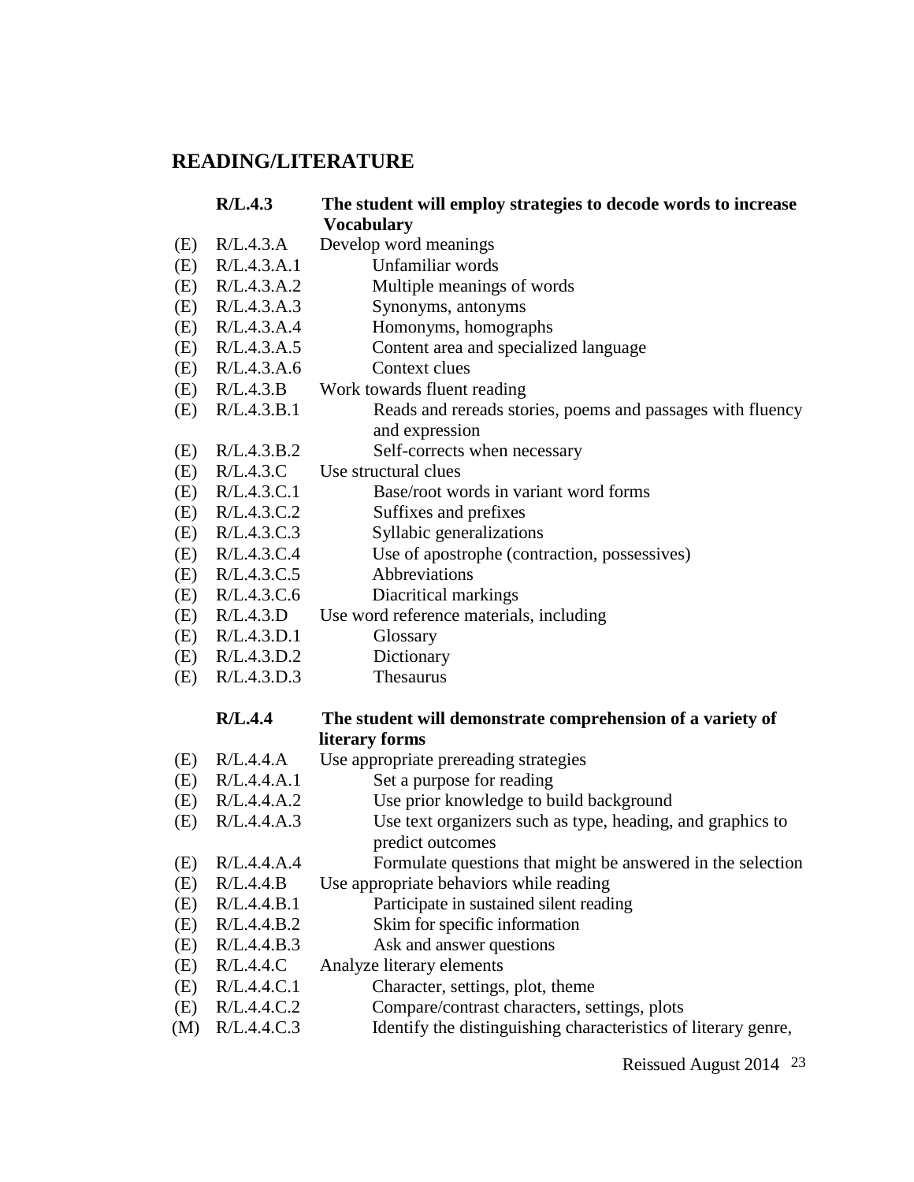## READING/LITERATURE

| | | |
|---|---|---|
| | **R/L.4.3** | **The student will employ strategies to decode words to increase Vocabulary** |
| (E) | R/L.4.3.A | Develop word meanings |
| (E) | R/L.4.3.A.1 | Unfamiliar words |
| (E) | R/L.4.3.A.2 | Multiple meanings of words |
| (E) | R/L.4.3.A.3 | Synonyms, antonyms |
| (E) | R/L.4.3.A.4 | Homonyms, homographs |
| (E) | R/L.4.3.A.5 | Content area and specialized language |
| (E) | R/L.4.3.A.6 | Context clues |
| (E) | R/L.4.3.B | Work towards fluent reading |
| (E) | R/L.4.3.B.1 | Reads and rereads stories, poems and passages with fluency and expression |
| (E) | R/L.4.3.B.2 | Self-corrects when necessary |
| (E) | R/L.4.3.C | Use structural clues |
| (E) | R/L.4.3.C.1 | Base/root words in variant word forms |
| (E) | R/L.4.3.C.2 | Suffixes and prefixes |
| (E) | R/L.4.3.C.3 | Syllabic generalizations |
| (E) | R/L.4.3.C.4 | Use of apostrophe (contraction, possessives) |
| (E) | R/L.4.3.C.5 | Abbreviations |
| (E) | R/L.4.3.C.6 | Diacritical markings |
| (E) | R/L.4.3.D | Use word reference materials, including |
| (E) | R/L.4.3.D.1 | Glossary |
| (E) | R/L.4.3.D.2 | Dictionary |
| (E) | R/L.4.3.D.3 | Thesaurus |

| | | |
|---|---|---|
| | **R/L.4.4** | **The student will demonstrate comprehension of a variety of literary forms** |
| (E) | R/L.4.4.A | Use appropriate prereading strategies |
| (E) | R/L.4.4.A.1 | Set a purpose for reading |
| (E) | R/L.4.4.A.2 | Use prior knowledge to build background |
| (E) | R/L.4.4.A.3 | Use text organizers such as type, heading, and graphics to predict outcomes |
| (E) | R/L.4.4.A.4 | Formulate questions that might be answered in the selection |
| (E) | R/L.4.4.B | Use appropriate behaviors while reading |
| (E) | R/L.4.4.B.1 | Participate in sustained silent reading |
| (E) | R/L.4.4.B.2 | Skim for specific information |
| (E) | R/L.4.4.B.3 | Ask and answer questions |
| (E) | R/L.4.4.C | Analyze literary elements |
| (E) | R/L.4.4.C.1 | Character, settings, plot, theme |
| (E) | R/L.4.4.C.2 | Compare/contrast characters, settings, plots |
| (M) | R/L.4.4.C.3 | Identify the distinguishing characteristics of literary genre, |

Reissued August 2014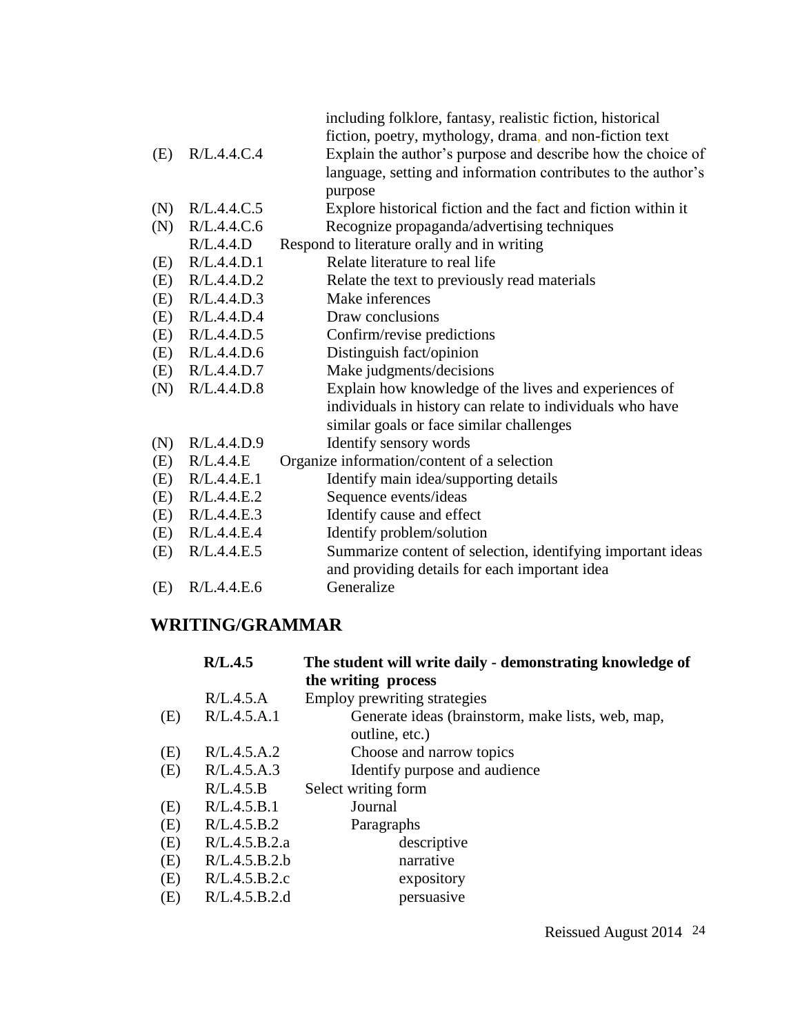| | | |
|---|---|---|
| | | including folklore, fantasy, realistic fiction, historical fiction, poetry, mythology, drama, and non-fiction text |
| (E) | R/L.4.4.C.4 | Explain the author's purpose and describe how the choice of language, setting and information contributes to the author's purpose |
| (N) | R/L.4.4.C.5 | Explore historical fiction and the fact and fiction within it |
| (N) | R/L.4.4.C.6 | Recognize propaganda/advertising techniques |
| | R/L.4.4.D | Respond to literature orally and in writing |
| (E) | R/L.4.4.D.1 | Relate literature to real life |
| (E) | R/L.4.4.D.2 | Relate the text to previously read materials |
| (E) | R/L.4.4.D.3 | Make inferences |
| (E) | R/L.4.4.D.4 | Draw conclusions |
| (E) | R/L.4.4.D.5 | Confirm/revise predictions |
| (E) | R/L.4.4.D.6 | Distinguish fact/opinion |
| (E) | R/L.4.4.D.7 | Make judgments/decisions |
| (N) | R/L.4.4.D.8 | Explain how knowledge of the lives and experiences of individuals in history can relate to individuals who have similar goals or face similar challenges |
| (N) | R/L.4.4.D.9 | Identify sensory words |
| (E) | R/L.4.4.E | Organize information/content of a selection |
| (E) | R/L.4.4.E.1 | Identify main idea/supporting details |
| (E) | R/L.4.4.E.2 | Sequence events/ideas |
| (E) | R/L.4.4.E.3 | Identify cause and effect |
| (E) | R/L.4.4.E.4 | Identify problem/solution |
| (E) | R/L.4.4.E.5 | Summarize content of selection, identifying important ideas and providing details for each important idea |
| (E) | R/L.4.4.E.6 | Generalize |

## WRITING/GRAMMAR

| | | |
|---|---|---|
| | **R/L.4.5** | **The student will write daily - demonstrating knowledge of the writing process** |
| | R/L.4.5.A | Employ prewriting strategies |
| (E) | R/L.4.5.A.1 | Generate ideas (brainstorm, make lists, web, map, outline, etc.) |
| (E) | R/L.4.5.A.2 | Choose and narrow topics |
| (E) | R/L.4.5.A.3 | Identify purpose and audience |
| | R/L.4.5.B | Select writing form |
| (E) | R/L.4.5.B.1 | Journal |
| (E) | R/L.4.5.B.2 | Paragraphs |
| (E) | R/L.4.5.B.2.a | descriptive |
| (E) | R/L.4.5.B.2.b | narrative |
| (E) | R/L.4.5.B.2.c | expository |
| (E) | R/L.4.5.B.2.d | persuasive |

Reissued August 2014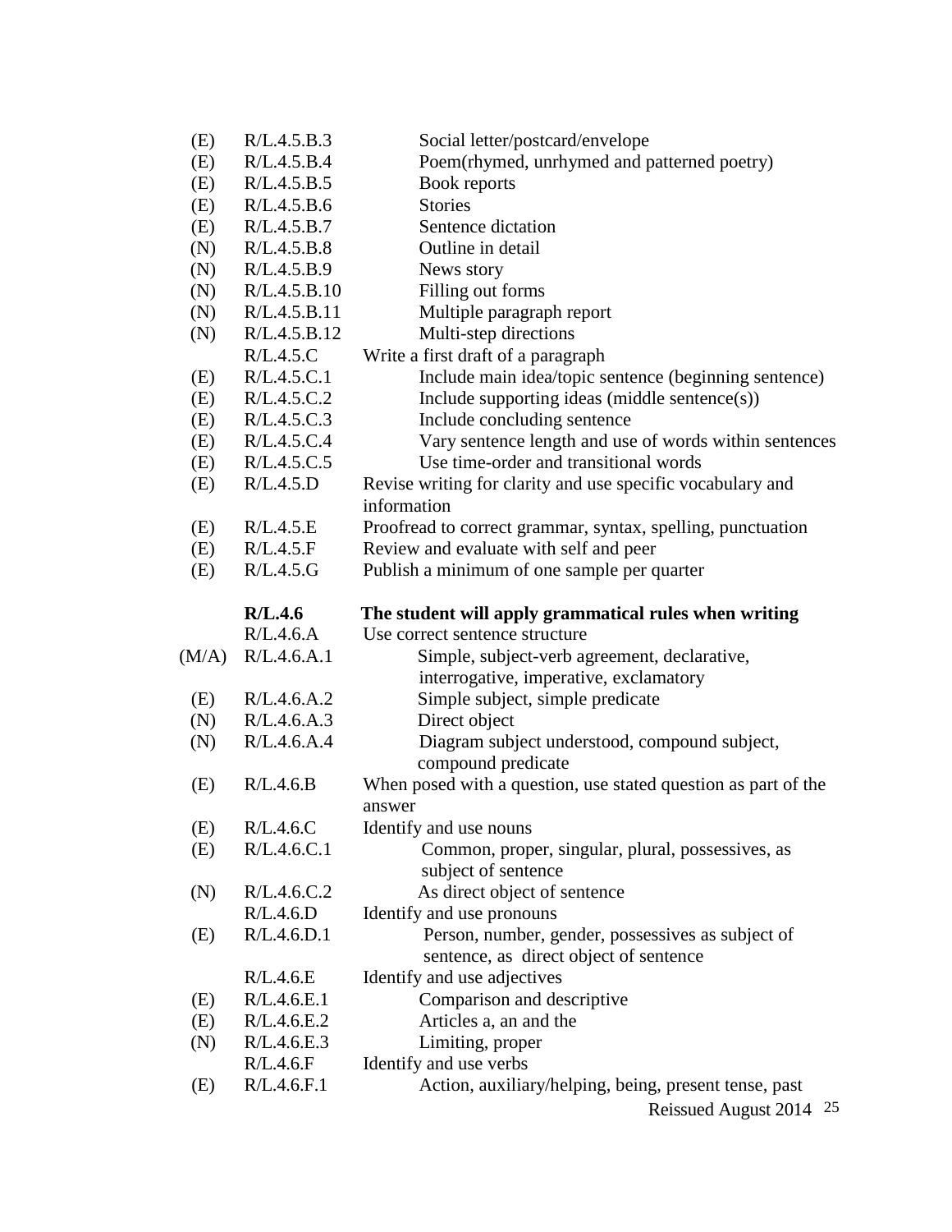| | | |
|---|---|---|
| (E) | R/L.4.5.B.3 | Social letter/postcard/envelope |
| (E) | R/L.4.5.B.4 | Poem(rhymed, unrhymed and patterned poetry) |
| (E) | R/L.4.5.B.5 | Book reports |
| (E) | R/L.4.5.B.6 | Stories |
| (E) | R/L.4.5.B.7 | Sentence dictation |
| (N) | R/L.4.5.B.8 | Outline in detail |
| (N) | R/L.4.5.B.9 | News story |
| (N) | R/L.4.5.B.10 | Filling out forms |
| (N) | R/L.4.5.B.11 | Multiple paragraph report |
| (N) | R/L.4.5.B.12 | Multi-step directions |
| | R/L.4.5.C | Write a first draft of a paragraph |
| (E) | R/L.4.5.C.1 | Include main idea/topic sentence (beginning sentence) |
| (E) | R/L.4.5.C.2 | Include supporting ideas (middle sentence(s)) |
| (E) | R/L.4.5.C.3 | Include concluding sentence |
| (E) | R/L.4.5.C.4 | Vary sentence length and use of words within sentences |
| (E) | R/L.4.5.C.5 | Use time-order and transitional words |
| (E) | R/L.4.5.D | Revise writing for clarity and use specific vocabulary and information |
| (E) | R/L.4.5.E | Proofread to correct grammar, syntax, spelling, punctuation |
| (E) | R/L.4.5.F | Review and evaluate with self and peer |
| (E) | R/L.4.5.G | Publish a minimum of one sample per quarter |
| | **R/L.4.6** | **The student will apply grammatical rules when writing** |
| | R/L.4.6.A | Use correct sentence structure |
| (M/A) | R/L.4.6.A.1 | Simple, subject-verb agreement, declarative, interrogative, imperative, exclamatory |
| (E) | R/L.4.6.A.2 | Simple subject, simple predicate |
| (N) | R/L.4.6.A.3 | Direct object |
| (N) | R/L.4.6.A.4 | Diagram subject understood, compound subject, compound predicate |
| (E) | R/L.4.6.B | When posed with a question, use stated question as part of the answer |
| (E) | R/L.4.6.C | Identify and use nouns |
| (E) | R/L.4.6.C.1 | Common, proper, singular, plural, possessives, as subject of sentence |
| (N) | R/L.4.6.C.2 | As direct object of sentence |
| | R/L.4.6.D | Identify and use pronouns |
| (E) | R/L.4.6.D.1 | Person, number, gender, possessives as subject of sentence, as direct object of sentence |
| | R/L.4.6.E | Identify and use adjectives |
| (E) | R/L.4.6.E.1 | Comparison and descriptive |
| (E) | R/L.4.6.E.2 | Articles a, an and the |
| (N) | R/L.4.6.E.3 | Limiting, proper |
| | R/L.4.6.F | Identify and use verbs |
| (E) | R/L.4.6.F.1 | Action, auxiliary/helping, being, present tense, past |

Reissued August 2014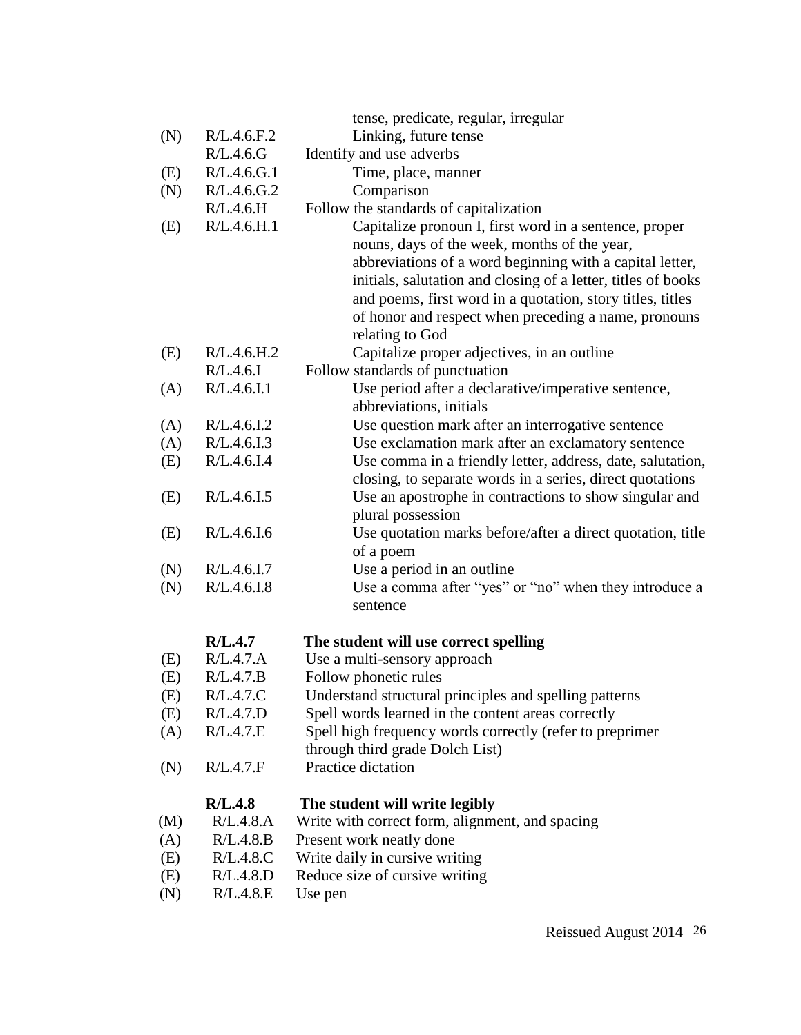| | | |
|---|---|---|
| | | tense, predicate, regular, irregular |
| (N) | R/L.4.6.F.2 | Linking, future tense |
| | R/L.4.6.G | Identify and use adverbs |
| (E) | R/L.4.6.G.1 | Time, place, manner |
| (N) | R/L.4.6.G.2 | Comparison |
| | R/L.4.6.H | Follow the standards of capitalization |
| (E) | R/L.4.6.H.1 | Capitalize pronoun I, first word in a sentence, proper nouns, days of the week, months of the year, abbreviations of a word beginning with a capital letter, initials, salutation and closing of a letter, titles of books and poems, first word in a quotation, story titles, titles of honor and respect when preceding a name, pronouns relating to God |
| (E) | R/L.4.6.H.2 | Capitalize proper adjectives, in an outline |
| | R/L.4.6.I | Follow standards of punctuation |
| (A) | R/L.4.6.I.1 | Use period after a declarative/imperative sentence, abbreviations, initials |
| (A) | R/L.4.6.I.2 | Use question mark after an interrogative sentence |
| (A) | R/L.4.6.I.3 | Use exclamation mark after an exclamatory sentence |
| (E) | R/L.4.6.I.4 | Use comma in a friendly letter, address, date, salutation, closing, to separate words in a series, direct quotations |
| (E) | R/L.4.6.I.5 | Use an apostrophe in contractions to show singular and plural possession |
| (E) | R/L.4.6.I.6 | Use quotation marks before/after a direct quotation, title of a poem |
| (N) | R/L.4.6.I.7 | Use a period in an outline |
| (N) | R/L.4.6.I.8 | Use a comma after “yes” or “no” when they introduce a sentence |

| | | |
|---|---|---|
| | **R/L.4.7** | **The student will use correct spelling** |
| (E) | R/L.4.7.A | Use a multi-sensory approach |
| (E) | R/L.4.7.B | Follow phonetic rules |
| (E) | R/L.4.7.C | Understand structural principles and spelling patterns |
| (E) | R/L.4.7.D | Spell words learned in the content areas correctly |
| (A) | R/L.4.7.E | Spell high frequency words correctly (refer to preprimer through third grade Dolch List) |
| (N) | R/L.4.7.F | Practice dictation |

| | | |
|---|---|---|
| | **R/L.4.8** | **The student will write legibly** |
| (M) | R/L.4.8.A | Write with correct form, alignment, and spacing |
| (A) | R/L.4.8.B | Present work neatly done |
| (E) | R/L.4.8.C | Write daily in cursive writing |
| (E) | R/L.4.8.D | Reduce size of cursive writing |
| (N) | R/L.4.8.E | Use pen |

Reissued August 2014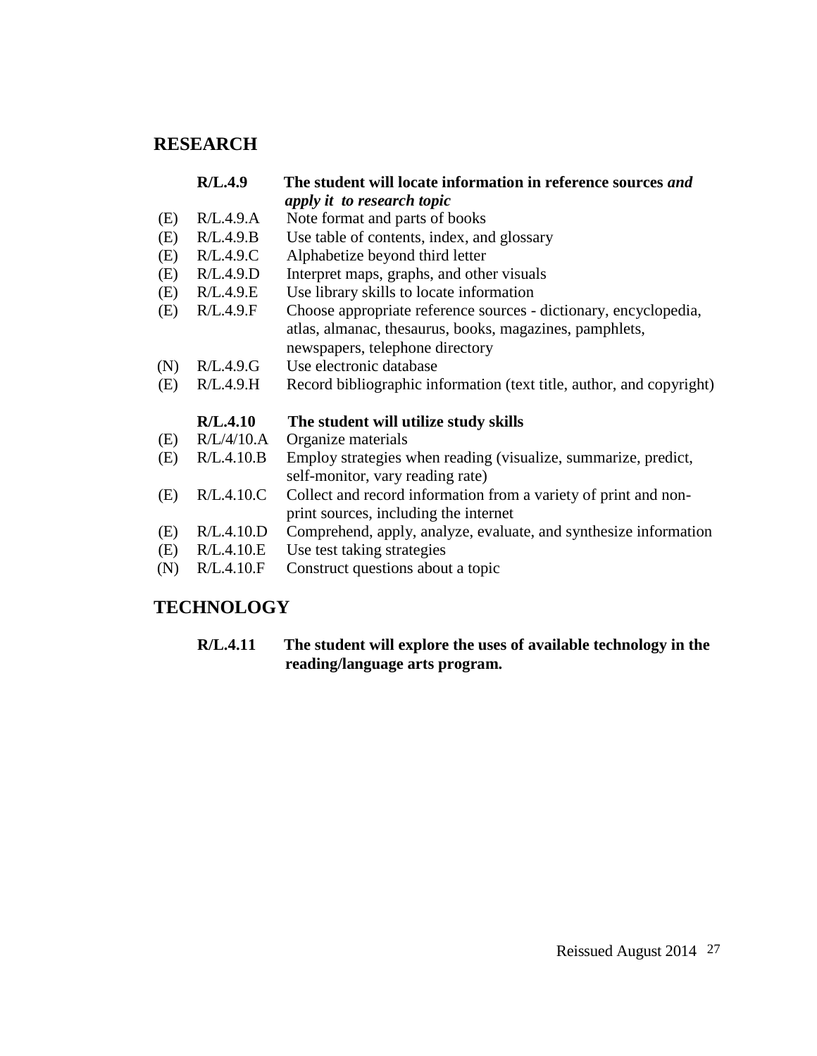## RESEARCH

**R/L.4.9 The student will locate information in reference sources *and apply it to research topic***

(E) R/L.4.9.A Note format and parts of books
(E) R/L.4.9.B Use table of contents, index, and glossary
(E) R/L.4.9.C Alphabetize beyond third letter
(E) R/L.4.9.D Interpret maps, graphs, and other visuals
(E) R/L.4.9.E Use library skills to locate information
(E) R/L.4.9.F Choose appropriate reference sources - dictionary, encyclopedia, atlas, almanac, thesaurus, books, magazines, pamphlets, newspapers, telephone directory
(N) R/L.4.9.G Use electronic database
(E) R/L.4.9.H Record bibliographic information (text title, author, and copyright)

**R/L.4.10 The student will utilize study skills**

(E) R/L/4/10.A Organize materials
(E) R/L.4.10.B Employ strategies when reading (visualize, summarize, predict, self-monitor, vary reading rate)
(E) R/L.4.10.C Collect and record information from a variety of print and non-print sources, including the internet
(E) R/L.4.10.D Comprehend, apply, analyze, evaluate, and synthesize information
(E) R/L.4.10.E Use test taking strategies
(N) R/L.4.10.F Construct questions about a topic

## TECHNOLOGY

**R/L.4.11 The student will explore the uses of available technology in the reading/language arts program.**

Reissued August 2014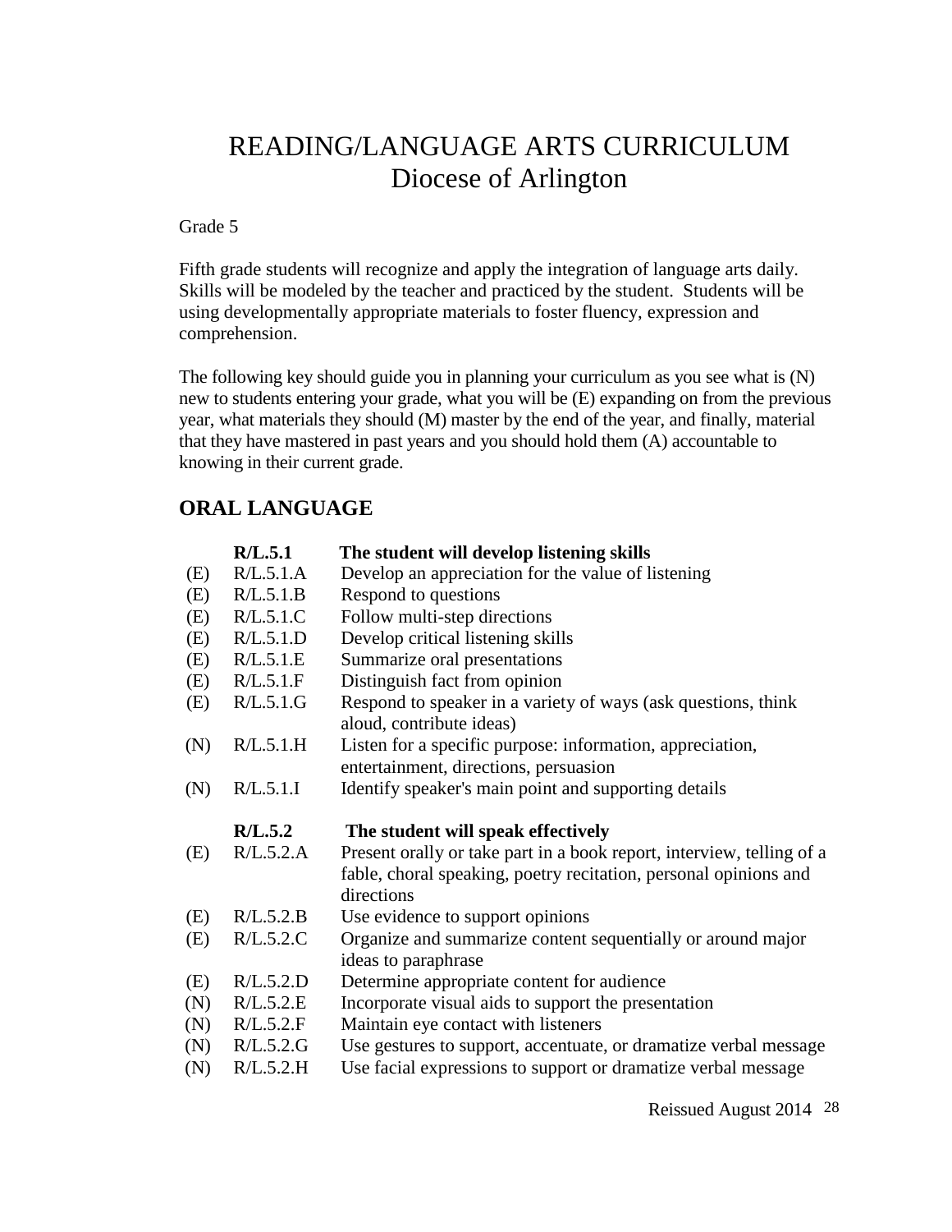# READING/LANGUAGE ARTS CURRICULUM
# Diocese of Arlington

Grade 5

Fifth grade students will recognize and apply the integration of language arts daily. Skills will be modeled by the teacher and practiced by the student. Students will be using developmentally appropriate materials to foster fluency, expression and comprehension.

The following key should guide you in planning your curriculum as you see what is (N) new to students entering your grade, what you will be (E) expanding on from the previous year, what materials they should (M) master by the end of the year, and finally, material that they have mastered in past years and you should hold them (A) accountable to knowing in their current grade.

## ORAL LANGUAGE

| | | |
|---|---|---|
| | **R/L.5.1** | **The student will develop listening skills** |
| (E) | R/L.5.1.A | Develop an appreciation for the value of listening |
| (E) | R/L.5.1.B | Respond to questions |
| (E) | R/L.5.1.C | Follow multi-step directions |
| (E) | R/L.5.1.D | Develop critical listening skills |
| (E) | R/L.5.1.E | Summarize oral presentations |
| (E) | R/L.5.1.F | Distinguish fact from opinion |
| (E) | R/L.5.1.G | Respond to speaker in a variety of ways (ask questions, think aloud, contribute ideas) |
| (N) | R/L.5.1.H | Listen for a specific purpose: information, appreciation, entertainment, directions, persuasion |
| (N) | R/L.5.1.I | Identify speaker's main point and supporting details |
| | **R/L.5.2** | **The student will speak effectively** |
| (E) | R/L.5.2.A | Present orally or take part in a book report, interview, telling of a fable, choral speaking, poetry recitation, personal opinions and directions |
| (E) | R/L.5.2.B | Use evidence to support opinions |
| (E) | R/L.5.2.C | Organize and summarize content sequentially or around major ideas to paraphrase |
| (E) | R/L.5.2.D | Determine appropriate content for audience |
| (N) | R/L.5.2.E | Incorporate visual aids to support the presentation |
| (N) | R/L.5.2.F | Maintain eye contact with listeners |
| (N) | R/L.5.2.G | Use gestures to support, accentuate, or dramatize verbal message |
| (N) | R/L.5.2.H | Use facial expressions to support or dramatize verbal message |

Reissued August 2014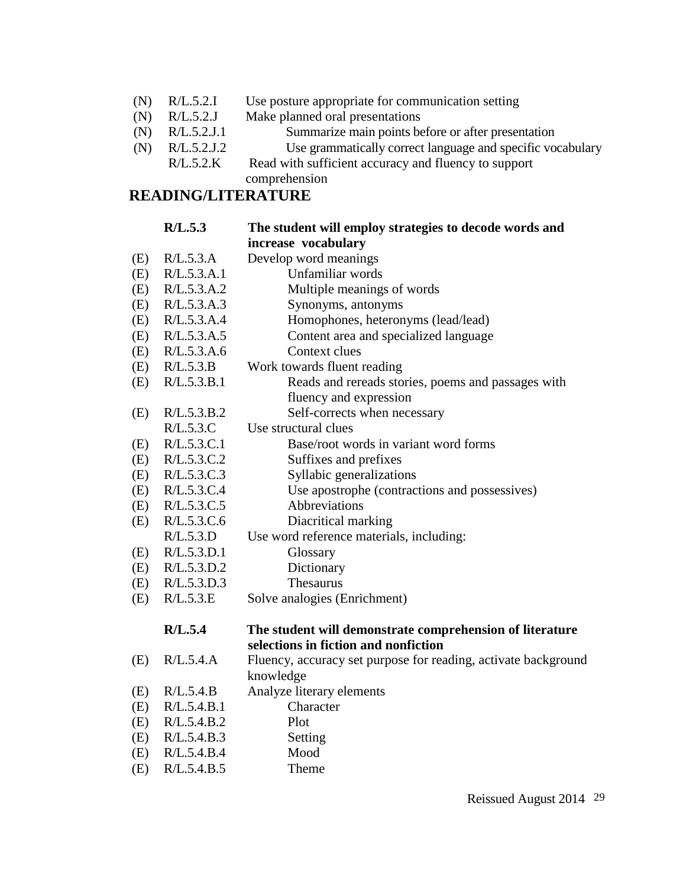| | | |
|---|---|---|
| (N) | R/L.5.2.I | Use posture appropriate for communication setting |
| (N) | R/L.5.2.J | Make planned oral presentations |
| (N) | R/L.5.2.J.1 | Summarize main points before or after presentation |
| (N) | R/L.5.2.J.2 | Use grammatically correct language and specific vocabulary |
| | R/L.5.2.K | Read with sufficient accuracy and fluency to support comprehension |

## READING/LITERATURE

| | | |
|---|---|---|
| | **R/L.5.3** | **The student will employ strategies to decode words and increase vocabulary** |
| (E) | R/L.5.3.A | Develop word meanings |
| (E) | R/L.5.3.A.1 | Unfamiliar words |
| (E) | R/L.5.3.A.2 | Multiple meanings of words |
| (E) | R/L.5.3.A.3 | Synonyms, antonyms |
| (E) | R/L.5.3.A.4 | Homophones, heteronyms (lead/lead) |
| (E) | R/L.5.3.A.5 | Content area and specialized language |
| (E) | R/L.5.3.A.6 | Context clues |
| (E) | R/L.5.3.B | Work towards fluent reading |
| (E) | R/L.5.3.B.1 | Reads and rereads stories, poems and passages with fluency and expression |
| (E) | R/L.5.3.B.2 | Self-corrects when necessary |
| | R/L.5.3.C | Use structural clues |
| (E) | R/L.5.3.C.1 | Base/root words in variant word forms |
| (E) | R/L.5.3.C.2 | Suffixes and prefixes |
| (E) | R/L.5.3.C.3 | Syllabic generalizations |
| (E) | R/L.5.3.C.4 | Use apostrophe (contractions and possessives) |
| (E) | R/L.5.3.C.5 | Abbreviations |
| (E) | R/L.5.3.C.6 | Diacritical marking |
| | R/L.5.3.D | Use word reference materials, including: |
| (E) | R/L.5.3.D.1 | Glossary |
| (E) | R/L.5.3.D.2 | Dictionary |
| (E) | R/L.5.3.D.3 | Thesaurus |
| (E) | R/L.5.3.E | Solve analogies (Enrichment) |
| | **R/L.5.4** | **The student will demonstrate comprehension of literature selections in fiction and nonfiction** |
| (E) | R/L.5.4.A | Fluency, accuracy set purpose for reading, activate background knowledge |
| (E) | R/L.5.4.B | Analyze literary elements |
| (E) | R/L.5.4.B.1 | Character |
| (E) | R/L.5.4.B.2 | Plot |
| (E) | R/L.5.4.B.3 | Setting |
| (E) | R/L.5.4.B.4 | Mood |
| (E) | R/L.5.4.B.5 | Theme |

Reissued August 2014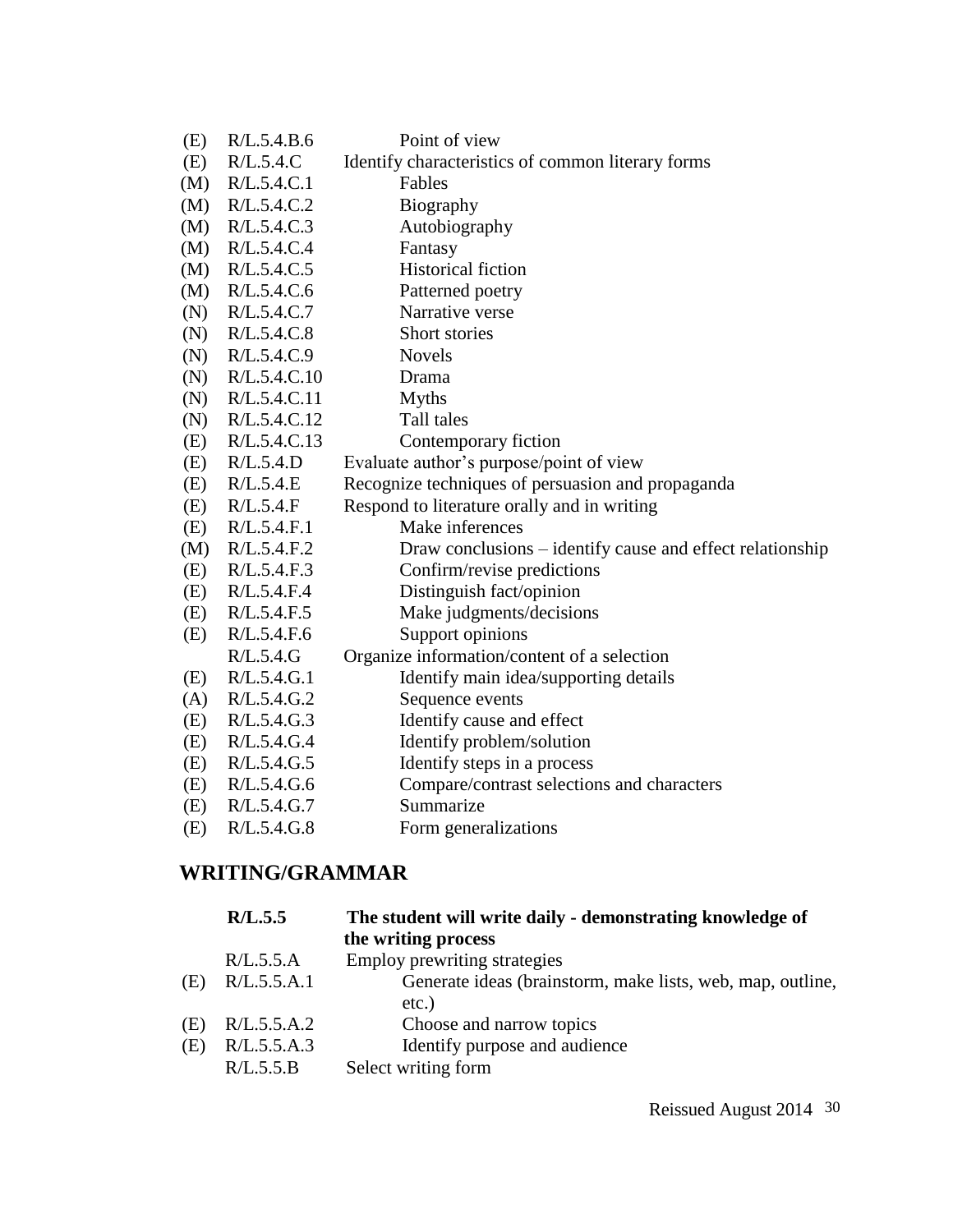| | | |
|---|---|---|
| (E) | R/L.5.4.B.6 | Point of view |
| (E) | R/L.5.4.C | Identify characteristics of common literary forms |
| (M) | R/L.5.4.C.1 | Fables |
| (M) | R/L.5.4.C.2 | Biography |
| (M) | R/L.5.4.C.3 | Autobiography |
| (M) | R/L.5.4.C.4 | Fantasy |
| (M) | R/L.5.4.C.5 | Historical fiction |
| (M) | R/L.5.4.C.6 | Patterned poetry |
| (N) | R/L.5.4.C.7 | Narrative verse |
| (N) | R/L.5.4.C.8 | Short stories |
| (N) | R/L.5.4.C.9 | Novels |
| (N) | R/L.5.4.C.10 | Drama |
| (N) | R/L.5.4.C.11 | Myths |
| (N) | R/L.5.4.C.12 | Tall tales |
| (E) | R/L.5.4.C.13 | Contemporary fiction |
| (E) | R/L.5.4.D | Evaluate author's purpose/point of view |
| (E) | R/L.5.4.E | Recognize techniques of persuasion and propaganda |
| (E) | R/L.5.4.F | Respond to literature orally and in writing |
| (E) | R/L.5.4.F.1 | Make inferences |
| (M) | R/L.5.4.F.2 | Draw conclusions – identify cause and effect relationship |
| (E) | R/L.5.4.F.3 | Confirm/revise predictions |
| (E) | R/L.5.4.F.4 | Distinguish fact/opinion |
| (E) | R/L.5.4.F.5 | Make judgments/decisions |
| (E) | R/L.5.4.F.6 | Support opinions |
| | R/L.5.4.G | Organize information/content of a selection |
| (E) | R/L.5.4.G.1 | Identify main idea/supporting details |
| (A) | R/L.5.4.G.2 | Sequence events |
| (E) | R/L.5.4.G.3 | Identify cause and effect |
| (E) | R/L.5.4.G.4 | Identify problem/solution |
| (E) | R/L.5.4.G.5 | Identify steps in a process |
| (E) | R/L.5.4.G.6 | Compare/contrast selections and characters |
| (E) | R/L.5.4.G.7 | Summarize |
| (E) | R/L.5.4.G.8 | Form generalizations |

## WRITING/GRAMMAR

| | | |
|---|---|---|
| | **R/L.5.5** | **The student will write daily - demonstrating knowledge of the writing process** |
| | R/L.5.5.A | Employ prewriting strategies |
| (E) | R/L.5.5.A.1 | Generate ideas (brainstorm, make lists, web, map, outline, etc.) |
| (E) | R/L.5.5.A.2 | Choose and narrow topics |
| (E) | R/L.5.5.A.3 | Identify purpose and audience |
| | R/L.5.5.B | Select writing form |

Reissued August 2014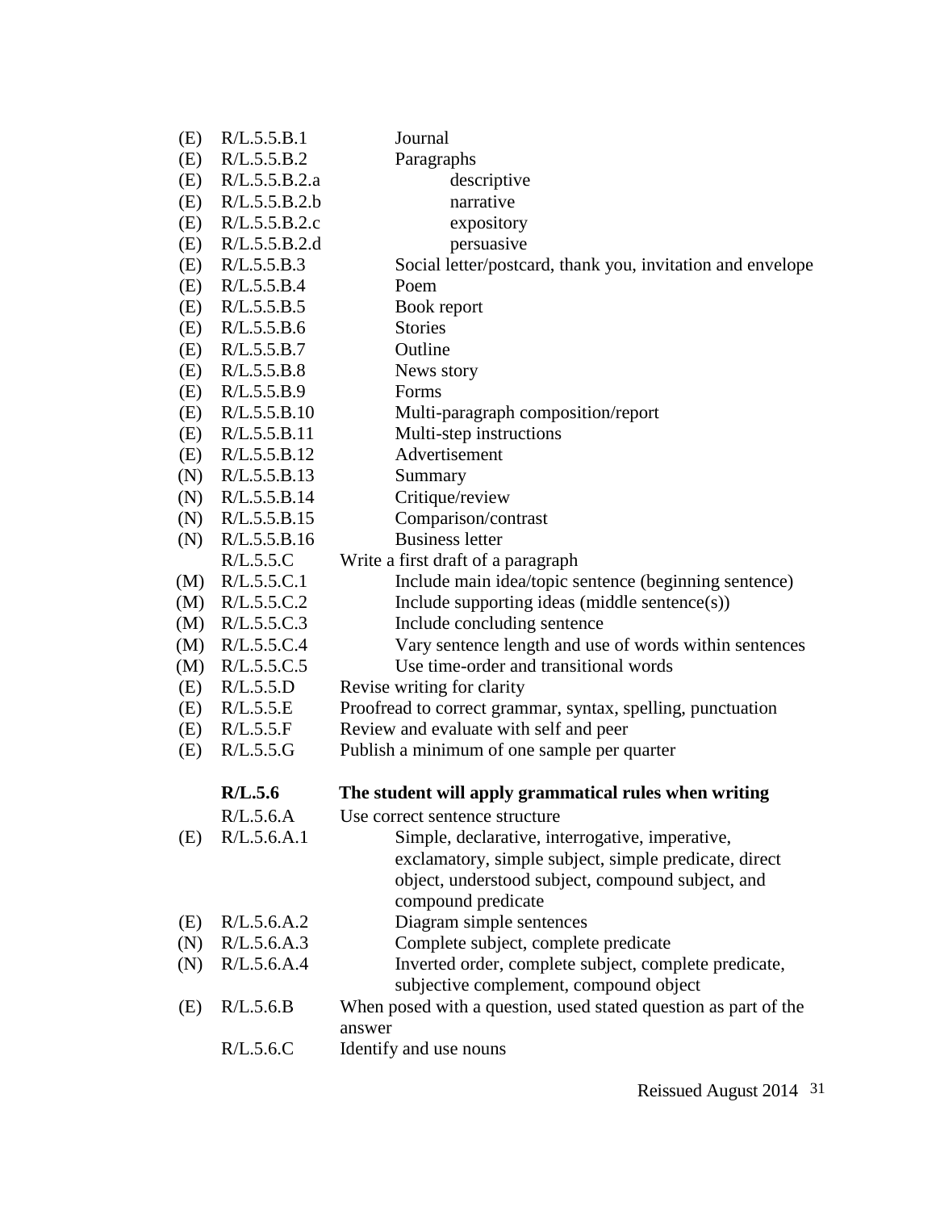| | | |
|---|---|---|
| (E) | R/L.5.5.B.1 | Journal |
| (E) | R/L.5.5.B.2 | Paragraphs |
| (E) | R/L.5.5.B.2.a | descriptive |
| (E) | R/L.5.5.B.2.b | narrative |
| (E) | R/L.5.5.B.2.c | expository |
| (E) | R/L.5.5.B.2.d | persuasive |
| (E) | R/L.5.5.B.3 | Social letter/postcard, thank you, invitation and envelope |
| (E) | R/L.5.5.B.4 | Poem |
| (E) | R/L.5.5.B.5 | Book report |
| (E) | R/L.5.5.B.6 | Stories |
| (E) | R/L.5.5.B.7 | Outline |
| (E) | R/L.5.5.B.8 | News story |
| (E) | R/L.5.5.B.9 | Forms |
| (E) | R/L.5.5.B.10 | Multi-paragraph composition/report |
| (E) | R/L.5.5.B.11 | Multi-step instructions |
| (E) | R/L.5.5.B.12 | Advertisement |
| (N) | R/L.5.5.B.13 | Summary |
| (N) | R/L.5.5.B.14 | Critique/review |
| (N) | R/L.5.5.B.15 | Comparison/contrast |
| (N) | R/L.5.5.B.16 | Business letter |
| | R/L.5.5.C | Write a first draft of a paragraph |
| (M) | R/L.5.5.C.1 | Include main idea/topic sentence (beginning sentence) |
| (M) | R/L.5.5.C.2 | Include supporting ideas (middle sentence(s)) |
| (M) | R/L.5.5.C.3 | Include concluding sentence |
| (M) | R/L.5.5.C.4 | Vary sentence length and use of words within sentences |
| (M) | R/L.5.5.C.5 | Use time-order and transitional words |
| (E) | R/L.5.5.D | Revise writing for clarity |
| (E) | R/L.5.5.E | Proofread to correct grammar, syntax, spelling, punctuation |
| (E) | R/L.5.5.F | Review and evaluate with self and peer |
| (E) | R/L.5.5.G | Publish a minimum of one sample per quarter |
| | **R/L.5.6** | **The student will apply grammatical rules when writing** |
| | R/L.5.6.A | Use correct sentence structure |
| (E) | R/L.5.6.A.1 | Simple, declarative, interrogative, imperative, exclamatory, simple subject, simple predicate, direct object, understood subject, compound subject, and compound predicate |
| (E) | R/L.5.6.A.2 | Diagram simple sentences |
| (N) | R/L.5.6.A.3 | Complete subject, complete predicate |
| (N) | R/L.5.6.A.4 | Inverted order, complete subject, complete predicate, subjective complement, compound object |
| (E) | R/L.5.6.B | When posed with a question, used stated question as part of the answer |
| | R/L.5.6.C | Identify and use nouns |

Reissued August 2014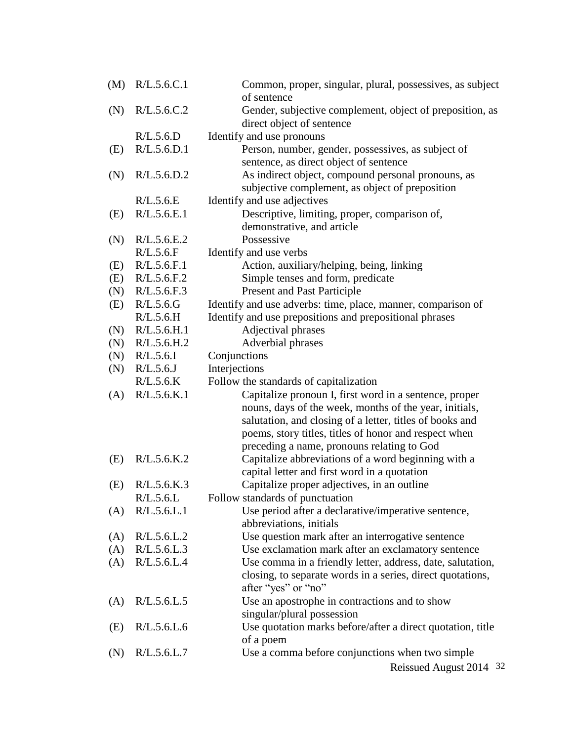| | | |
|---|---|---|
| (M) | R/L.5.6.C.1 | Common, proper, singular, plural, possessives, as subject of sentence |
| (N) | R/L.5.6.C.2 | Gender, subjective complement, object of preposition, as direct object of sentence |
| | R/L.5.6.D | Identify and use pronouns |
| (E) | R/L.5.6.D.1 | Person, number, gender, possessives, as subject of sentence, as direct object of sentence |
| (N) | R/L.5.6.D.2 | As indirect object, compound personal pronouns, as subjective complement, as object of preposition |
| | R/L.5.6.E | Identify and use adjectives |
| (E) | R/L.5.6.E.1 | Descriptive, limiting, proper, comparison of, demonstrative, and article |
| (N) | R/L.5.6.E.2 | Possessive |
| | R/L.5.6.F | Identify and use verbs |
| (E) | R/L.5.6.F.1 | Action, auxiliary/helping, being, linking |
| (E) | R/L.5.6.F.2 | Simple tenses and form, predicate |
| (N) | R/L.5.6.F.3 | Present and Past Participle |
| (E) | R/L.5.6.G | Identify and use adverbs: time, place, manner, comparison of |
| | R/L.5.6.H | Identify and use prepositions and prepositional phrases |
| (N) | R/L.5.6.H.1 | Adjectival phrases |
| (N) | R/L.5.6.H.2 | Adverbial phrases |
| (N) | R/L.5.6.I | Conjunctions |
| (N) | R/L.5.6.J | Interjections |
| | R/L.5.6.K | Follow the standards of capitalization |
| (A) | R/L.5.6.K.1 | Capitalize pronoun I, first word in a sentence, proper nouns, days of the week, months of the year, initials, salutation, and closing of a letter, titles of books and poems, story titles, titles of honor and respect when preceding a name, pronouns relating to God |
| (E) | R/L.5.6.K.2 | Capitalize abbreviations of a word beginning with a capital letter and first word in a quotation |
| (E) | R/L.5.6.K.3 | Capitalize proper adjectives, in an outline |
| | R/L.5.6.L | Follow standards of punctuation |
| (A) | R/L.5.6.L.1 | Use period after a declarative/imperative sentence, abbreviations, initials |
| (A) | R/L.5.6.L.2 | Use question mark after an interrogative sentence |
| (A) | R/L.5.6.L.3 | Use exclamation mark after an exclamatory sentence |
| (A) | R/L.5.6.L.4 | Use comma in a friendly letter, address, date, salutation, closing, to separate words in a series, direct quotations, after "yes" or "no" |
| (A) | R/L.5.6.L.5 | Use an apostrophe in contractions and to show singular/plural possession |
| (E) | R/L.5.6.L.6 | Use quotation marks before/after a direct quotation, title of a poem |
| (N) | R/L.5.6.L.7 | Use a comma before conjunctions when two simple |

Reissued August 2014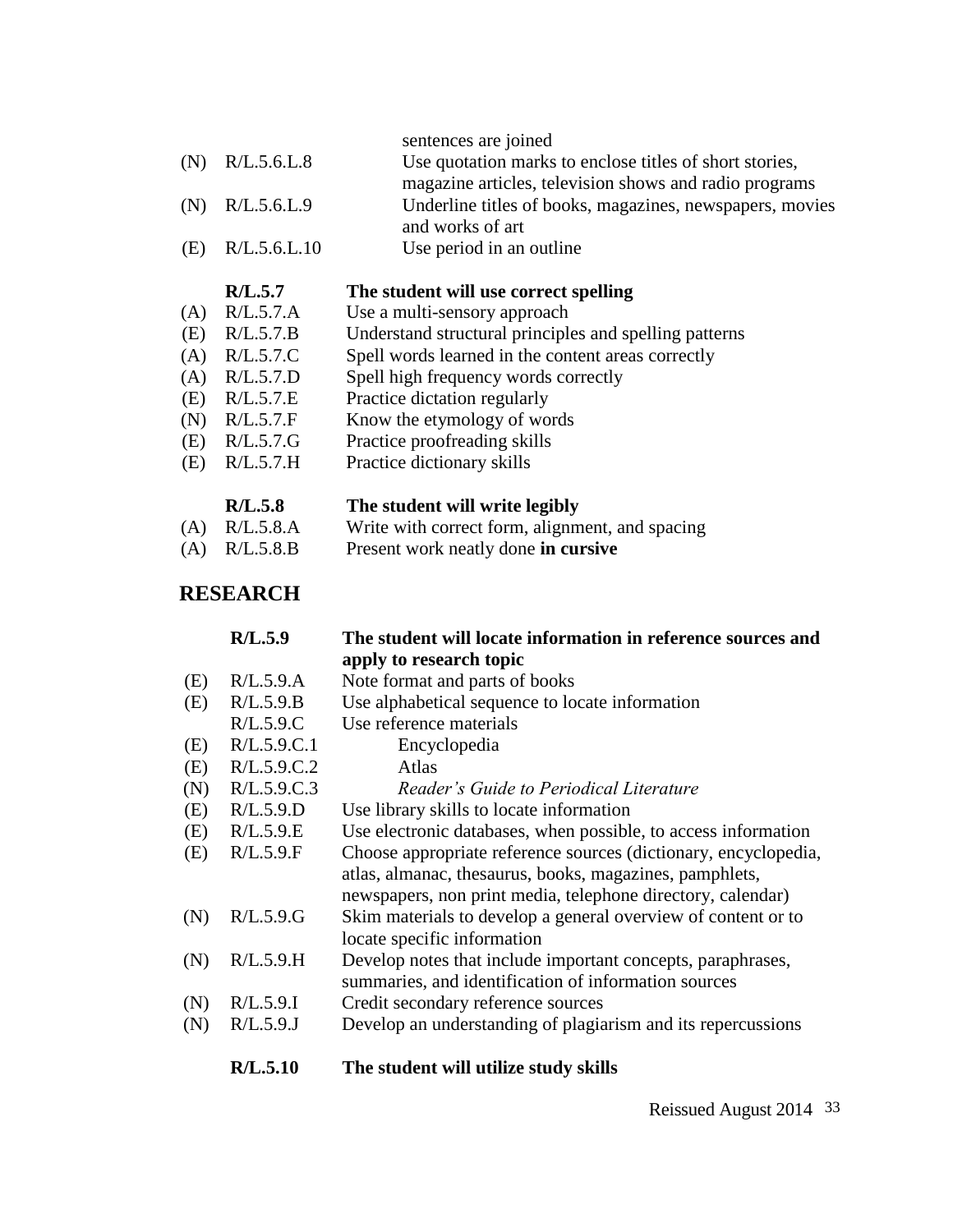| | | |
|---|---|---|
| | | sentences are joined |
| (N) | R/L.5.6.L.8 | Use quotation marks to enclose titles of short stories, magazine articles, television shows and radio programs |
| (N) | R/L.5.6.L.9 | Underline titles of books, magazines, newspapers, movies and works of art |
| (E) | R/L.5.6.L.10 | Use period in an outline |

| | | |
|---|---|---|
| | **R/L.5.7** | **The student will use correct spelling** |
| (A) | R/L.5.7.A | Use a multi-sensory approach |
| (E) | R/L.5.7.B | Understand structural principles and spelling patterns |
| (A) | R/L.5.7.C | Spell words learned in the content areas correctly |
| (A) | R/L.5.7.D | Spell high frequency words correctly |
| (E) | R/L.5.7.E | Practice dictation regularly |
| (N) | R/L.5.7.F | Know the etymology of words |
| (E) | R/L.5.7.G | Practice proofreading skills |
| (E) | R/L.5.7.H | Practice dictionary skills |

| | | |
|---|---|---|
| | **R/L.5.8** | **The student will write legibly** |
| (A) | R/L.5.8.A | Write with correct form, alignment, and spacing |
| (A) | R/L.5.8.B | Present work neatly done **in cursive** |

## RESEARCH

| | | |
|---|---|---|
| | **R/L.5.9** | **The student will locate information in reference sources and apply to research topic** |
| (E) | R/L.5.9.A | Note format and parts of books |
| (E) | R/L.5.9.B | Use alphabetical sequence to locate information |
| | R/L.5.9.C | Use reference materials |
| (E) | R/L.5.9.C.1 | Encyclopedia |
| (E) | R/L.5.9.C.2 | Atlas |
| (N) | R/L.5.9.C.3 | *Reader's Guide to Periodical Literature* |
| (E) | R/L.5.9.D | Use library skills to locate information |
| (E) | R/L.5.9.E | Use electronic databases, when possible, to access information |
| (E) | R/L.5.9.F | Choose appropriate reference sources (dictionary, encyclopedia, atlas, almanac, thesaurus, books, magazines, pamphlets, newspapers, non print media, telephone directory, calendar) |
| (N) | R/L.5.9.G | Skim materials to develop a general overview of content or to locate specific information |
| (N) | R/L.5.9.H | Develop notes that include important concepts, paraphrases, summaries, and identification of information sources |
| (N) | R/L.5.9.I | Credit secondary reference sources |
| (N) | R/L.5.9.J | Develop an understanding of plagiarism and its repercussions |

| | | |
|---|---|---|
| | **R/L.5.10** | **The student will utilize study skills** |

Reissued August 2014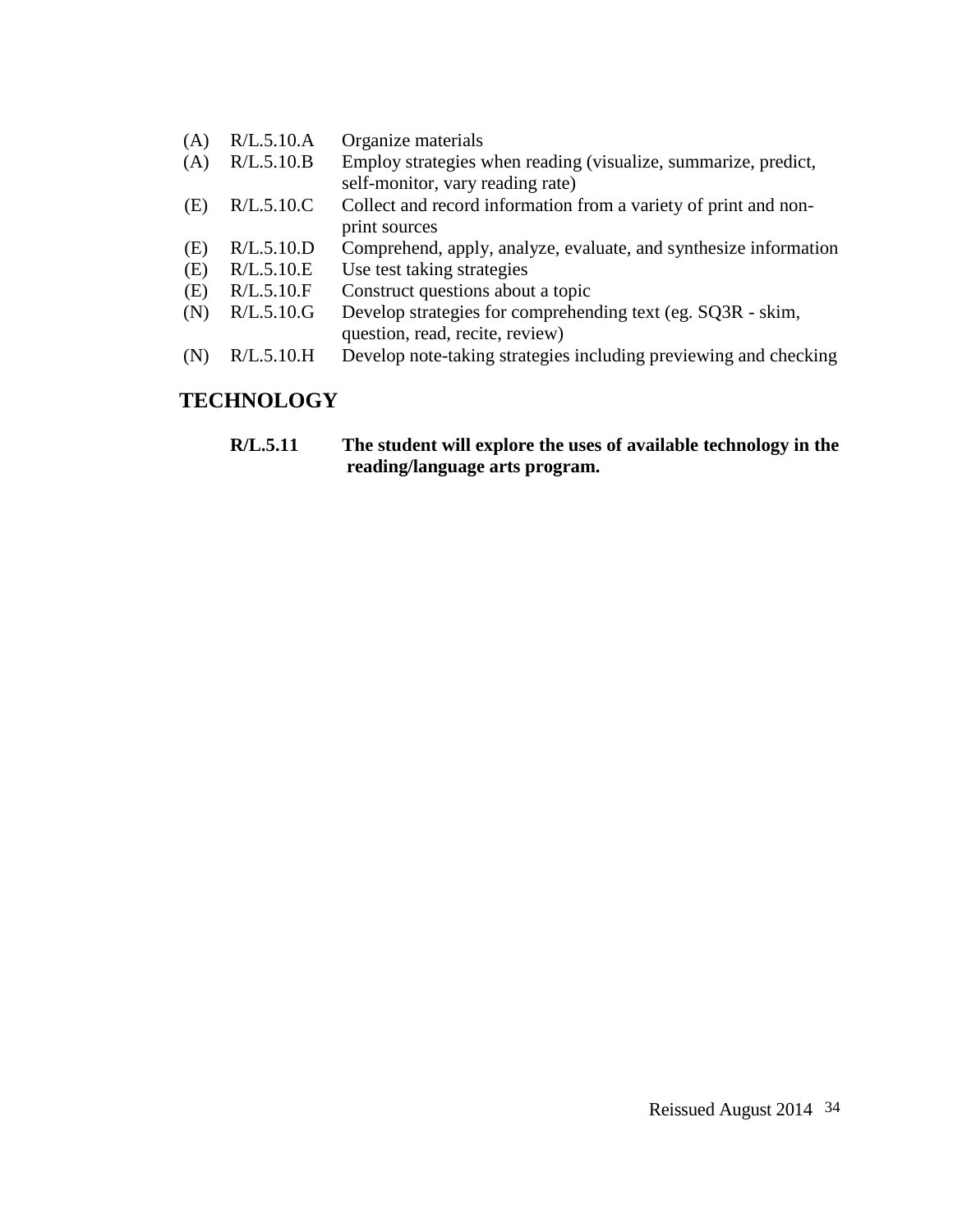(A) R/L.5.10.A Organize materials
(A) R/L.5.10.B Employ strategies when reading (visualize, summarize, predict, self-monitor, vary reading rate)
(E) R/L.5.10.C Collect and record information from a variety of print and non-print sources
(E) R/L.5.10.D Comprehend, apply, analyze, evaluate, and synthesize information
(E) R/L.5.10.E Use test taking strategies
(E) R/L.5.10.F Construct questions about a topic
(N) R/L.5.10.G Develop strategies for comprehending text (eg. SQ3R - skim, question, read, recite, review)
(N) R/L.5.10.H Develop note-taking strategies including previewing and checking

## TECHNOLOGY

**R/L.5.11 The student will explore the uses of available technology in the reading/language arts program.**

Reissued August 2014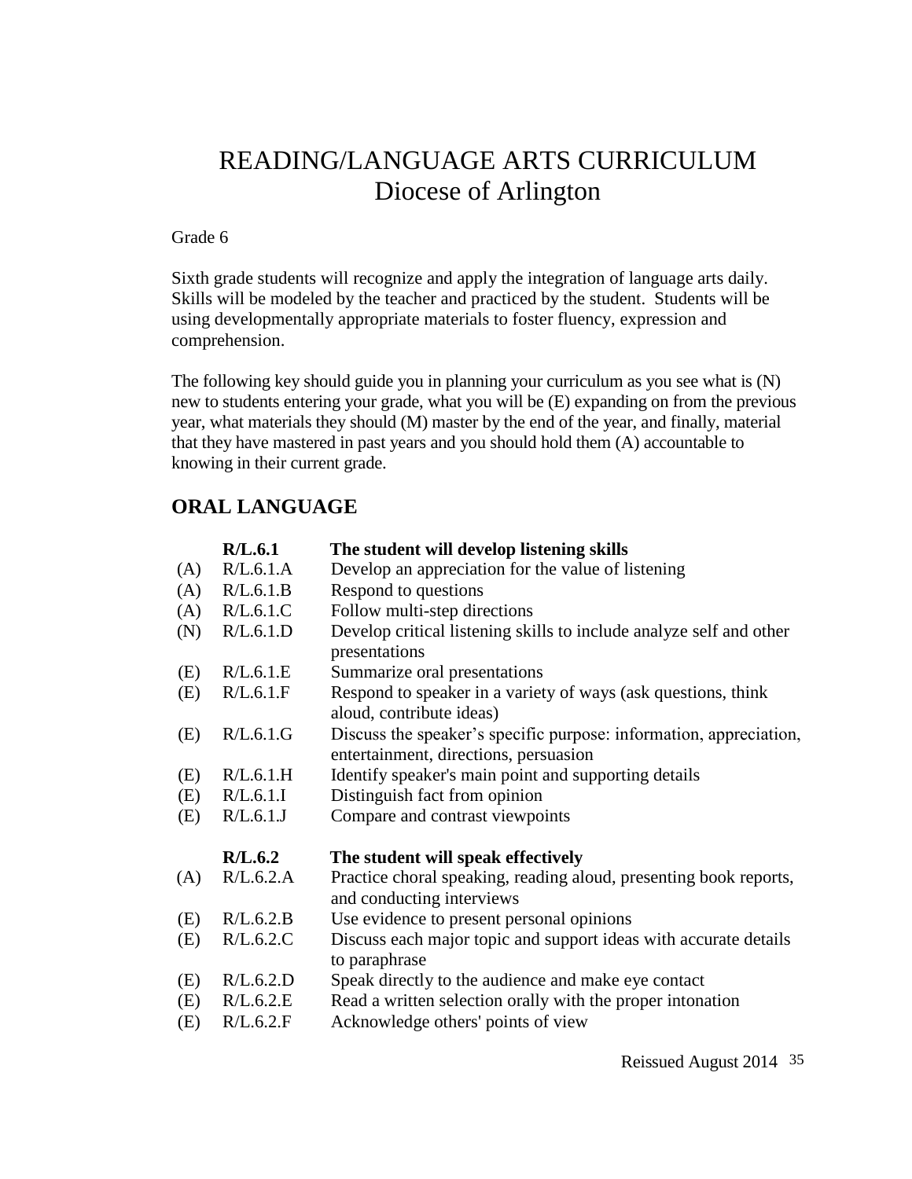# READING/LANGUAGE ARTS CURRICULUM
# Diocese of Arlington

Grade 6

Sixth grade students will recognize and apply the integration of language arts daily. Skills will be modeled by the teacher and practiced by the student. Students will be using developmentally appropriate materials to foster fluency, expression and comprehension.

The following key should guide you in planning your curriculum as you see what is (N) new to students entering your grade, what you will be (E) expanding on from the previous year, what materials they should (M) master by the end of the year, and finally, material that they have mastered in past years and you should hold them (A) accountable to knowing in their current grade.

## ORAL LANGUAGE

| | | |
|---|---|---|
| | **R/L.6.1** | **The student will develop listening skills** |
| (A) | R/L.6.1.A | Develop an appreciation for the value of listening |
| (A) | R/L.6.1.B | Respond to questions |
| (A) | R/L.6.1.C | Follow multi-step directions |
| (N) | R/L.6.1.D | Develop critical listening skills to include analyze self and other presentations |
| (E) | R/L.6.1.E | Summarize oral presentations |
| (E) | R/L.6.1.F | Respond to speaker in a variety of ways (ask questions, think aloud, contribute ideas) |
| (E) | R/L.6.1.G | Discuss the speaker's specific purpose: information, appreciation, entertainment, directions, persuasion |
| (E) | R/L.6.1.H | Identify speaker's main point and supporting details |
| (E) | R/L.6.1.I | Distinguish fact from opinion |
| (E) | R/L.6.1.J | Compare and contrast viewpoints |
| | **R/L.6.2** | **The student will speak effectively** |
| (A) | R/L.6.2.A | Practice choral speaking, reading aloud, presenting book reports, and conducting interviews |
| (E) | R/L.6.2.B | Use evidence to present personal opinions |
| (E) | R/L.6.2.C | Discuss each major topic and support ideas with accurate details to paraphrase |
| (E) | R/L.6.2.D | Speak directly to the audience and make eye contact |
| (E) | R/L.6.2.E | Read a written selection orally with the proper intonation |
| (E) | R/L.6.2.F | Acknowledge others' points of view |

Reissued August 2014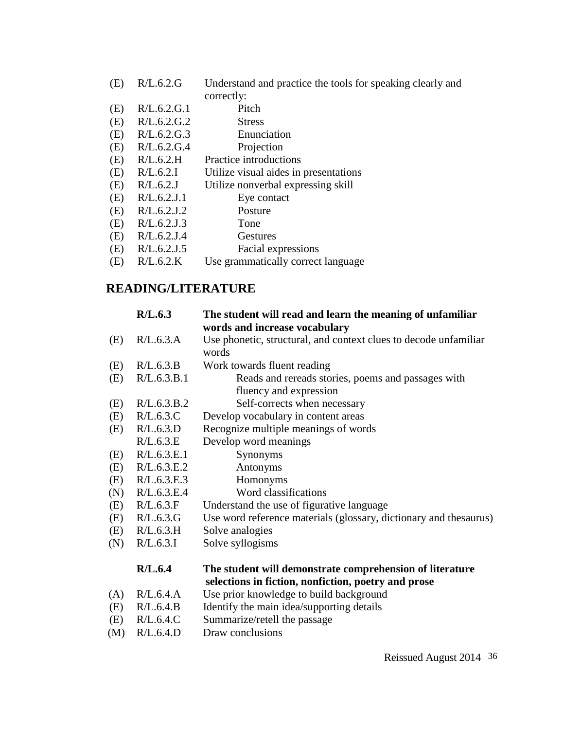| | | |
|---|---|---|
| (E) | R/L.6.2.G | Understand and practice the tools for speaking clearly and correctly: |
| (E) | R/L.6.2.G.1 | Pitch |
| (E) | R/L.6.2.G.2 | Stress |
| (E) | R/L.6.2.G.3 | Enunciation |
| (E) | R/L.6.2.G.4 | Projection |
| (E) | R/L.6.2.H | Practice introductions |
| (E) | R/L.6.2.I | Utilize visual aides in presentations |
| (E) | R/L.6.2.J | Utilize nonverbal expressing skill |
| (E) | R/L.6.2.J.1 | Eye contact |
| (E) | R/L.6.2.J.2 | Posture |
| (E) | R/L.6.2.J.3 | Tone |
| (E) | R/L.6.2.J.4 | Gestures |
| (E) | R/L.6.2.J.5 | Facial expressions |
| (E) | R/L.6.2.K | Use grammatically correct language |

## READING/LITERATURE

| | | |
|---|---|---|
| | **R/L.6.3** | **The student will read and learn the meaning of unfamiliar words and increase vocabulary** |
| (E) | R/L.6.3.A | Use phonetic, structural, and context clues to decode unfamiliar words |
| (E) | R/L.6.3.B | Work towards fluent reading |
| (E) | R/L.6.3.B.1 | Reads and rereads stories, poems and passages with fluency and expression |
| (E) | R/L.6.3.B.2 | Self-corrects when necessary |
| (E) | R/L.6.3.C | Develop vocabulary in content areas |
| (E) | R/L.6.3.D | Recognize multiple meanings of words |
| | R/L.6.3.E | Develop word meanings |
| (E) | R/L.6.3.E.1 | Synonyms |
| (E) | R/L.6.3.E.2 | Antonyms |
| (E) | R/L.6.3.E.3 | Homonyms |
| (N) | R/L.6.3.E.4 | Word classifications |
| (E) | R/L.6.3.F | Understand the use of figurative language |
| (E) | R/L.6.3.G | Use word reference materials (glossary, dictionary and thesaurus) |
| (E) | R/L.6.3.H | Solve analogies |
| (N) | R/L.6.3.I | Solve syllogisms |

| | | |
|---|---|---|
| | **R/L.6.4** | **The student will demonstrate comprehension of literature selections in fiction, nonfiction, poetry and prose** |
| (A) | R/L.6.4.A | Use prior knowledge to build background |
| (E) | R/L.6.4.B | Identify the main idea/supporting details |
| (E) | R/L.6.4.C | Summarize/retell the passage |
| (M) | R/L.6.4.D | Draw conclusions |

Reissued August 2014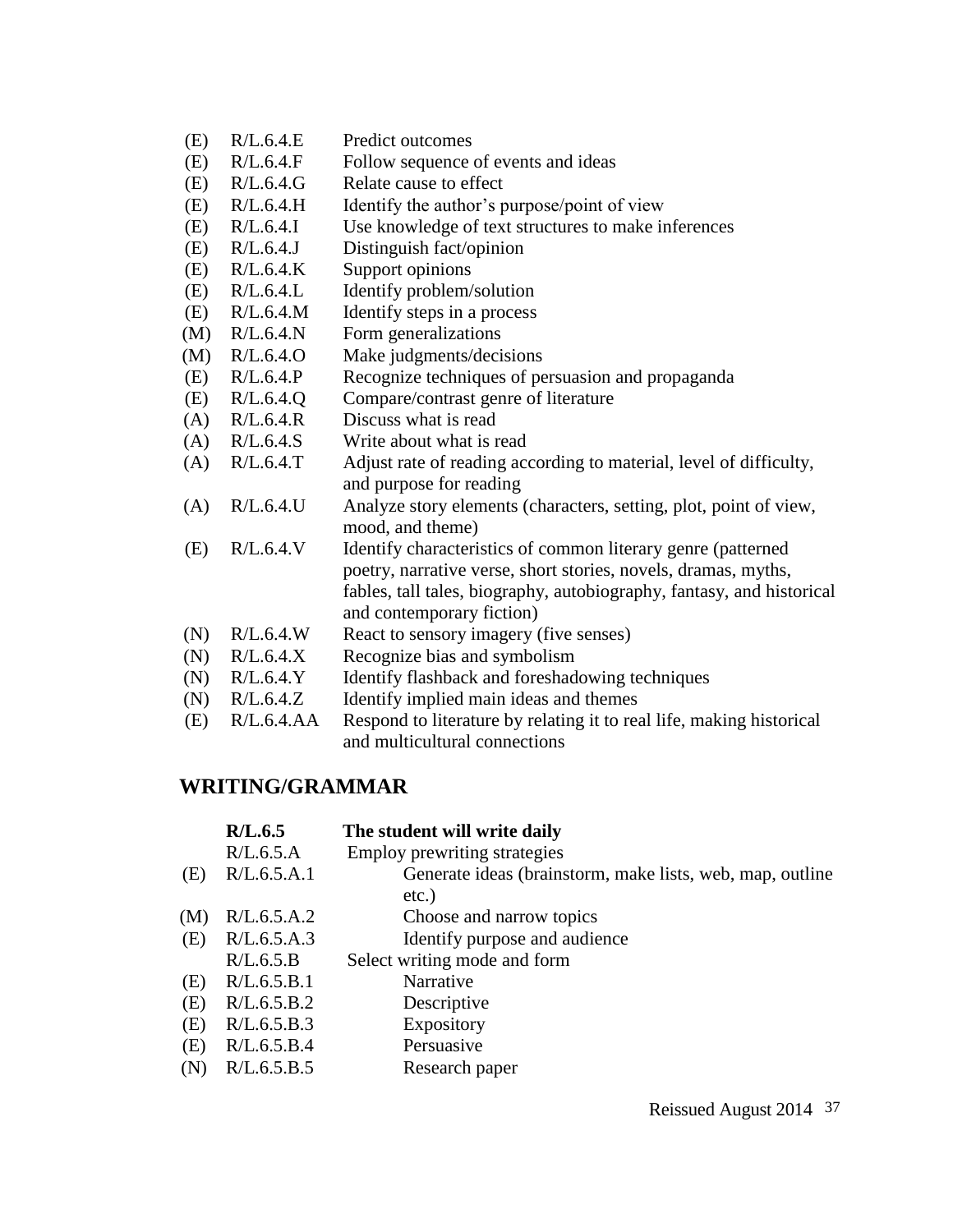| | | |
|---|---|---|
| (E) | R/L.6.4.E | Predict outcomes |
| (E) | R/L.6.4.F | Follow sequence of events and ideas |
| (E) | R/L.6.4.G | Relate cause to effect |
| (E) | R/L.6.4.H | Identify the author's purpose/point of view |
| (E) | R/L.6.4.I | Use knowledge of text structures to make inferences |
| (E) | R/L.6.4.J | Distinguish fact/opinion |
| (E) | R/L.6.4.K | Support opinions |
| (E) | R/L.6.4.L | Identify problem/solution |
| (E) | R/L.6.4.M | Identify steps in a process |
| (M) | R/L.6.4.N | Form generalizations |
| (M) | R/L.6.4.O | Make judgments/decisions |
| (E) | R/L.6.4.P | Recognize techniques of persuasion and propaganda |
| (E) | R/L.6.4.Q | Compare/contrast genre of literature |
| (A) | R/L.6.4.R | Discuss what is read |
| (A) | R/L.6.4.S | Write about what is read |
| (A) | R/L.6.4.T | Adjust rate of reading according to material, level of difficulty, and purpose for reading |
| (A) | R/L.6.4.U | Analyze story elements (characters, setting, plot, point of view, mood, and theme) |
| (E) | R/L.6.4.V | Identify characteristics of common literary genre (patterned poetry, narrative verse, short stories, novels, dramas, myths, fables, tall tales, biography, autobiography, fantasy, and historical and contemporary fiction) |
| (N) | R/L.6.4.W | React to sensory imagery (five senses) |
| (N) | R/L.6.4.X | Recognize bias and symbolism |
| (N) | R/L.6.4.Y | Identify flashback and foreshadowing techniques |
| (N) | R/L.6.4.Z | Identify implied main ideas and themes |
| (E) | R/L.6.4.AA | Respond to literature by relating it to real life, making historical and multicultural connections |

## WRITING/GRAMMAR

| | | |
|---|---|---|
| | **R/L.6.5** | **The student will write daily** |
| | R/L.6.5.A | Employ prewriting strategies |
| (E) | R/L.6.5.A.1 | Generate ideas (brainstorm, make lists, web, map, outline etc.) |
| (M) | R/L.6.5.A.2 | Choose and narrow topics |
| (E) | R/L.6.5.A.3 | Identify purpose and audience |
| | R/L.6.5.B | Select writing mode and form |
| (E) | R/L.6.5.B.1 | Narrative |
| (E) | R/L.6.5.B.2 | Descriptive |
| (E) | R/L.6.5.B.3 | Expository |
| (E) | R/L.6.5.B.4 | Persuasive |
| (N) | R/L.6.5.B.5 | Research paper |

Reissued August 2014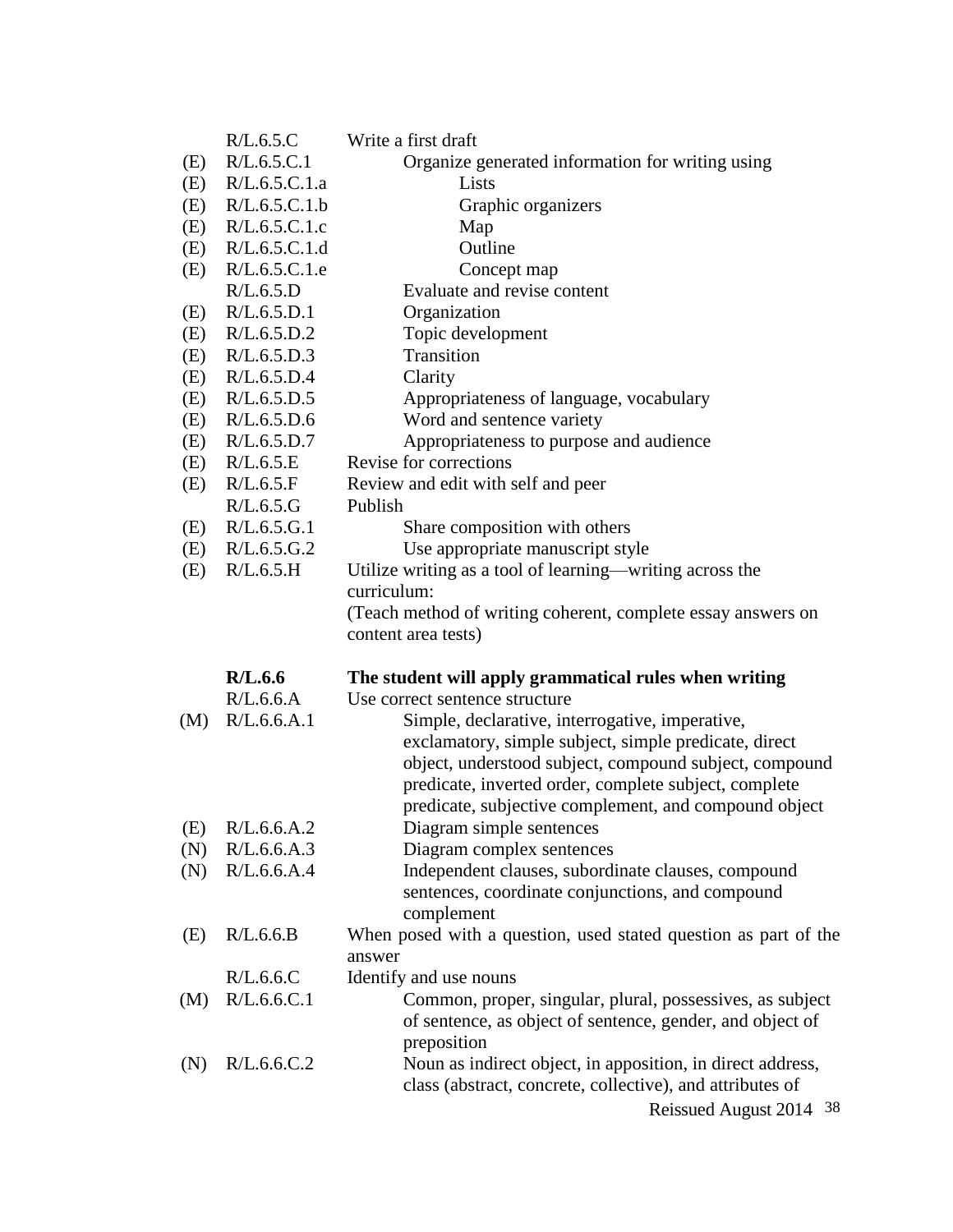| | | |
|---|---|---|
| | R/L.6.5.C | Write a first draft |
| (E) | R/L.6.5.C.1 | Organize generated information for writing using |
| (E) | R/L.6.5.C.1.a | Lists |
| (E) | R/L.6.5.C.1.b | Graphic organizers |
| (E) | R/L.6.5.C.1.c | Map |
| (E) | R/L.6.5.C.1.d | Outline |
| (E) | R/L.6.5.C.1.e | Concept map |
| | R/L.6.5.D | Evaluate and revise content |
| (E) | R/L.6.5.D.1 | Organization |
| (E) | R/L.6.5.D.2 | Topic development |
| (E) | R/L.6.5.D.3 | Transition |
| (E) | R/L.6.5.D.4 | Clarity |
| (E) | R/L.6.5.D.5 | Appropriateness of language, vocabulary |
| (E) | R/L.6.5.D.6 | Word and sentence variety |
| (E) | R/L.6.5.D.7 | Appropriateness to purpose and audience |
| (E) | R/L.6.5.E | Revise for corrections |
| (E) | R/L.6.5.F | Review and edit with self and peer |
| | R/L.6.5.G | Publish |
| (E) | R/L.6.5.G.1 | Share composition with others |
| (E) | R/L.6.5.G.2 | Use appropriate manuscript style |
| (E) | R/L.6.5.H | Utilize writing as a tool of learning—writing across the curriculum: (Teach method of writing coherent, complete essay answers on content area tests) |
| | **R/L.6.6** | **The student will apply grammatical rules when writing** |
| | R/L.6.6.A | Use correct sentence structure |
| (M) | R/L.6.6.A.1 | Simple, declarative, interrogative, imperative, exclamatory, simple subject, simple predicate, direct object, understood subject, compound subject, compound predicate, inverted order, complete subject, complete predicate, subjective complement, and compound object |
| (E) | R/L.6.6.A.2 | Diagram simple sentences |
| (N) | R/L.6.6.A.3 | Diagram complex sentences |
| (N) | R/L.6.6.A.4 | Independent clauses, subordinate clauses, compound sentences, coordinate conjunctions, and compound complement |
| (E) | R/L.6.6.B | When posed with a question, used stated question as part of the answer |
| | R/L.6.6.C | Identify and use nouns |
| (M) | R/L.6.6.C.1 | Common, proper, singular, plural, possessives, as subject of sentence, as object of sentence, gender, and object of preposition |
| (N) | R/L.6.6.C.2 | Noun as indirect object, in apposition, in direct address, class (abstract, concrete, collective), and attributes of |

Reissued August 2014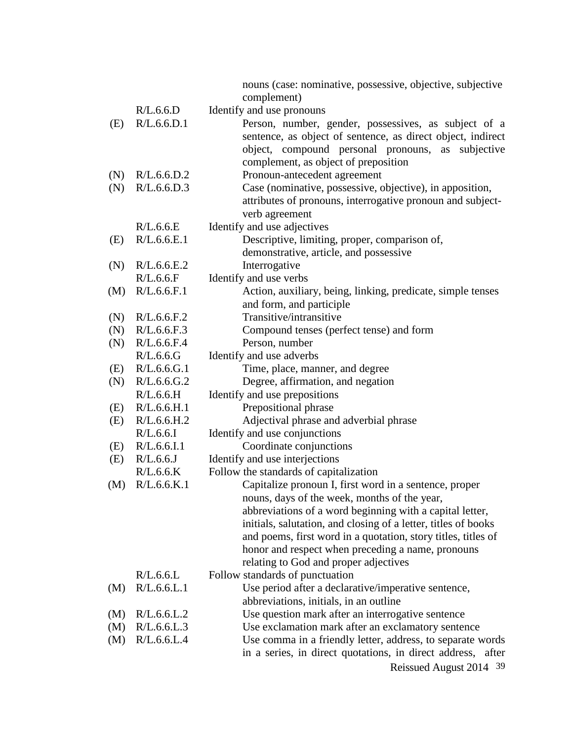| | | |
|---|---|---|
| | | nouns (case: nominative, possessive, objective, subjective complement) |
| | R/L.6.6.D | Identify and use pronouns |
| (E) | R/L.6.6.D.1 | Person, number, gender, possessives, as subject of a sentence, as object of sentence, as direct object, indirect object, compound personal pronouns, as subjective complement, as object of preposition |
| (N) | R/L.6.6.D.2 | Pronoun-antecedent agreement |
| (N) | R/L.6.6.D.3 | Case (nominative, possessive, objective), in apposition, attributes of pronouns, interrogative pronoun and subject-verb agreement |
| | R/L.6.6.E | Identify and use adjectives |
| (E) | R/L.6.6.E.1 | Descriptive, limiting, proper, comparison of, demonstrative, article, and possessive |
| (N) | R/L.6.6.E.2 | Interrogative |
| | R/L.6.6.F | Identify and use verbs |
| (M) | R/L.6.6.F.1 | Action, auxiliary, being, linking, predicate, simple tenses and form, and participle |
| (N) | R/L.6.6.F.2 | Transitive/intransitive |
| (N) | R/L.6.6.F.3 | Compound tenses (perfect tense) and form |
| (N) | R/L.6.6.F.4 | Person, number |
| | R/L.6.6.G | Identify and use adverbs |
| (E) | R/L.6.6.G.1 | Time, place, manner, and degree |
| (N) | R/L.6.6.G.2 | Degree, affirmation, and negation |
| | R/L.6.6.H | Identify and use prepositions |
| (E) | R/L.6.6.H.1 | Prepositional phrase |
| (E) | R/L.6.6.H.2 | Adjectival phrase and adverbial phrase |
| | R/L.6.6.I | Identify and use conjunctions |
| (E) | R/L.6.6.I.1 | Coordinate conjunctions |
| (E) | R/L.6.6.J | Identify and use interjections |
| | R/L.6.6.K | Follow the standards of capitalization |
| (M) | R/L.6.6.K.1 | Capitalize pronoun I, first word in a sentence, proper nouns, days of the week, months of the year, abbreviations of a word beginning with a capital letter, initials, salutation, and closing of a letter, titles of books and poems, first word in a quotation, story titles, titles of honor and respect when preceding a name, pronouns relating to God and proper adjectives |
| | R/L.6.6.L | Follow standards of punctuation |
| (M) | R/L.6.6.L.1 | Use period after a declarative/imperative sentence, abbreviations, initials, in an outline |
| (M) | R/L.6.6.L.2 | Use question mark after an interrogative sentence |
| (M) | R/L.6.6.L.3 | Use exclamation mark after an exclamatory sentence |
| (M) | R/L.6.6.L.4 | Use comma in a friendly letter, address, to separate words in a series, in direct quotations, in direct address, after |

Reissued August 2014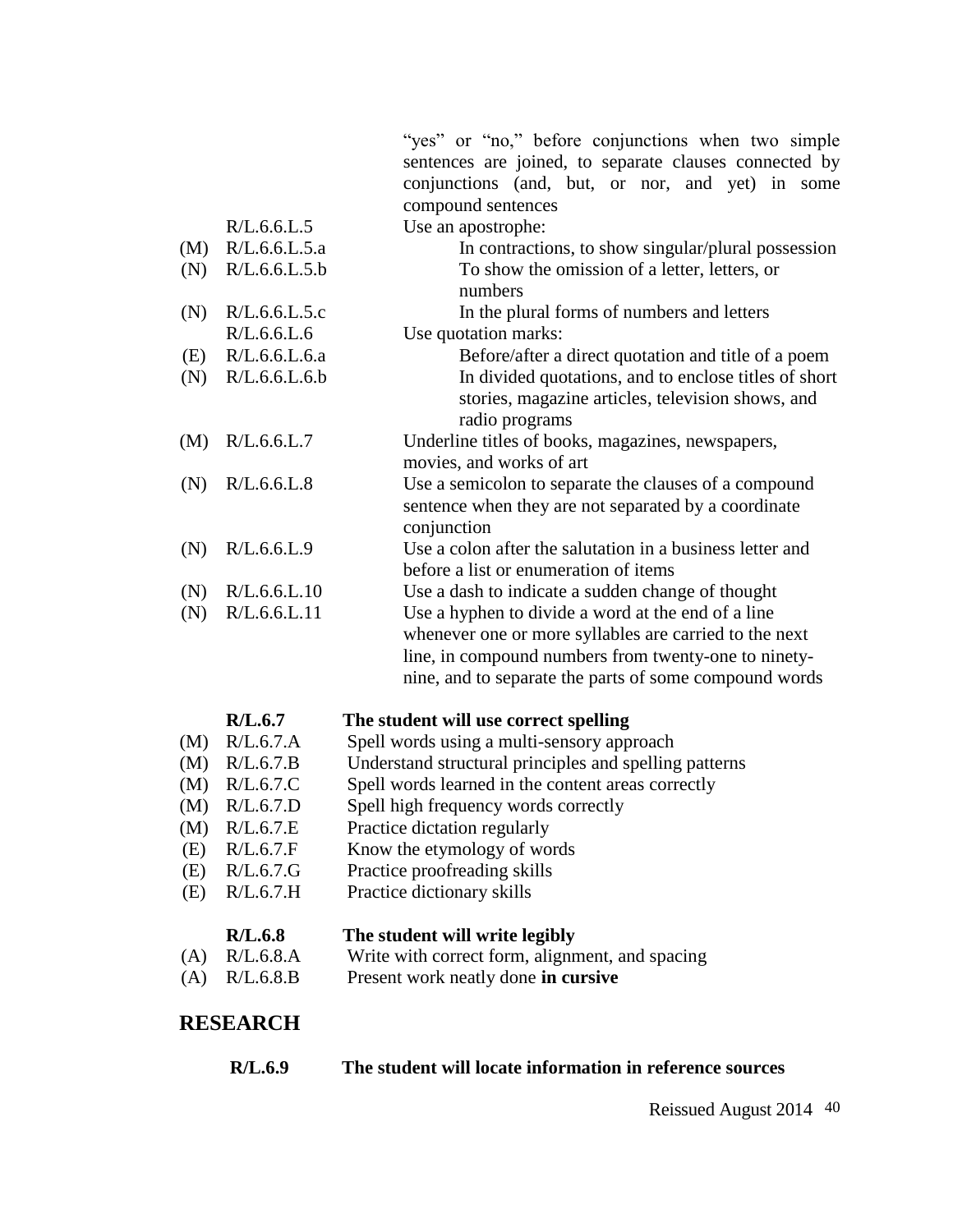| | | |
|---|---|---|
| | | "yes" or "no," before conjunctions when two simple sentences are joined, to separate clauses connected by conjunctions (and, but, or nor, and yet) in some compound sentences |
| | R/L.6.6.L.5 | Use an apostrophe: |
| (M) | R/L.6.6.L.5.a | In contractions, to show singular/plural possession |
| (N) | R/L.6.6.L.5.b | To show the omission of a letter, letters, or numbers |
| (N) | R/L.6.6.L.5.c | In the plural forms of numbers and letters |
| | R/L.6.6.L.6 | Use quotation marks: |
| (E) | R/L.6.6.L.6.a | Before/after a direct quotation and title of a poem |
| (N) | R/L.6.6.L.6.b | In divided quotations, and to enclose titles of short stories, magazine articles, television shows, and radio programs |
| (M) | R/L.6.6.L.7 | Underline titles of books, magazines, newspapers, movies, and works of art |
| (N) | R/L.6.6.L.8 | Use a semicolon to separate the clauses of a compound sentence when they are not separated by a coordinate conjunction |
| (N) | R/L.6.6.L.9 | Use a colon after the salutation in a business letter and before a list or enumeration of items |
| (N) | R/L.6.6.L.10 | Use a dash to indicate a sudden change of thought |
| (N) | R/L.6.6.L.11 | Use a hyphen to divide a word at the end of a line whenever one or more syllables are carried to the next line, in compound numbers from twenty-one to ninety-nine, and to separate the parts of some compound words |

| | | |
|---|---|---|
| | **R/L.6.7** | **The student will use correct spelling** |
| (M) | R/L.6.7.A | Spell words using a multi-sensory approach |
| (M) | R/L.6.7.B | Understand structural principles and spelling patterns |
| (M) | R/L.6.7.C | Spell words learned in the content areas correctly |
| (M) | R/L.6.7.D | Spell high frequency words correctly |
| (M) | R/L.6.7.E | Practice dictation regularly |
| (E) | R/L.6.7.F | Know the etymology of words |
| (E) | R/L.6.7.G | Practice proofreading skills |
| (E) | R/L.6.7.H | Practice dictionary skills |

| | | |
|---|---|---|
| | **R/L.6.8** | **The student will write legibly** |
| (A) | R/L.6.8.A | Write with correct form, alignment, and spacing |
| (A) | R/L.6.8.B | Present work neatly done **in cursive** |

## RESEARCH

**R/L.6.9** **The student will locate information in reference sources**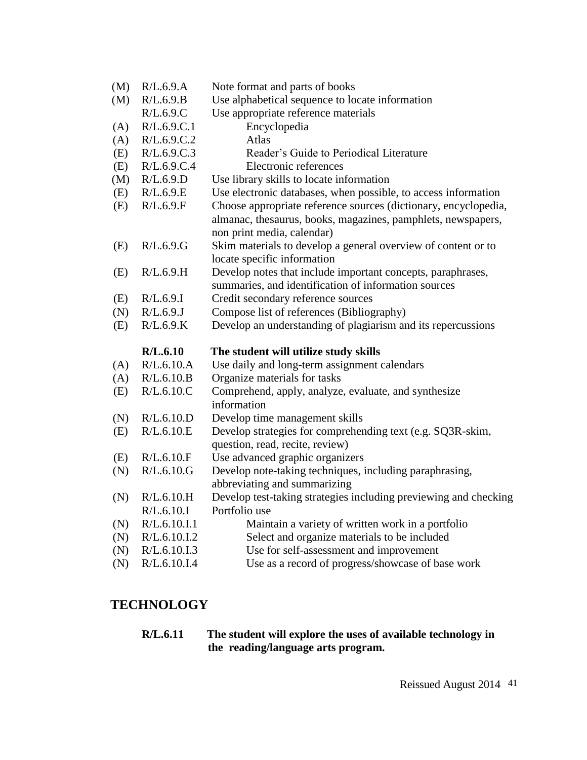| | | |
|---|---|---|
| (M) | R/L.6.9.A | Note format and parts of books |
| (M) | R/L.6.9.B | Use alphabetical sequence to locate information |
| | R/L.6.9.C | Use appropriate reference materials |
| (A) | R/L.6.9.C.1 | Encyclopedia |
| (A) | R/L.6.9.C.2 | Atlas |
| (E) | R/L.6.9.C.3 | Reader's Guide to Periodical Literature |
| (E) | R/L.6.9.C.4 | Electronic references |
| (M) | R/L.6.9.D | Use library skills to locate information |
| (E) | R/L.6.9.E | Use electronic databases, when possible, to access information |
| (E) | R/L.6.9.F | Choose appropriate reference sources (dictionary, encyclopedia, almanac, thesaurus, books, magazines, pamphlets, newspapers, non print media, calendar) |
| (E) | R/L.6.9.G | Skim materials to develop a general overview of content or to locate specific information |
| (E) | R/L.6.9.H | Develop notes that include important concepts, paraphrases, summaries, and identification of information sources |
| (E) | R/L.6.9.I | Credit secondary reference sources |
| (N) | R/L.6.9.J | Compose list of references (Bibliography) |
| (E) | R/L.6.9.K | Develop an understanding of plagiarism and its repercussions |
| | **R/L.6.10** | **The student will utilize study skills** |
| (A) | R/L.6.10.A | Use daily and long-term assignment calendars |
| (A) | R/L.6.10.B | Organize materials for tasks |
| (E) | R/L.6.10.C | Comprehend, apply, analyze, evaluate, and synthesize information |
| (N) | R/L.6.10.D | Develop time management skills |
| (E) | R/L.6.10.E | Develop strategies for comprehending text (e.g. SQ3R-skim, question, read, recite, review) |
| (E) | R/L.6.10.F | Use advanced graphic organizers |
| (N) | R/L.6.10.G | Develop note-taking techniques, including paraphrasing, abbreviating and summarizing |
| (N) | R/L.6.10.H | Develop test-taking strategies including previewing and checking |
| | R/L.6.10.I | Portfolio use |
| (N) | R/L.6.10.I.1 | Maintain a variety of written work in a portfolio |
| (N) | R/L.6.10.I.2 | Select and organize materials to be included |
| (N) | R/L.6.10.I.3 | Use for self-assessment and improvement |
| (N) | R/L.6.10.I.4 | Use as a record of progress/showcase of base work |

## TECHNOLOGY

**R/L.6.11 The student will explore the uses of available technology in the reading/language arts program.**

Reissued August 2014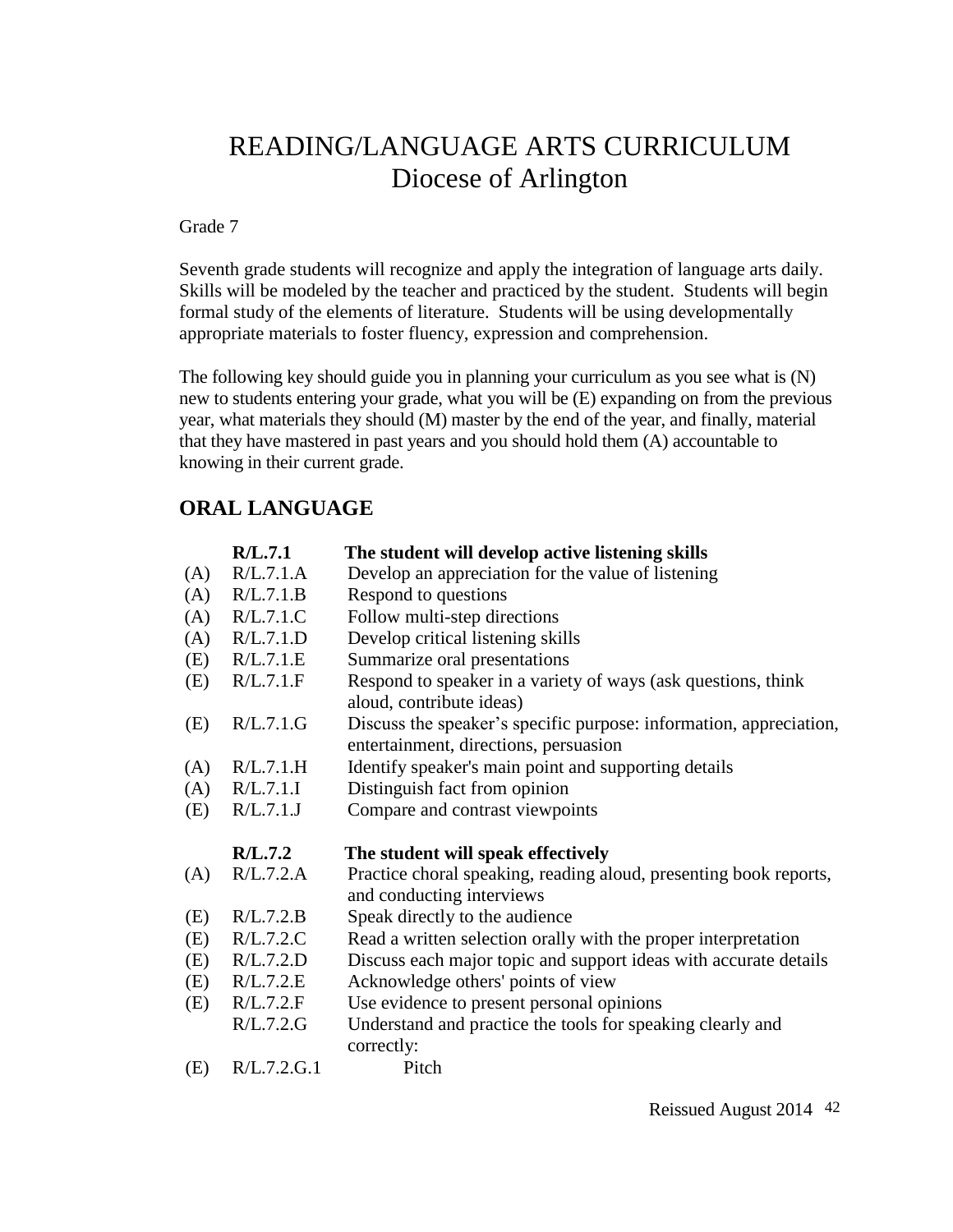# READING/LANGUAGE ARTS CURRICULUM
## Diocese of Arlington

Grade 7

Seventh grade students will recognize and apply the integration of language arts daily. Skills will be modeled by the teacher and practiced by the student. Students will begin formal study of the elements of literature. Students will be using developmentally appropriate materials to foster fluency, expression and comprehension.

The following key should guide you in planning your curriculum as you see what is (N) new to students entering your grade, what you will be (E) expanding on from the previous year, what materials they should (M) master by the end of the year, and finally, material that they have mastered in past years and you should hold them (A) accountable to knowing in their current grade.

## ORAL LANGUAGE

| | | |
|---|---|---|
| | **R/L.7.1** | **The student will develop active listening skills** |
| (A) | R/L.7.1.A | Develop an appreciation for the value of listening |
| (A) | R/L.7.1.B | Respond to questions |
| (A) | R/L.7.1.C | Follow multi-step directions |
| (A) | R/L.7.1.D | Develop critical listening skills |
| (E) | R/L.7.1.E | Summarize oral presentations |
| (E) | R/L.7.1.F | Respond to speaker in a variety of ways (ask questions, think aloud, contribute ideas) |
| (E) | R/L.7.1.G | Discuss the speaker's specific purpose: information, appreciation, entertainment, directions, persuasion |
| (A) | R/L.7.1.H | Identify speaker's main point and supporting details |
| (A) | R/L.7.1.I | Distinguish fact from opinion |
| (E) | R/L.7.1.J | Compare and contrast viewpoints |
| | **R/L.7.2** | **The student will speak effectively** |
| (A) | R/L.7.2.A | Practice choral speaking, reading aloud, presenting book reports, and conducting interviews |
| (E) | R/L.7.2.B | Speak directly to the audience |
| (E) | R/L.7.2.C | Read a written selection orally with the proper interpretation |
| (E) | R/L.7.2.D | Discuss each major topic and support ideas with accurate details |
| (E) | R/L.7.2.E | Acknowledge others' points of view |
| (E) | R/L.7.2.F | Use evidence to present personal opinions |
| | R/L.7.2.G | Understand and practice the tools for speaking clearly and correctly: |
| (E) | R/L.7.2.G.1 | Pitch |

Reissued August 2014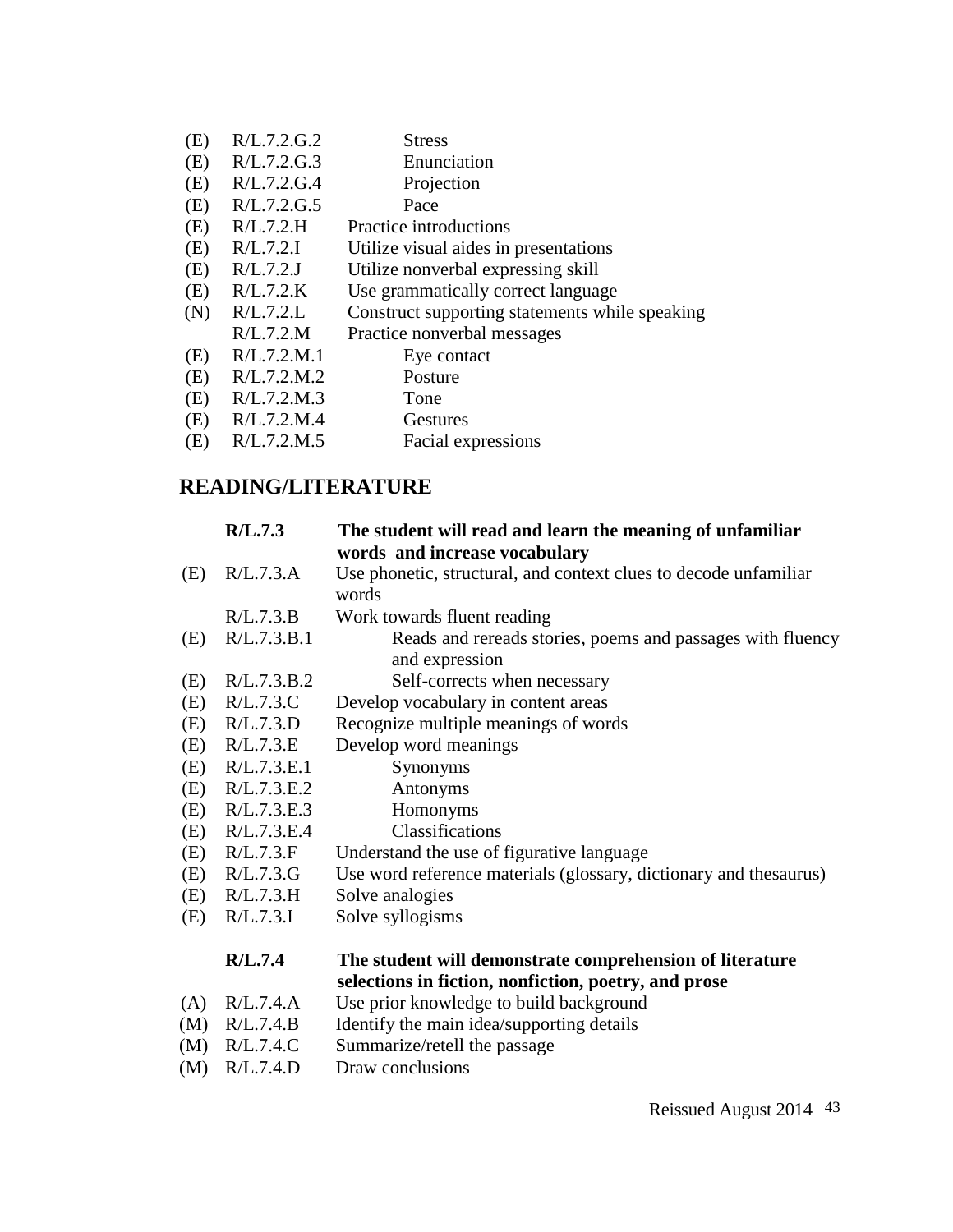| | | |
|---|---|---|
| (E) | R/L.7.2.G.2 | Stress |
| (E) | R/L.7.2.G.3 | Enunciation |
| (E) | R/L.7.2.G.4 | Projection |
| (E) | R/L.7.2.G.5 | Pace |
| (E) | R/L.7.2.H | Practice introductions |
| (E) | R/L.7.2.I | Utilize visual aides in presentations |
| (E) | R/L.7.2.J | Utilize nonverbal expressing skill |
| (E) | R/L.7.2.K | Use grammatically correct language |
| (N) | R/L.7.2.L | Construct supporting statements while speaking |
| | R/L.7.2.M | Practice nonverbal messages |
| (E) | R/L.7.2.M.1 | Eye contact |
| (E) | R/L.7.2.M.2 | Posture |
| (E) | R/L.7.2.M.3 | Tone |
| (E) | R/L.7.2.M.4 | Gestures |
| (E) | R/L.7.2.M.5 | Facial expressions |

## READING/LITERATURE

| | | |
|---|---|---|
| | **R/L.7.3** | **The student will read and learn the meaning of unfamiliar words and increase vocabulary** |
| (E) | R/L.7.3.A | Use phonetic, structural, and context clues to decode unfamiliar words |
| | R/L.7.3.B | Work towards fluent reading |
| (E) | R/L.7.3.B.1 | Reads and rereads stories, poems and passages with fluency and expression |
| (E) | R/L.7.3.B.2 | Self-corrects when necessary |
| (E) | R/L.7.3.C | Develop vocabulary in content areas |
| (E) | R/L.7.3.D | Recognize multiple meanings of words |
| (E) | R/L.7.3.E | Develop word meanings |
| (E) | R/L.7.3.E.1 | Synonyms |
| (E) | R/L.7.3.E.2 | Antonyms |
| (E) | R/L.7.3.E.3 | Homonyms |
| (E) | R/L.7.3.E.4 | Classifications |
| (E) | R/L.7.3.F | Understand the use of figurative language |
| (E) | R/L.7.3.G | Use word reference materials (glossary, dictionary and thesaurus) |
| (E) | R/L.7.3.H | Solve analogies |
| (E) | R/L.7.3.I | Solve syllogisms |

| | | |
|---|---|---|
| | **R/L.7.4** | **The student will demonstrate comprehension of literature selections in fiction, nonfiction, poetry, and prose** |
| (A) | R/L.7.4.A | Use prior knowledge to build background |
| (M) | R/L.7.4.B | Identify the main idea/supporting details |
| (M) | R/L.7.4.C | Summarize/retell the passage |
| (M) | R/L.7.4.D | Draw conclusions |

Reissued August 2014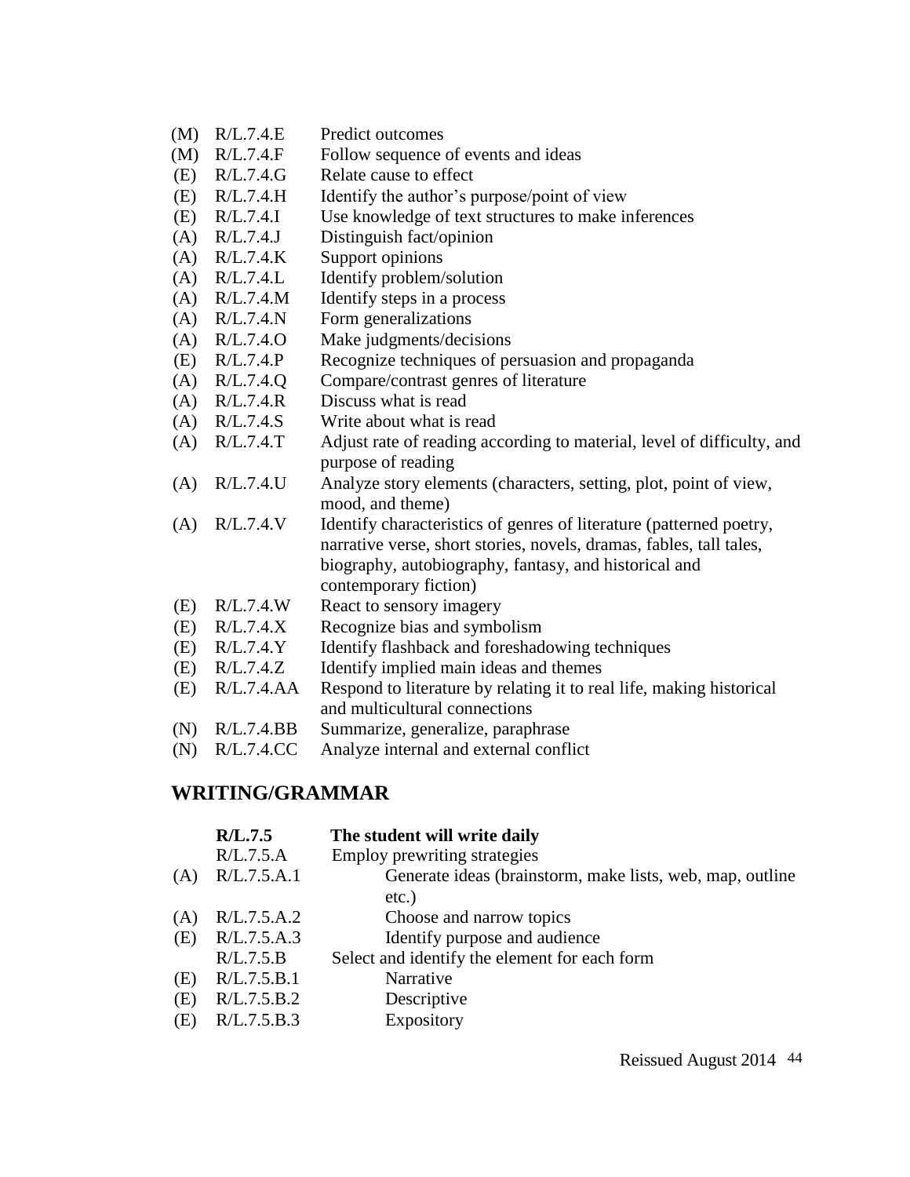(M) R/L.7.4.E Predict outcomes
(M) R/L.7.4.F Follow sequence of events and ideas
(E) R/L.7.4.G Relate cause to effect
(E) R/L.7.4.H Identify the author's purpose/point of view
(E) R/L.7.4.I Use knowledge of text structures to make inferences
(A) R/L.7.4.J Distinguish fact/opinion
(A) R/L.7.4.K Support opinions
(A) R/L.7.4.L Identify problem/solution
(A) R/L.7.4.M Identify steps in a process
(A) R/L.7.4.N Form generalizations
(A) R/L.7.4.O Make judgments/decisions
(E) R/L.7.4.P Recognize techniques of persuasion and propaganda
(A) R/L.7.4.Q Compare/contrast genres of literature
(A) R/L.7.4.R Discuss what is read
(A) R/L.7.4.S Write about what is read
(A) R/L.7.4.T Adjust rate of reading according to material, level of difficulty, and purpose of reading
(A) R/L.7.4.U Analyze story elements (characters, setting, plot, point of view, mood, and theme)
(A) R/L.7.4.V Identify characteristics of genres of literature (patterned poetry, narrative verse, short stories, novels, dramas, fables, tall tales, biography, autobiography, fantasy, and historical and contemporary fiction)
(E) R/L.7.4.W React to sensory imagery
(E) R/L.7.4.X Recognize bias and symbolism
(E) R/L.7.4.Y Identify flashback and foreshadowing techniques
(E) R/L.7.4.Z Identify implied main ideas and themes
(E) R/L.7.4.AA Respond to literature by relating it to real life, making historical and multicultural connections
(N) R/L.7.4.BB Summarize, generalize, paraphrase
(N) R/L.7.4.CC Analyze internal and external conflict

## WRITING/GRAMMAR

**R/L.7.5 The student will write daily**

R/L.7.5.A Employ prewriting strategies

(A) R/L.7.5.A.1 Generate ideas (brainstorm, make lists, web, map, outline etc.)
(A) R/L.7.5.A.2 Choose and narrow topics
(E) R/L.7.5.A.3 Identify purpose and audience

R/L.7.5.B Select and identify the element for each form

(E) R/L.7.5.B.1 Narrative
(E) R/L.7.5.B.2 Descriptive
(E) R/L.7.5.B.3 Expository

Reissued August 2014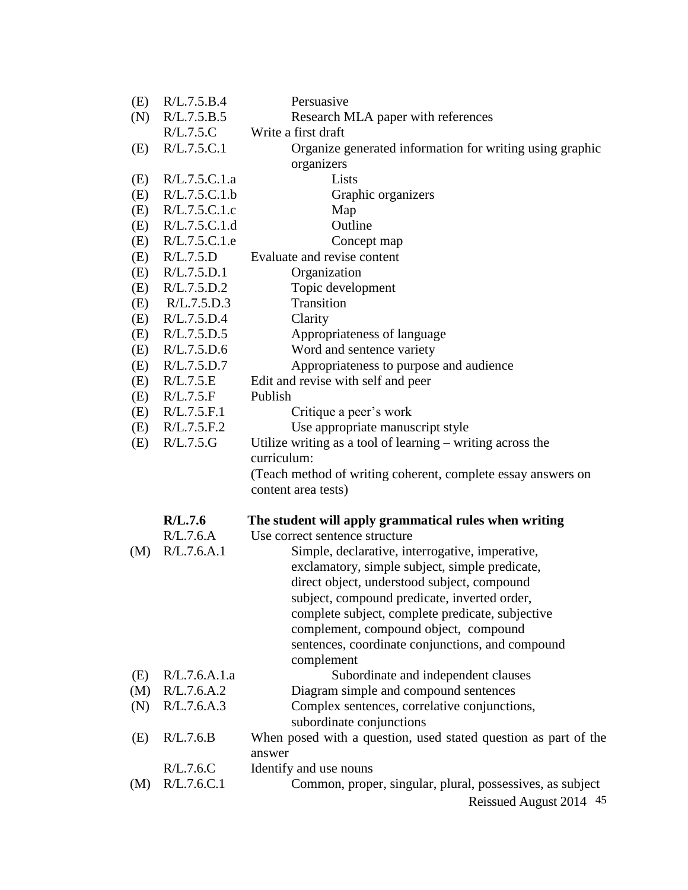| | | |
|---|---|---|
| (E) | R/L.7.5.B.4 | Persuasive |
| (N) | R/L.7.5.B.5 | Research MLA paper with references |
| | R/L.7.5.C | Write a first draft |
| (E) | R/L.7.5.C.1 | Organize generated information for writing using graphic organizers |
| (E) | R/L.7.5.C.1.a | Lists |
| (E) | R/L.7.5.C.1.b | Graphic organizers |
| (E) | R/L.7.5.C.1.c | Map |
| (E) | R/L.7.5.C.1.d | Outline |
| (E) | R/L.7.5.C.1.e | Concept map |
| (E) | R/L.7.5.D | Evaluate and revise content |
| (E) | R/L.7.5.D.1 | Organization |
| (E) | R/L.7.5.D.2 | Topic development |
| (E) | R/L.7.5.D.3 | Transition |
| (E) | R/L.7.5.D.4 | Clarity |
| (E) | R/L.7.5.D.5 | Appropriateness of language |
| (E) | R/L.7.5.D.6 | Word and sentence variety |
| (E) | R/L.7.5.D.7 | Appropriateness to purpose and audience |
| (E) | R/L.7.5.E | Edit and revise with self and peer |
| (E) | R/L.7.5.F | Publish |
| (E) | R/L.7.5.F.1 | Critique a peer's work |
| (E) | R/L.7.5.F.2 | Use appropriate manuscript style |
| (E) | R/L.7.5.G | Utilize writing as a tool of learning – writing across the curriculum: (Teach method of writing coherent, complete essay answers on content area tests) |

| | | |
|---|---|---|
| | **R/L.7.6** | **The student will apply grammatical rules when writing** |
| | R/L.7.6.A | Use correct sentence structure |
| (M) | R/L.7.6.A.1 | Simple, declarative, interrogative, imperative, exclamatory, simple subject, simple predicate, direct object, understood subject, compound subject, compound predicate, inverted order, complete subject, complete predicate, subjective complement, compound object, compound sentences, coordinate conjunctions, and compound complement |
| (E) | R/L.7.6.A.1.a | Subordinate and independent clauses |
| (M) | R/L.7.6.A.2 | Diagram simple and compound sentences |
| (N) | R/L.7.6.A.3 | Complex sentences, correlative conjunctions, subordinate conjunctions |
| (E) | R/L.7.6.B | When posed with a question, used stated question as part of the answer |
| | R/L.7.6.C | Identify and use nouns |
| (M) | R/L.7.6.C.1 | Common, proper, singular, plural, possessives, as subject |

Reissued August 2014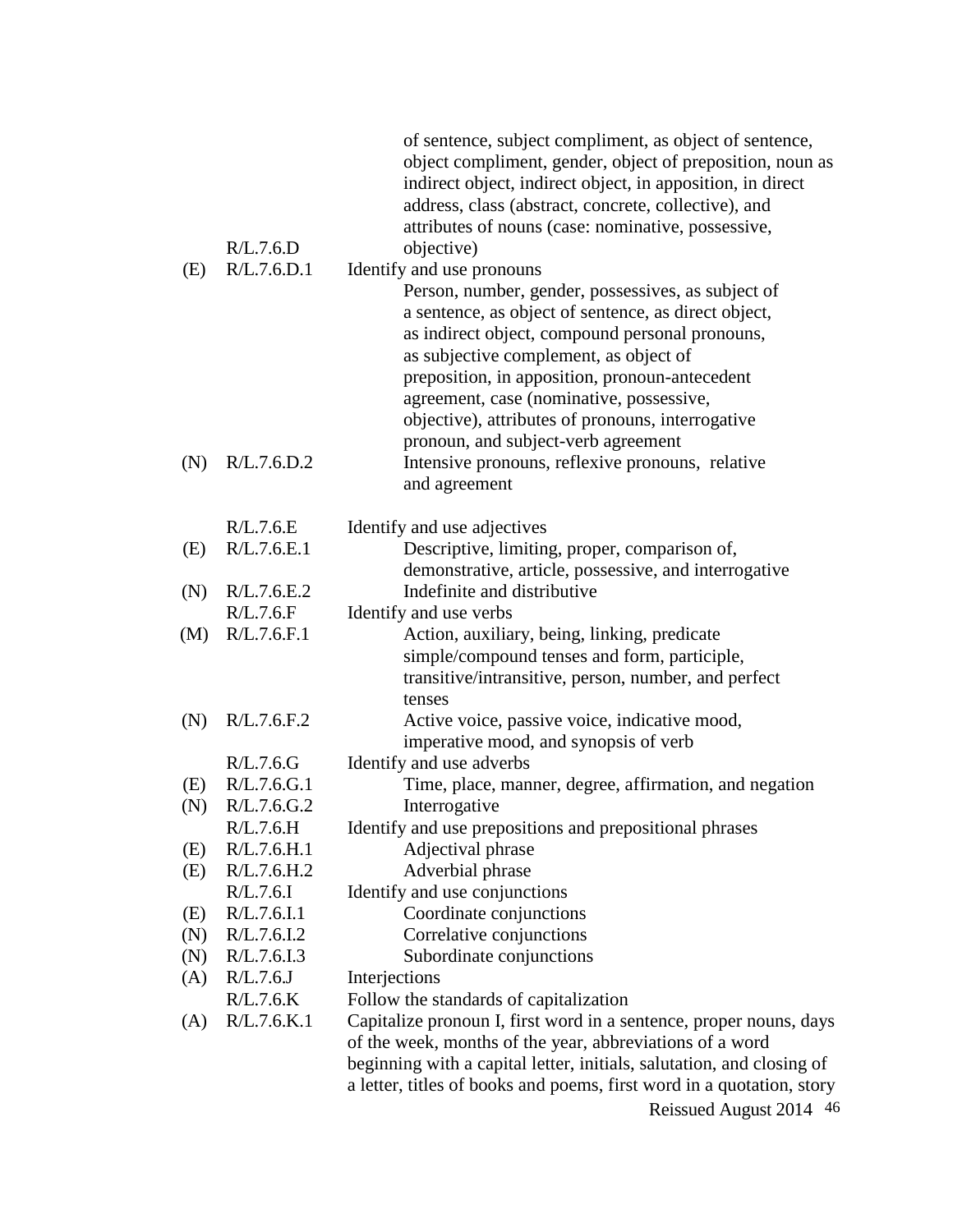| | | |
|---|---|---|
| | | of sentence, subject compliment, as object of sentence, object compliment, gender, object of preposition, noun as indirect object, indirect object, in apposition, in direct address, class (abstract, concrete, collective), and attributes of nouns (case: nominative, possessive, |
| | R/L.7.6.D | objective) |
| (E) | R/L.7.6.D.1 | Identify and use pronouns<br>Person, number, gender, possessives, as subject of a sentence, as object of sentence, as direct object, as indirect object, compound personal pronouns, as subjective complement, as object of preposition, in apposition, pronoun-antecedent agreement, case (nominative, possessive, objective), attributes of pronouns, interrogative pronoun, and subject-verb agreement |
| (N) | R/L.7.6.D.2 | Intensive pronouns, reflexive pronouns, relative and agreement |
| | R/L.7.6.E | Identify and use adjectives |
| (E) | R/L.7.6.E.1 | Descriptive, limiting, proper, comparison of, demonstrative, article, possessive, and interrogative |
| (N) | R/L.7.6.E.2 | Indefinite and distributive |
| | R/L.7.6.F | Identify and use verbs |
| (M) | R/L.7.6.F.1 | Action, auxiliary, being, linking, predicate simple/compound tenses and form, participle, transitive/intransitive, person, number, and perfect tenses |
| (N) | R/L.7.6.F.2 | Active voice, passive voice, indicative mood, imperative mood, and synopsis of verb |
| | R/L.7.6.G | Identify and use adverbs |
| (E) | R/L.7.6.G.1 | Time, place, manner, degree, affirmation, and negation |
| (N) | R/L.7.6.G.2 | Interrogative |
| | R/L.7.6.H | Identify and use prepositions and prepositional phrases |
| (E) | R/L.7.6.H.1 | Adjectival phrase |
| (E) | R/L.7.6.H.2 | Adverbial phrase |
| | R/L.7.6.I | Identify and use conjunctions |
| (E) | R/L.7.6.I.1 | Coordinate conjunctions |
| (N) | R/L.7.6.I.2 | Correlative conjunctions |
| (N) | R/L.7.6.I.3 | Subordinate conjunctions |
| (A) | R/L.7.6.J | Interjections |
| | R/L.7.6.K | Follow the standards of capitalization |
| (A) | R/L.7.6.K.1 | Capitalize pronoun I, first word in a sentence, proper nouns, days of the week, months of the year, abbreviations of a word beginning with a capital letter, initials, salutation, and closing of a letter, titles of books and poems, first word in a quotation, story |

Reissued August 2014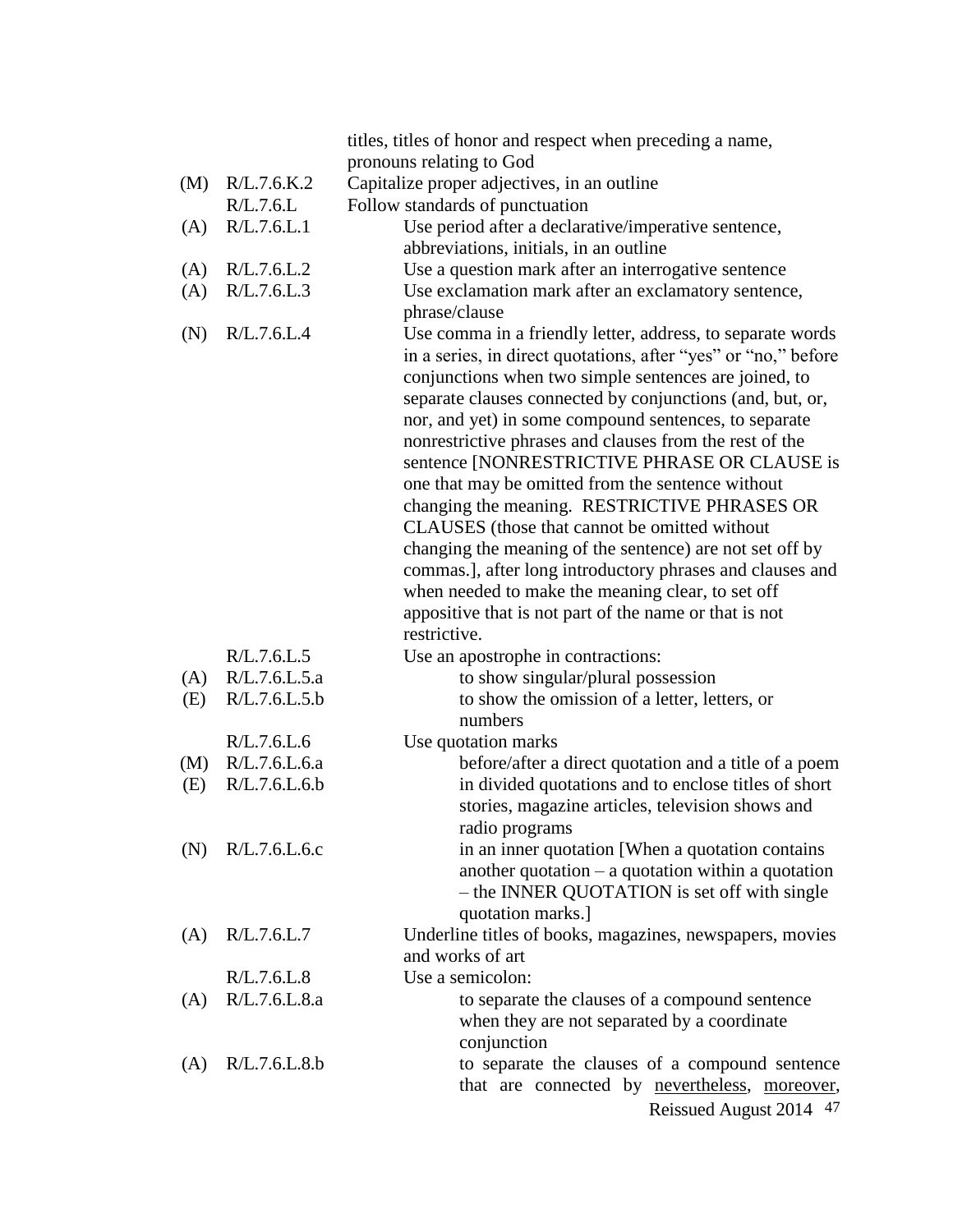| | | |
|---|---|---|
| | | titles, titles of honor and respect when preceding a name, pronouns relating to God |
| (M) | R/L.7.6.K.2 | Capitalize proper adjectives, in an outline |
| | R/L.7.6.L | Follow standards of punctuation |
| (A) | R/L.7.6.L.1 | Use period after a declarative/imperative sentence, abbreviations, initials, in an outline |
| (A) | R/L.7.6.L.2 | Use a question mark after an interrogative sentence |
| (A) | R/L.7.6.L.3 | Use exclamation mark after an exclamatory sentence, phrase/clause |
| (N) | R/L.7.6.L.4 | Use comma in a friendly letter, address, to separate words in a series, in direct quotations, after "yes" or "no," before conjunctions when two simple sentences are joined, to separate clauses connected by conjunctions (and, but, or, nor, and yet) in some compound sentences, to separate nonrestrictive phrases and clauses from the rest of the sentence [NONRESTRICTIVE PHRASE OR CLAUSE is one that may be omitted from the sentence without changing the meaning. RESTRICTIVE PHRASES OR CLAUSES (those that cannot be omitted without changing the meaning of the sentence) are not set off by commas.], after long introductory phrases and clauses and when needed to make the meaning clear, to set off appositive that is not part of the name or that is not restrictive. |
| | R/L.7.6.L.5 | Use an apostrophe in contractions: |
| (A) | R/L.7.6.L.5.a | to show singular/plural possession |
| (E) | R/L.7.6.L.5.b | to show the omission of a letter, letters, or numbers |
| | R/L.7.6.L.6 | Use quotation marks |
| (M) | R/L.7.6.L.6.a | before/after a direct quotation and a title of a poem |
| (E) | R/L.7.6.L.6.b | in divided quotations and to enclose titles of short stories, magazine articles, television shows and radio programs |
| (N) | R/L.7.6.L.6.c | in an inner quotation [When a quotation contains another quotation – a quotation within a quotation – the INNER QUOTATION is set off with single quotation marks.] |
| (A) | R/L.7.6.L.7 | Underline titles of books, magazines, newspapers, movies and works of art |
| | R/L.7.6.L.8 | Use a semicolon: |
| (A) | R/L.7.6.L.8.a | to separate the clauses of a compound sentence when they are not separated by a coordinate conjunction |
| (A) | R/L.7.6.L.8.b | to separate the clauses of a compound sentence that are connected by <u>nevertheless</u>, <u>moreover</u>, |

Reissued August 2014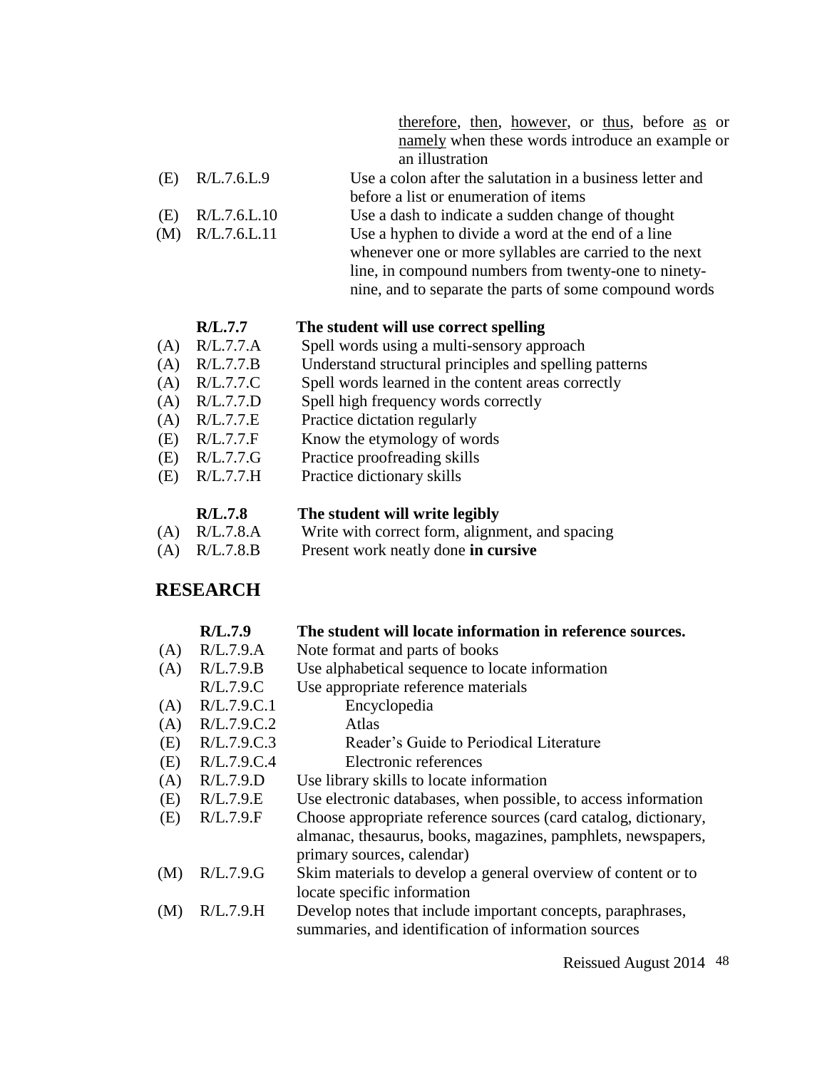therefore, then, however, or thus, before as or namely when these words introduce an example or an illustration

| | | |
|---|---|---|
| (E) | R/L.7.6.L.9 | Use a colon after the salutation in a business letter and before a list or enumeration of items |
| (E) | R/L.7.6.L.10 | Use a dash to indicate a sudden change of thought |
| (M) | R/L.7.6.L.11 | Use a hyphen to divide a word at the end of a line whenever one or more syllables are carried to the next line, in compound numbers from twenty-one to ninety-nine, and to separate the parts of some compound words |

| | | |
|---|---|---|
| | **R/L.7.7** | **The student will use correct spelling** |
| (A) | R/L.7.7.A | Spell words using a multi-sensory approach |
| (A) | R/L.7.7.B | Understand structural principles and spelling patterns |
| (A) | R/L.7.7.C | Spell words learned in the content areas correctly |
| (A) | R/L.7.7.D | Spell high frequency words correctly |
| (A) | R/L.7.7.E | Practice dictation regularly |
| (E) | R/L.7.7.F | Know the etymology of words |
| (E) | R/L.7.7.G | Practice proofreading skills |
| (E) | R/L.7.7.H | Practice dictionary skills |

| | | |
|---|---|---|
| | **R/L.7.8** | **The student will write legibly** |
| (A) | R/L.7.8.A | Write with correct form, alignment, and spacing |
| (A) | R/L.7.8.B | Present work neatly done **in cursive** |

## RESEARCH

| | | |
|---|---|---|
| | **R/L.7.9** | **The student will locate information in reference sources.** |
| (A) | R/L.7.9.A | Note format and parts of books |
| (A) | R/L.7.9.B | Use alphabetical sequence to locate information |
| | R/L.7.9.C | Use appropriate reference materials |
| (A) | R/L.7.9.C.1 | Encyclopedia |
| (A) | R/L.7.9.C.2 | Atlas |
| (E) | R/L.7.9.C.3 | Reader's Guide to Periodical Literature |
| (E) | R/L.7.9.C.4 | Electronic references |
| (A) | R/L.7.9.D | Use library skills to locate information |
| (E) | R/L.7.9.E | Use electronic databases, when possible, to access information |
| (E) | R/L.7.9.F | Choose appropriate reference sources (card catalog, dictionary, almanac, thesaurus, books, magazines, pamphlets, newspapers, primary sources, calendar) |
| (M) | R/L.7.9.G | Skim materials to develop a general overview of content or to locate specific information |
| (M) | R/L.7.9.H | Develop notes that include important concepts, paraphrases, summaries, and identification of information sources |

Reissued August 2014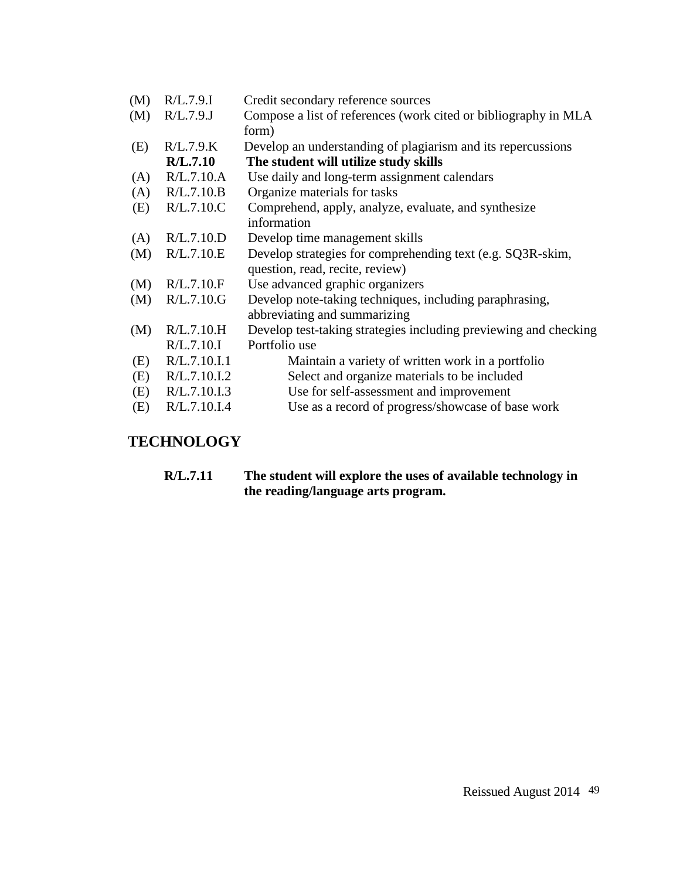| | | |
|---|---|---|
| (M) | R/L.7.9.I | Credit secondary reference sources |
| (M) | R/L.7.9.J | Compose a list of references (work cited or bibliography in MLA form) |
| (E) | R/L.7.9.K | Develop an understanding of plagiarism and its repercussions |
| | **R/L.7.10** | **The student will utilize study skills** |
| (A) | R/L.7.10.A | Use daily and long-term assignment calendars |
| (A) | R/L.7.10.B | Organize materials for tasks |
| (E) | R/L.7.10.C | Comprehend, apply, analyze, evaluate, and synthesize information |
| (A) | R/L.7.10.D | Develop time management skills |
| (M) | R/L.7.10.E | Develop strategies for comprehending text (e.g. SQ3R-skim, question, read, recite, review) |
| (M) | R/L.7.10.F | Use advanced graphic organizers |
| (M) | R/L.7.10.G | Develop note-taking techniques, including paraphrasing, abbreviating and summarizing |
| (M) | R/L.7.10.H | Develop test-taking strategies including previewing and checking |
| | R/L.7.10.I | Portfolio use |
| (E) | R/L.7.10.I.1 | Maintain a variety of written work in a portfolio |
| (E) | R/L.7.10.I.2 | Select and organize materials to be included |
| (E) | R/L.7.10.I.3 | Use for self-assessment and improvement |
| (E) | R/L.7.10.I.4 | Use as a record of progress/showcase of base work |

## TECHNOLOGY

**R/L.7.11 The student will explore the uses of available technology in the reading/language arts program.**

Reissued August 2014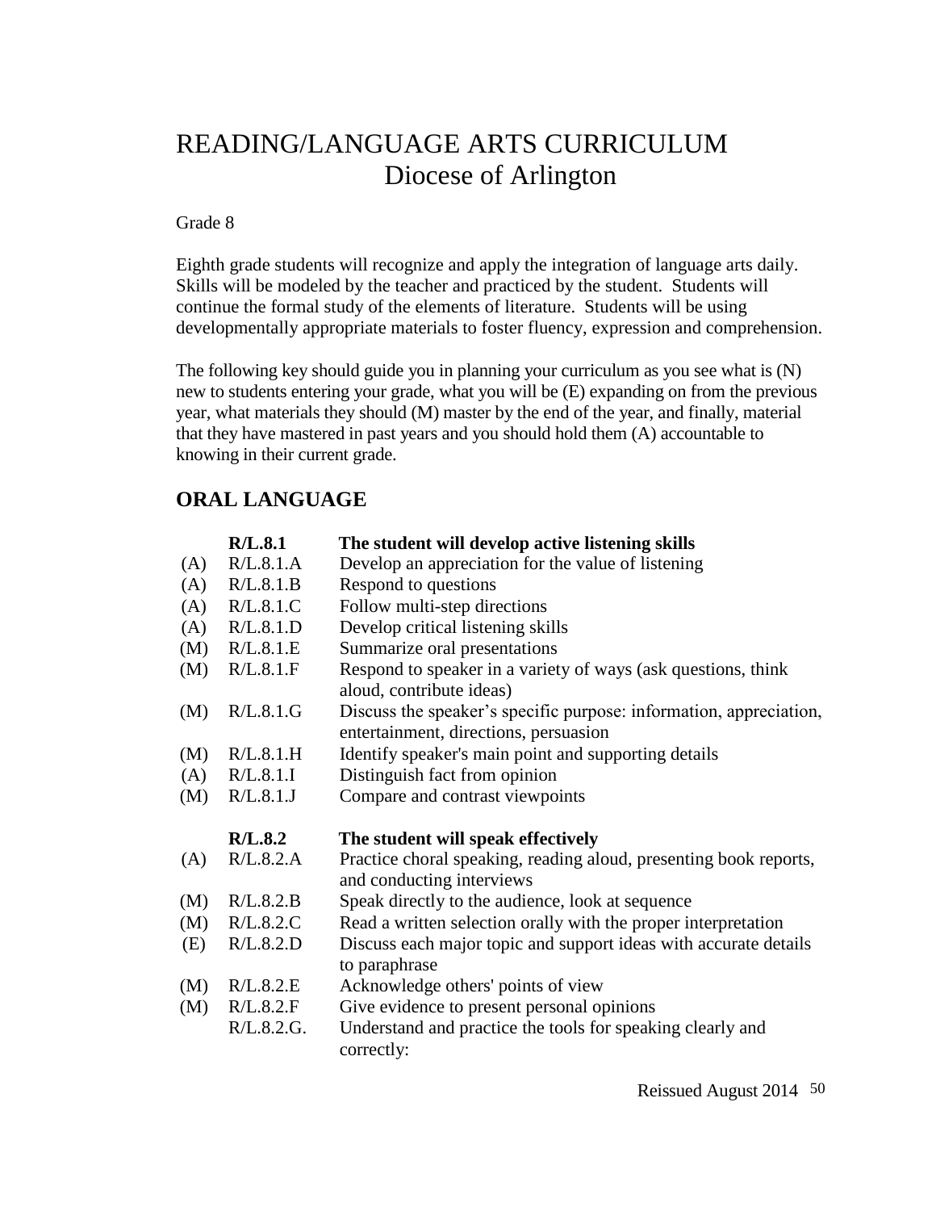# READING/LANGUAGE ARTS CURRICULUM
## Diocese of Arlington

Grade 8

Eighth grade students will recognize and apply the integration of language arts daily. Skills will be modeled by the teacher and practiced by the student. Students will continue the formal study of the elements of literature. Students will be using developmentally appropriate materials to foster fluency, expression and comprehension.

The following key should guide you in planning your curriculum as you see what is (N) new to students entering your grade, what you will be (E) expanding on from the previous year, what materials they should (M) master by the end of the year, and finally, material that they have mastered in past years and you should hold them (A) accountable to knowing in their current grade.

## ORAL LANGUAGE

| | **R/L.8.1** | **The student will develop active listening skills** |
|---|---|---|
| (A) | R/L.8.1.A | Develop an appreciation for the value of listening |
| (A) | R/L.8.1.B | Respond to questions |
| (A) | R/L.8.1.C | Follow multi-step directions |
| (A) | R/L.8.1.D | Develop critical listening skills |
| (M) | R/L.8.1.E | Summarize oral presentations |
| (M) | R/L.8.1.F | Respond to speaker in a variety of ways (ask questions, think aloud, contribute ideas) |
| (M) | R/L.8.1.G | Discuss the speaker's specific purpose: information, appreciation, entertainment, directions, persuasion |
| (M) | R/L.8.1.H | Identify speaker's main point and supporting details |
| (A) | R/L.8.1.I | Distinguish fact from opinion |
| (M) | R/L.8.1.J | Compare and contrast viewpoints |

| | **R/L.8.2** | **The student will speak effectively** |
|---|---|---|
| (A) | R/L.8.2.A | Practice choral speaking, reading aloud, presenting book reports, and conducting interviews |
| (M) | R/L.8.2.B | Speak directly to the audience, look at sequence |
| (M) | R/L.8.2.C | Read a written selection orally with the proper interpretation |
| (E) | R/L.8.2.D | Discuss each major topic and support ideas with accurate details to paraphrase |
| (M) | R/L.8.2.E | Acknowledge others' points of view |
| (M) | R/L.8.2.F | Give evidence to present personal opinions |
| | R/L.8.2.G. | Understand and practice the tools for speaking clearly and correctly: |

Reissued August 2014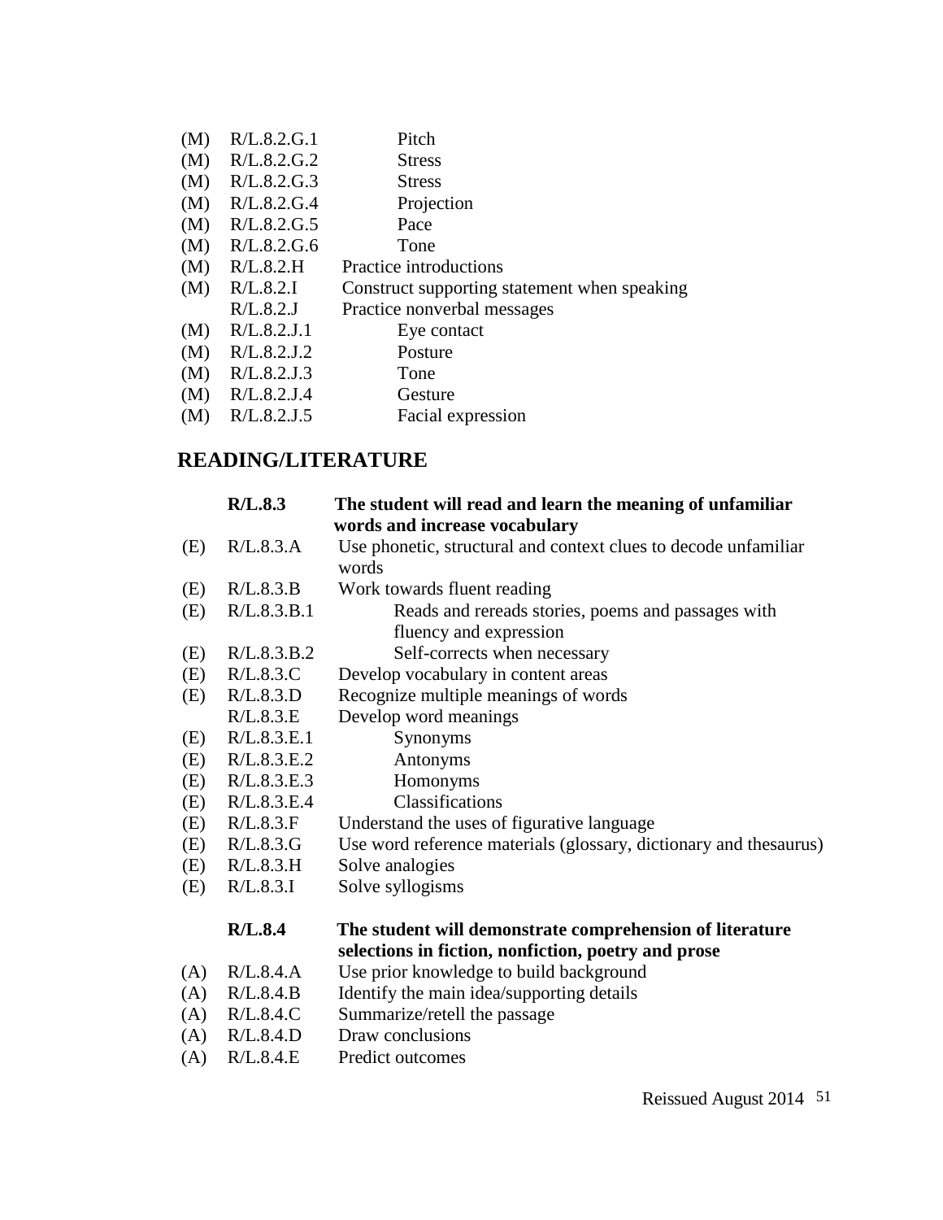(M) R/L.8.2.G.1 Pitch
(M) R/L.8.2.G.2 Stress
(M) R/L.8.2.G.3 Stress
(M) R/L.8.2.G.4 Projection
(M) R/L.8.2.G.5 Pace
(M) R/L.8.2.G.6 Tone
(M) R/L.8.2.H Practice introductions
(M) R/L.8.2.I Construct supporting statement when speaking
R/L.8.2.J Practice nonverbal messages
(M) R/L.8.2.J.1 Eye contact
(M) R/L.8.2.J.2 Posture
(M) R/L.8.2.J.3 Tone
(M) R/L.8.2.J.4 Gesture
(M) R/L.8.2.J.5 Facial expression

## READING/LITERATURE

**R/L.8.3 The student will read and learn the meaning of unfamiliar words and increase vocabulary**

(E) R/L.8.3.A Use phonetic, structural and context clues to decode unfamiliar words
(E) R/L.8.3.B Work towards fluent reading
(E) R/L.8.3.B.1 Reads and rereads stories, poems and passages with fluency and expression
(E) R/L.8.3.B.2 Self-corrects when necessary
(E) R/L.8.3.C Develop vocabulary in content areas
(E) R/L.8.3.D Recognize multiple meanings of words
R/L.8.3.E Develop word meanings
(E) R/L.8.3.E.1 Synonyms
(E) R/L.8.3.E.2 Antonyms
(E) R/L.8.3.E.3 Homonyms
(E) R/L.8.3.E.4 Classifications
(E) R/L.8.3.F Understand the uses of figurative language
(E) R/L.8.3.G Use word reference materials (glossary, dictionary and thesaurus)
(E) R/L.8.3.H Solve analogies
(E) R/L.8.3.I Solve syllogisms

**R/L.8.4 The student will demonstrate comprehension of literature selections in fiction, nonfiction, poetry and prose**

(A) R/L.8.4.A Use prior knowledge to build background
(A) R/L.8.4.B Identify the main idea/supporting details
(A) R/L.8.4.C Summarize/retell the passage
(A) R/L.8.4.D Draw conclusions
(A) R/L.8.4.E Predict outcomes

Reissued August 2014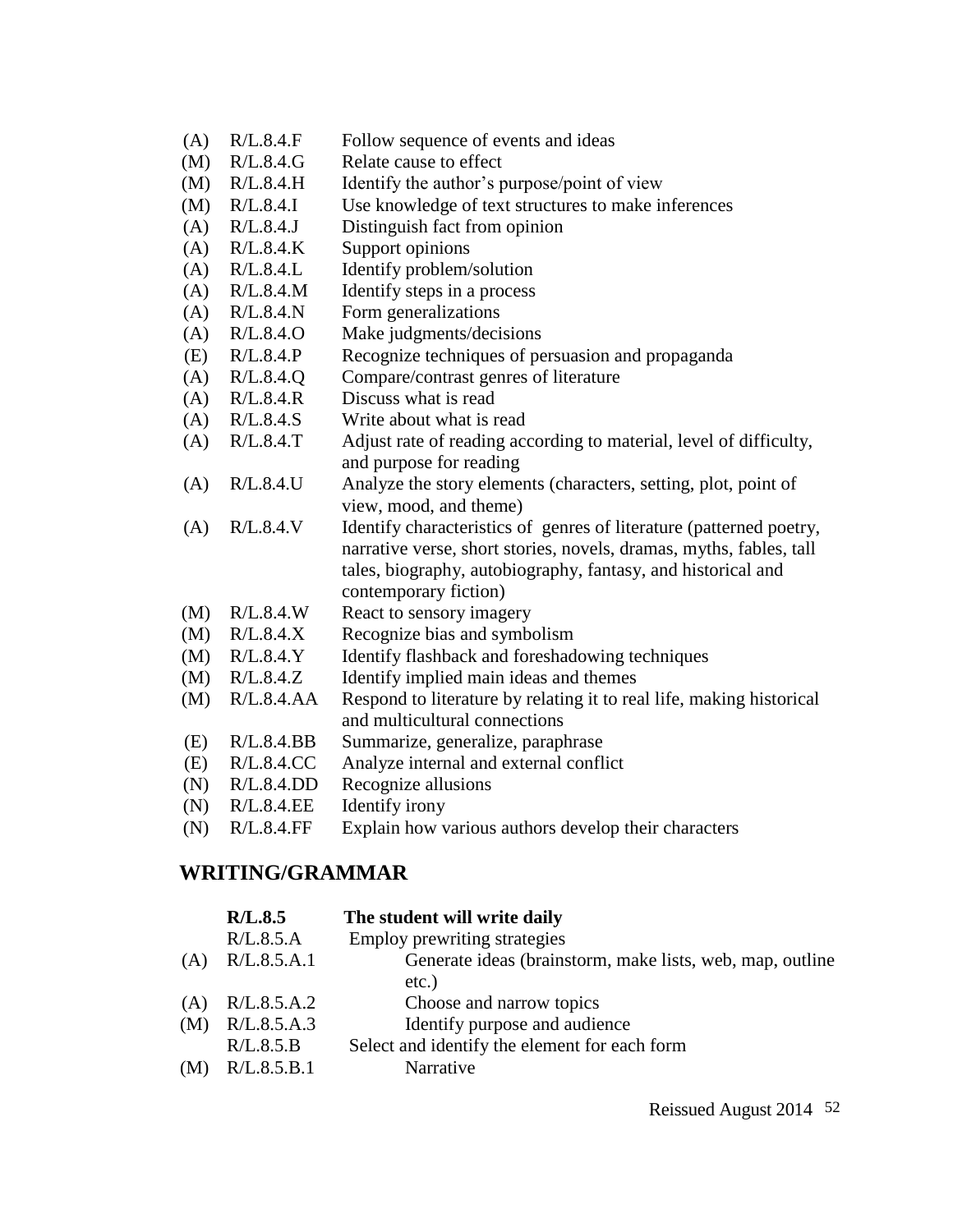(A) R/L.8.4.F Follow sequence of events and ideas
(M) R/L.8.4.G Relate cause to effect
(M) R/L.8.4.H Identify the author's purpose/point of view
(M) R/L.8.4.I Use knowledge of text structures to make inferences
(A) R/L.8.4.J Distinguish fact from opinion
(A) R/L.8.4.K Support opinions
(A) R/L.8.4.L Identify problem/solution
(A) R/L.8.4.M Identify steps in a process
(A) R/L.8.4.N Form generalizations
(A) R/L.8.4.O Make judgments/decisions
(E) R/L.8.4.P Recognize techniques of persuasion and propaganda
(A) R/L.8.4.Q Compare/contrast genres of literature
(A) R/L.8.4.R Discuss what is read
(A) R/L.8.4.S Write about what is read
(A) R/L.8.4.T Adjust rate of reading according to material, level of difficulty, and purpose for reading
(A) R/L.8.4.U Analyze the story elements (characters, setting, plot, point of view, mood, and theme)
(A) R/L.8.4.V Identify characteristics of genres of literature (patterned poetry, narrative verse, short stories, novels, dramas, myths, fables, tall tales, biography, autobiography, fantasy, and historical and contemporary fiction)
(M) R/L.8.4.W React to sensory imagery
(M) R/L.8.4.X Recognize bias and symbolism
(M) R/L.8.4.Y Identify flashback and foreshadowing techniques
(M) R/L.8.4.Z Identify implied main ideas and themes
(M) R/L.8.4.AA Respond to literature by relating it to real life, making historical and multicultural connections
(E) R/L.8.4.BB Summarize, generalize, paraphrase
(E) R/L.8.4.CC Analyze internal and external conflict
(N) R/L.8.4.DD Recognize allusions
(N) R/L.8.4.EE Identify irony
(N) R/L.8.4.FF Explain how various authors develop their characters

## WRITING/GRAMMAR

**R/L.8.5 The student will write daily**

R/L.8.5.A Employ prewriting strategies

(A) R/L.8.5.A.1 Generate ideas (brainstorm, make lists, web, map, outline etc.)
(A) R/L.8.5.A.2 Choose and narrow topics
(M) R/L.8.5.A.3 Identify purpose and audience

R/L.8.5.B Select and identify the element for each form

(M) R/L.8.5.B.1 Narrative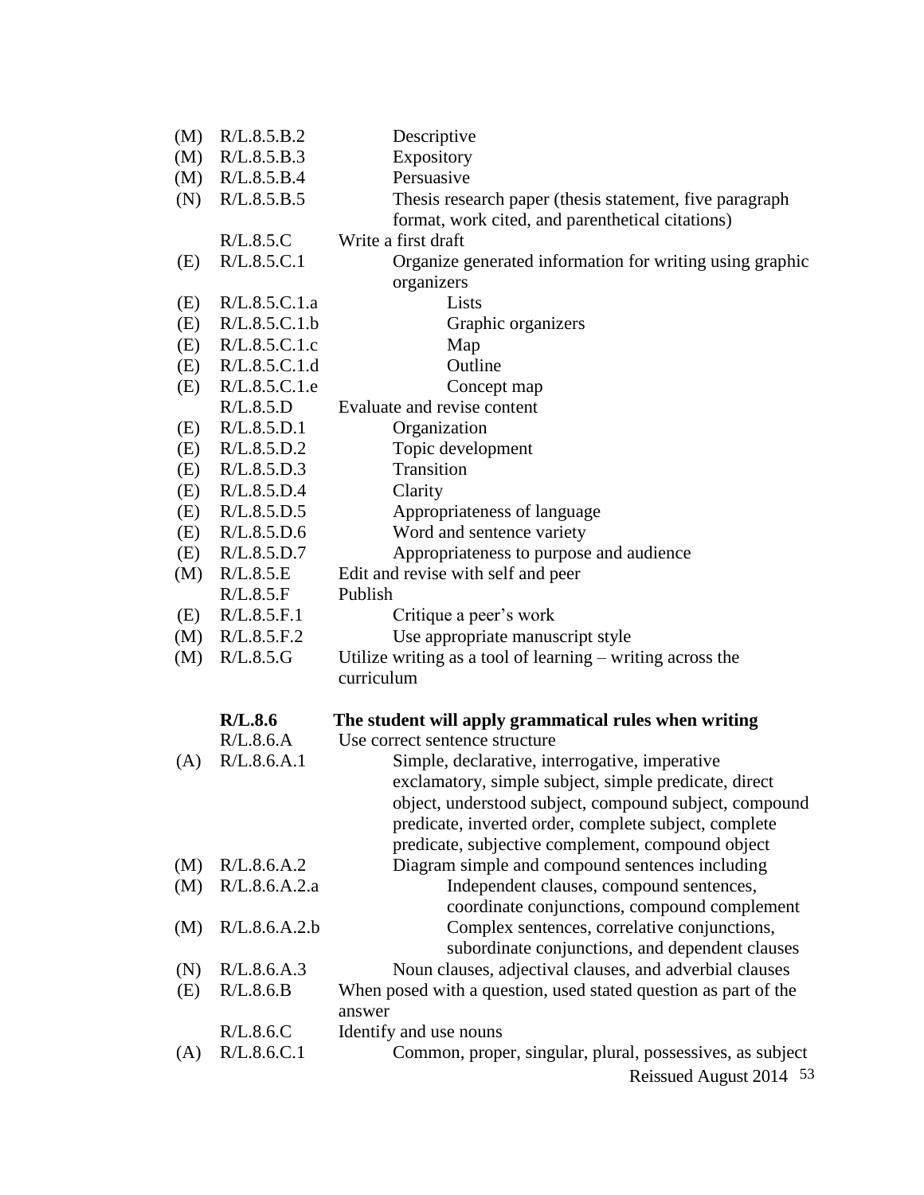| | | |
|---|---|---|
| (M) | R/L.8.5.B.2 | Descriptive |
| (M) | R/L.8.5.B.3 | Expository |
| (M) | R/L.8.5.B.4 | Persuasive |
| (N) | R/L.8.5.B.5 | Thesis research paper (thesis statement, five paragraph format, work cited, and parenthetical citations) |
| | R/L.8.5.C | Write a first draft |
| (E) | R/L.8.5.C.1 | Organize generated information for writing using graphic organizers |
| (E) | R/L.8.5.C.1.a | Lists |
| (E) | R/L.8.5.C.1.b | Graphic organizers |
| (E) | R/L.8.5.C.1.c | Map |
| (E) | R/L.8.5.C.1.d | Outline |
| (E) | R/L.8.5.C.1.e | Concept map |
| | R/L.8.5.D | Evaluate and revise content |
| (E) | R/L.8.5.D.1 | Organization |
| (E) | R/L.8.5.D.2 | Topic development |
| (E) | R/L.8.5.D.3 | Transition |
| (E) | R/L.8.5.D.4 | Clarity |
| (E) | R/L.8.5.D.5 | Appropriateness of language |
| (E) | R/L.8.5.D.6 | Word and sentence variety |
| (E) | R/L.8.5.D.7 | Appropriateness to purpose and audience |
| (M) | R/L.8.5.E | Edit and revise with self and peer |
| | R/L.8.5.F | Publish |
| (E) | R/L.8.5.F.1 | Critique a peer's work |
| (M) | R/L.8.5.F.2 | Use appropriate manuscript style |
| (M) | R/L.8.5.G | Utilize writing as a tool of learning – writing across the curriculum |

| | | |
|---|---|---|
| | **R/L.8.6** | **The student will apply grammatical rules when writing** |
| | R/L.8.6.A | Use correct sentence structure |
| (A) | R/L.8.6.A.1 | Simple, declarative, interrogative, imperative exclamatory, simple subject, simple predicate, direct object, understood subject, compound subject, compound predicate, inverted order, complete subject, complete predicate, subjective complement, compound object |
| (M) | R/L.8.6.A.2 | Diagram simple and compound sentences including |
| (M) | R/L.8.6.A.2.a | Independent clauses, compound sentences, coordinate conjunctions, compound complement |
| (M) | R/L.8.6.A.2.b | Complex sentences, correlative conjunctions, subordinate conjunctions, and dependent clauses |
| (N) | R/L.8.6.A.3 | Noun clauses, adjectival clauses, and adverbial clauses |
| (E) | R/L.8.6.B | When posed with a question, used stated question as part of the answer |
| | R/L.8.6.C | Identify and use nouns |
| (A) | R/L.8.6.C.1 | Common, proper, singular, plural, possessives, as subject |

Reissued August 2014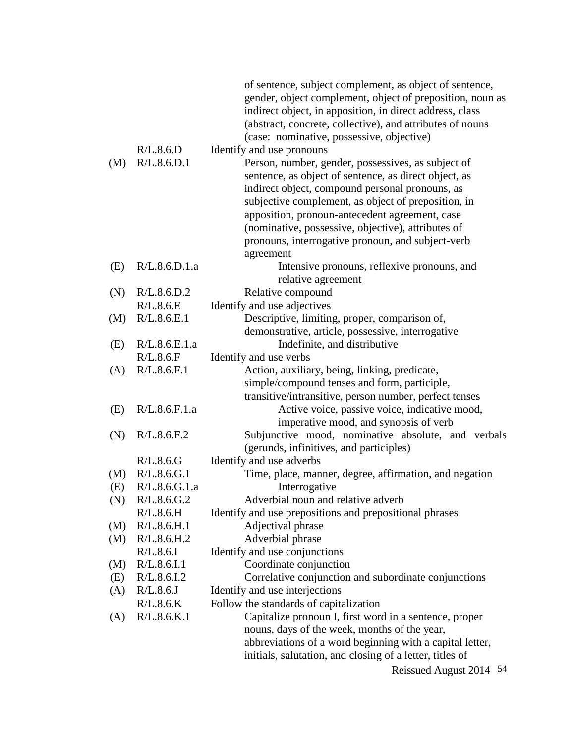| | | |
|---|---|---|
| | | of sentence, subject complement, as object of sentence, gender, object complement, object of preposition, noun as indirect object, in apposition, in direct address, class (abstract, concrete, collective), and attributes of nouns (case: nominative, possessive, objective) |
| | R/L.8.6.D | Identify and use pronouns |
| (M) | R/L.8.6.D.1 | Person, number, gender, possessives, as subject of sentence, as object of sentence, as direct object, as indirect object, compound personal pronouns, as subjective complement, as object of preposition, in apposition, pronoun-antecedent agreement, case (nominative, possessive, objective), attributes of pronouns, interrogative pronoun, and subject-verb agreement |
| (E) | R/L.8.6.D.1.a | Intensive pronouns, reflexive pronouns, and relative agreement |
| (N) | R/L.8.6.D.2 | Relative compound |
| | R/L.8.6.E | Identify and use adjectives |
| (M) | R/L.8.6.E.1 | Descriptive, limiting, proper, comparison of, demonstrative, article, possessive, interrogative |
| (E) | R/L.8.6.E.1.a | Indefinite, and distributive |
| | R/L.8.6.F | Identify and use verbs |
| (A) | R/L.8.6.F.1 | Action, auxiliary, being, linking, predicate, simple/compound tenses and form, participle, transitive/intransitive, person number, perfect tenses |
| (E) | R/L.8.6.F.1.a | Active voice, passive voice, indicative mood, imperative mood, and synopsis of verb |
| (N) | R/L.8.6.F.2 | Subjunctive mood, nominative absolute, and verbals (gerunds, infinitives, and participles) |
| | R/L.8.6.G | Identify and use adverbs |
| (M) | R/L.8.6.G.1 | Time, place, manner, degree, affirmation, and negation |
| (E) | R/L.8.6.G.1.a | Interrogative |
| (N) | R/L.8.6.G.2 | Adverbial noun and relative adverb |
| | R/L.8.6.H | Identify and use prepositions and prepositional phrases |
| (M) | R/L.8.6.H.1 | Adjectival phrase |
| (M) | R/L.8.6.H.2 | Adverbial phrase |
| | R/L.8.6.I | Identify and use conjunctions |
| (M) | R/L.8.6.I.1 | Coordinate conjunction |
| (E) | R/L.8.6.I.2 | Correlative conjunction and subordinate conjunctions |
| (A) | R/L.8.6.J | Identify and use interjections |
| | R/L.8.6.K | Follow the standards of capitalization |
| (A) | R/L.8.6.K.1 | Capitalize pronoun I, first word in a sentence, proper nouns, days of the week, months of the year, abbreviations of a word beginning with a capital letter, initials, salutation, and closing of a letter, titles of |

Reissued August 2014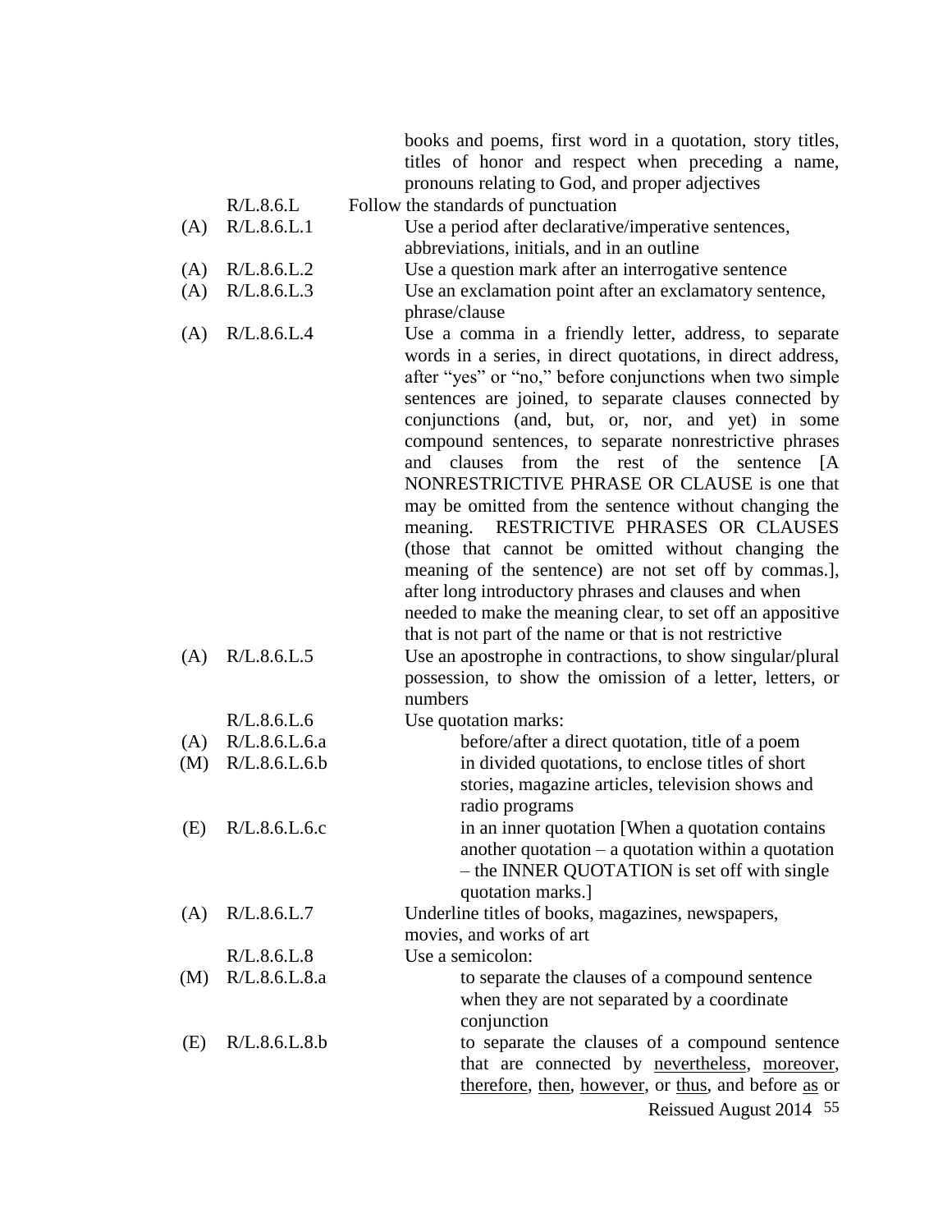books and poems, first word in a quotation, story titles, titles of honor and respect when preceding a name, pronouns relating to God, and proper adjectives

| | | |
|---|---|---|
| | R/L.8.6.L | Follow the standards of punctuation |
| (A) | R/L.8.6.L.1 | Use a period after declarative/imperative sentences, abbreviations, initials, and in an outline |
| (A) | R/L.8.6.L.2 | Use a question mark after an interrogative sentence |
| (A) | R/L.8.6.L.3 | Use an exclamation point after an exclamatory sentence, phrase/clause |
| (A) | R/L.8.6.L.4 | Use a comma in a friendly letter, address, to separate words in a series, in direct quotations, in direct address, after "yes" or "no," before conjunctions when two simple sentences are joined, to separate clauses connected by conjunctions (and, but, or, nor, and yet) in some compound sentences, to separate nonrestrictive phrases and clauses from the rest of the sentence [A NONRESTRICTIVE PHRASE OR CLAUSE is one that may be omitted from the sentence without changing the meaning. RESTRICTIVE PHRASES OR CLAUSES (those that cannot be omitted without changing the meaning of the sentence) are not set off by commas.], after long introductory phrases and clauses and when needed to make the meaning clear, to set off an appositive that is not part of the name or that is not restrictive |
| (A) | R/L.8.6.L.5 | Use an apostrophe in contractions, to show singular/plural possession, to show the omission of a letter, letters, or numbers |
| | R/L.8.6.L.6 | Use quotation marks: |
| (A) | R/L.8.6.L.6.a | before/after a direct quotation, title of a poem |
| (M) | R/L.8.6.L.6.b | in divided quotations, to enclose titles of short stories, magazine articles, television shows and radio programs |
| (E) | R/L.8.6.L.6.c | in an inner quotation [When a quotation contains another quotation – a quotation within a quotation – the INNER QUOTATION is set off with single quotation marks.] |
| (A) | R/L.8.6.L.7 | Underline titles of books, magazines, newspapers, movies, and works of art |
| | R/L.8.6.L.8 | Use a semicolon: |
| (M) | R/L.8.6.L.8.a | to separate the clauses of a compound sentence when they are not separated by a coordinate conjunction |
| (E) | R/L.8.6.L.8.b | to separate the clauses of a compound sentence that are connected by <u>nevertheless</u>, <u>moreover</u>, <u>therefore</u>, <u>then</u>, <u>however</u>, or <u>thus</u>, and before <u>as</u> or |

Reissued August 2014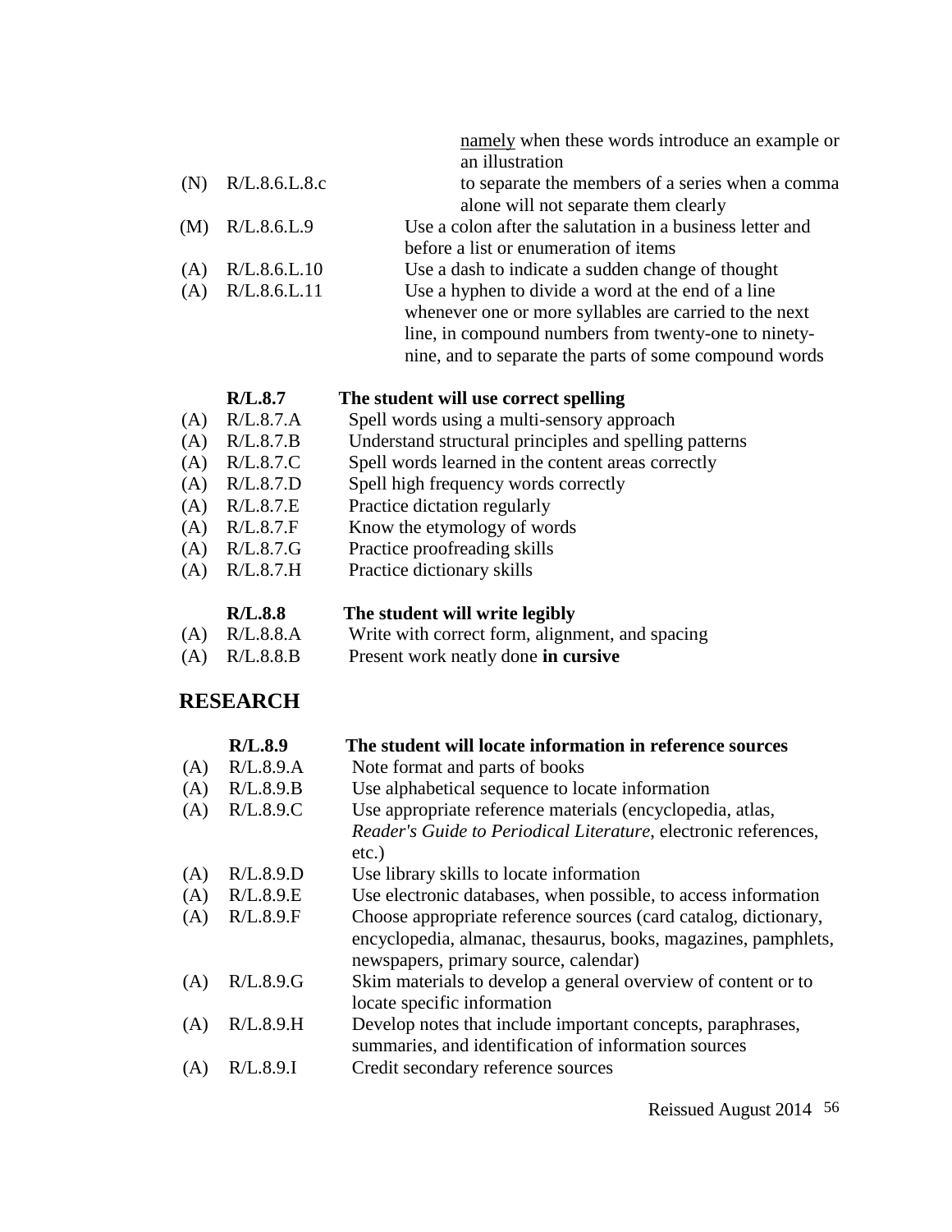<u>namely</u> when these words introduce an example or an illustration

(N) R/L.8.6.L.8.c to separate the members of a series when a comma alone will not separate them clearly

(M) R/L.8.6.L.9 Use a colon after the salutation in a business letter and before a list or enumeration of items

(A) R/L.8.6.L.10 Use a dash to indicate a sudden change of thought

(A) R/L.8.6.L.11 Use a hyphen to divide a word at the end of a line whenever one or more syllables are carried to the next line, in compound numbers from twenty-one to ninety-nine, and to separate the parts of some compound words

**R/L.8.7 The student will use correct spelling**

(A) R/L.8.7.A Spell words using a multi-sensory approach

(A) R/L.8.7.B Understand structural principles and spelling patterns

(A) R/L.8.7.C Spell words learned in the content areas correctly

(A) R/L.8.7.D Spell high frequency words correctly

(A) R/L.8.7.E Practice dictation regularly

(A) R/L.8.7.F Know the etymology of words

(A) R/L.8.7.G Practice proofreading skills

(A) R/L.8.7.H Practice dictionary skills

**R/L.8.8 The student will write legibly**

(A) R/L.8.8.A Write with correct form, alignment, and spacing

(A) R/L.8.8.B Present work neatly done **in cursive**

## RESEARCH

**R/L.8.9 The student will locate information in reference sources**

(A) R/L.8.9.A Note format and parts of books

(A) R/L.8.9.B Use alphabetical sequence to locate information

(A) R/L.8.9.C Use appropriate reference materials (encyclopedia, atlas, *Reader's Guide to Periodical Literature*, electronic references, etc.)

(A) R/L.8.9.D Use library skills to locate information

(A) R/L.8.9.E Use electronic databases, when possible, to access information

(A) R/L.8.9.F Choose appropriate reference sources (card catalog, dictionary, encyclopedia, almanac, thesaurus, books, magazines, pamphlets, newspapers, primary source, calendar)

(A) R/L.8.9.G Skim materials to develop a general overview of content or to locate specific information

(A) R/L.8.9.H Develop notes that include important concepts, paraphrases, summaries, and identification of information sources

(A) R/L.8.9.I Credit secondary reference sources

Reissued August 2014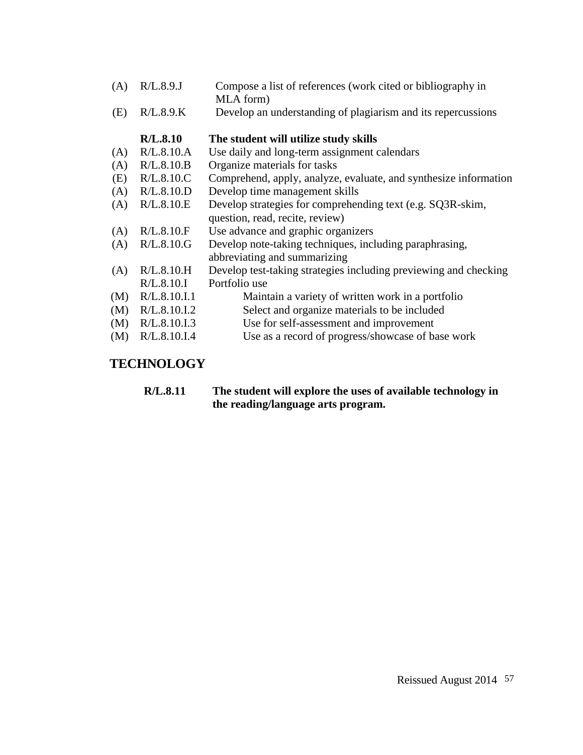| | | |
|---|---|---|
| (A) | R/L.8.9.J | Compose a list of references (work cited or bibliography in MLA form) |
| (E) | R/L.8.9.K | Develop an understanding of plagiarism and its repercussions |
| | **R/L.8.10** | **The student will utilize study skills** |
| (A) | R/L.8.10.A | Use daily and long-term assignment calendars |
| (A) | R/L.8.10.B | Organize materials for tasks |
| (E) | R/L.8.10.C | Comprehend, apply, analyze, evaluate, and synthesize information |
| (A) | R/L.8.10.D | Develop time management skills |
| (A) | R/L.8.10.E | Develop strategies for comprehending text (e.g. SQ3R-skim, question, read, recite, review) |
| (A) | R/L.8.10.F | Use advance and graphic organizers |
| (A) | R/L.8.10.G | Develop note-taking techniques, including paraphrasing, abbreviating and summarizing |
| (A) | R/L.8.10.H | Develop test-taking strategies including previewing and checking |
| | R/L.8.10.I | Portfolio use |
| (M) | R/L.8.10.I.1 | Maintain a variety of written work in a portfolio |
| (M) | R/L.8.10.I.2 | Select and organize materials to be included |
| (M) | R/L.8.10.I.3 | Use for self-assessment and improvement |
| (M) | R/L.8.10.I.4 | Use as a record of progress/showcase of base work |

## TECHNOLOGY

**R/L.8.11 The student will explore the uses of available technology in the reading/language arts program.**

Reissued August 2014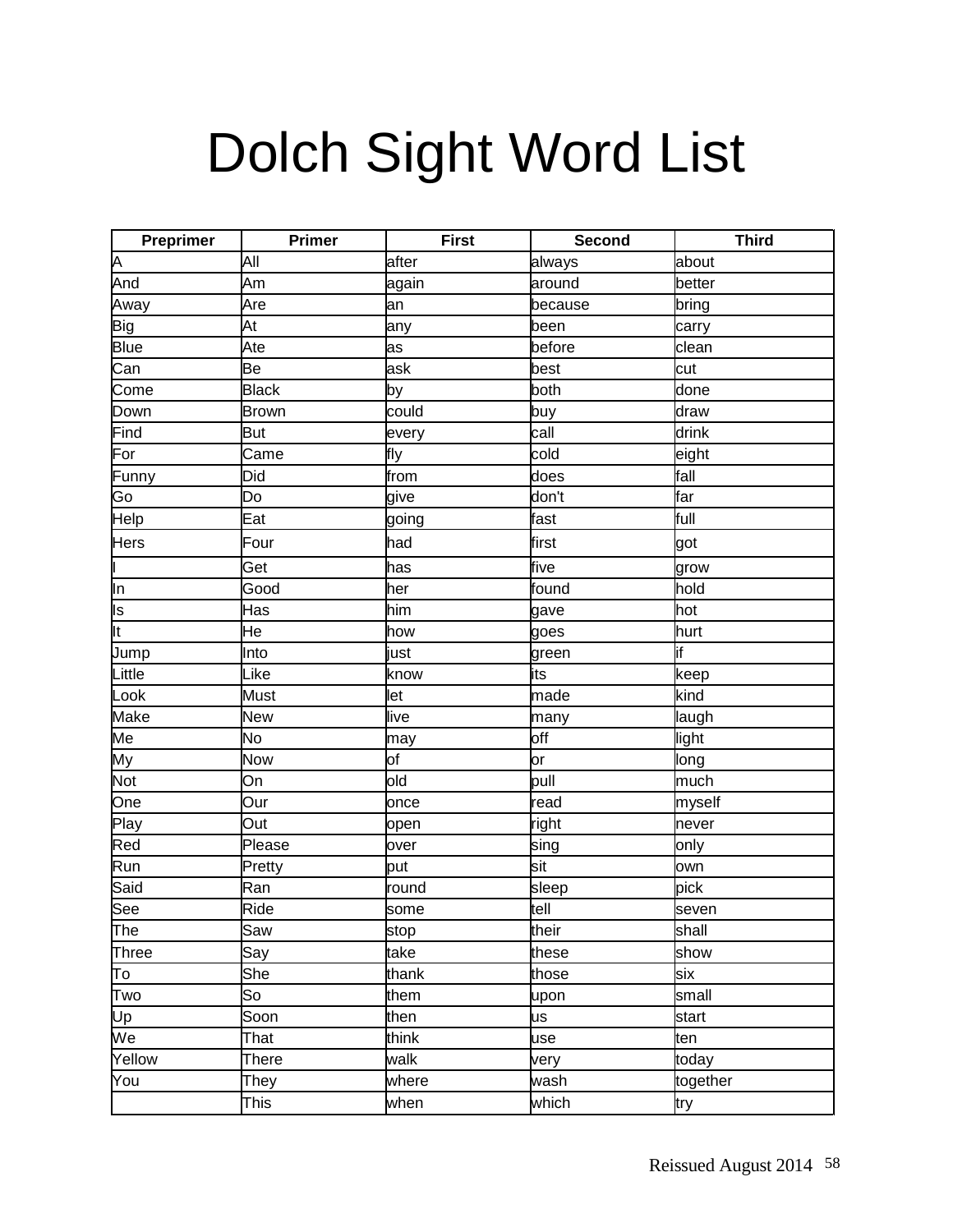# Dolch Sight Word List

| Preprimer | Primer | First | Second | Third |
|---|---|---|---|---|
| A | All | after | always | about |
| And | Am | again | around | better |
| Away | Are | an | because | bring |
| Big | At | any | been | carry |
| Blue | Ate | as | before | clean |
| Can | Be | ask | best | cut |
| Come | Black | by | both | done |
| Down | Brown | could | buy | draw |
| Find | But | every | call | drink |
| For | Came | fly | cold | eight |
| Funny | Did | from | does | fall |
| Go | Do | give | don't | far |
| Help | Eat | going | fast | full |
| Hers | Four | had | first | got |
| I | Get | has | five | grow |
| In | Good | her | found | hold |
| Is | Has | him | gave | hot |
| It | He | how | goes | hurt |
| Jump | Into | just | green | if |
| Little | Like | know | its | keep |
| Look | Must | let | made | kind |
| Make | New | live | many | laugh |
| Me | No | may | off | light |
| My | Now | of | or | long |
| Not | On | old | pull | much |
| One | Our | once | read | myself |
| Play | Out | open | right | never |
| Red | Please | over | sing | only |
| Run | Pretty | put | sit | own |
| Said | Ran | round | sleep | pick |
| See | Ride | some | tell | seven |
| The | Saw | stop | their | shall |
| Three | Say | take | these | show |
| To | She | thank | those | six |
| Two | So | them | upon | small |
| Up | Soon | then | us | start |
| We | That | think | use | ten |
| Yellow | There | walk | very | today |
| You | They | where | wash | together |
| | This | when | which | try |

Reissued August 2014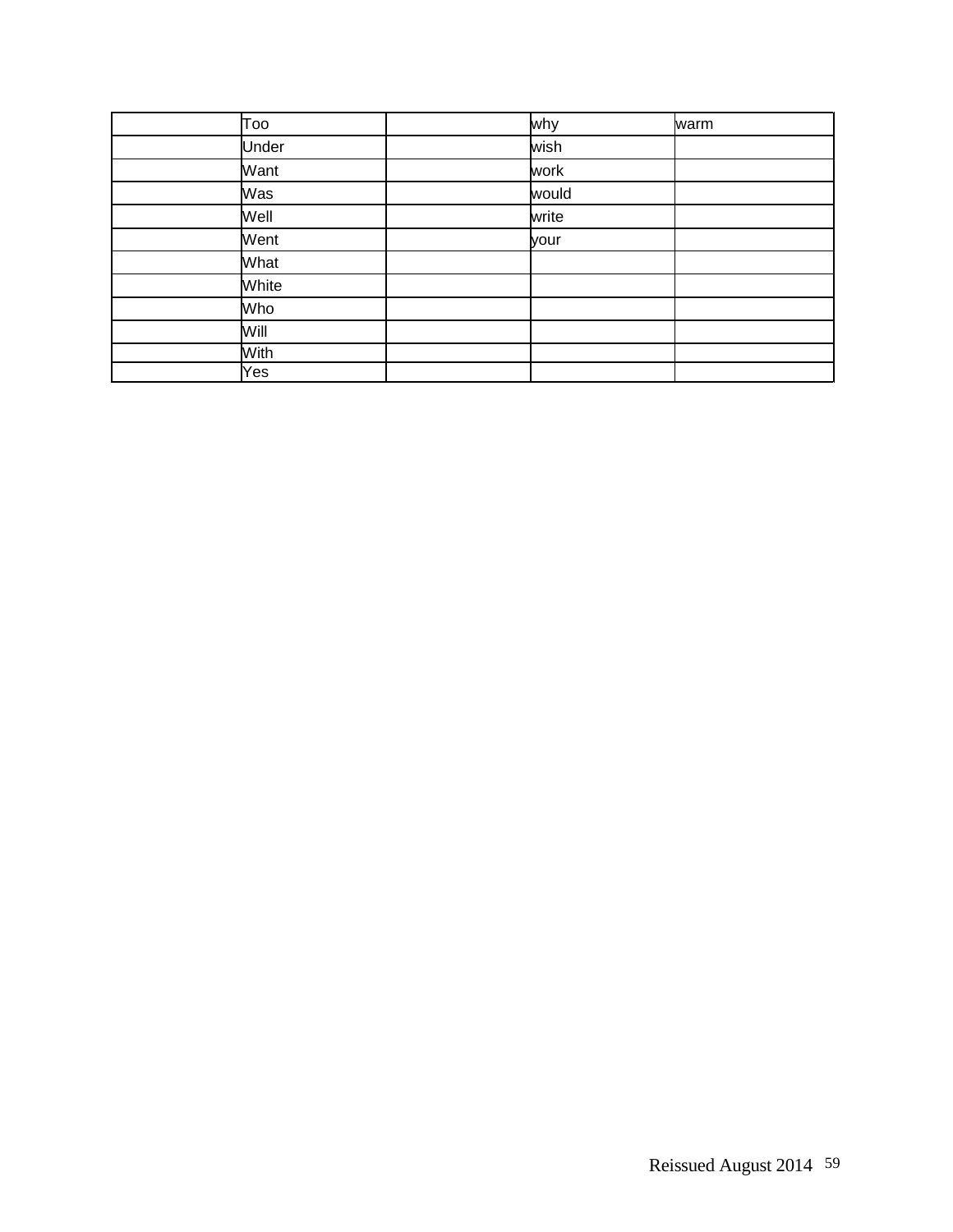| | | | | |
|---|---|---|---|---|
| | Too | | why | warm |
| | Under | | wish | |
| | Want | | work | |
| | Was | | would | |
| | Well | | write | |
| | Went | | your | |
| | What | | | |
| | White | | | |
| | Who | | | |
| | Will | | | |
| | With | | | |
| | Yes | | | |

Reissued August 2014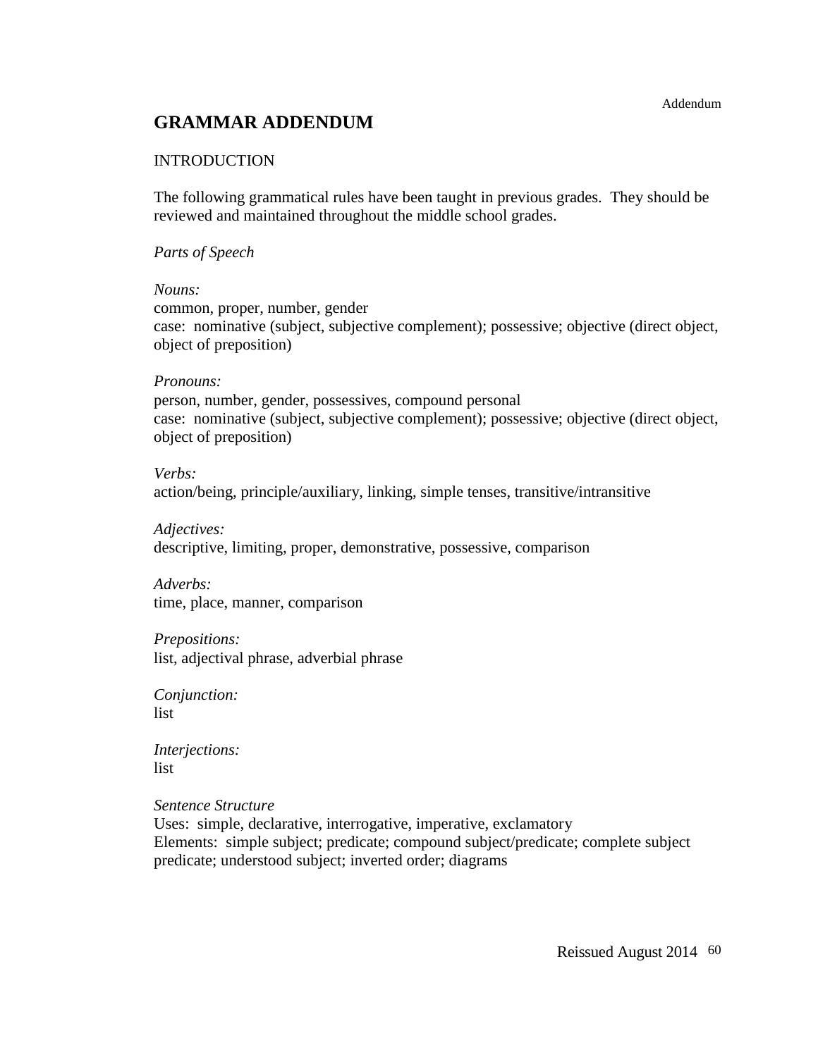## GRAMMAR ADDENDUM

INTRODUCTION

The following grammatical rules have been taught in previous grades. They should be reviewed and maintained throughout the middle school grades.

*Parts of Speech*

*Nouns:*
common, proper, number, gender
case: nominative (subject, subjective complement); possessive; objective (direct object, object of preposition)

*Pronouns:*
person, number, gender, possessives, compound personal
case: nominative (subject, subjective complement); possessive; objective (direct object, object of preposition)

*Verbs:*
action/being, principle/auxiliary, linking, simple tenses, transitive/intransitive

*Adjectives:*
descriptive, limiting, proper, demonstrative, possessive, comparison

*Adverbs:*
time, place, manner, comparison

*Prepositions:*
list, adjectival phrase, adverbial phrase

*Conjunction:*
list

*Interjections:*
list

*Sentence Structure*
Uses: simple, declarative, interrogative, imperative, exclamatory
Elements: simple subject; predicate; compound subject/predicate; complete subject predicate; understood subject; inverted order; diagrams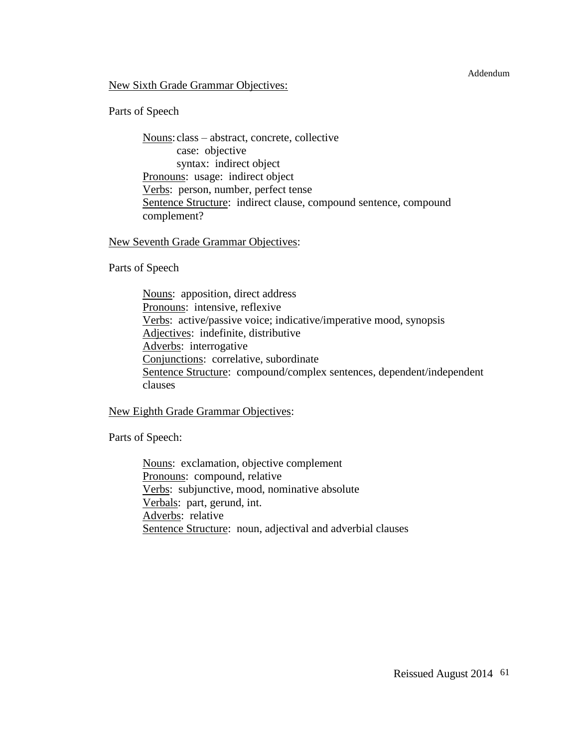Addendum

New Sixth Grade Grammar Objectives:

Parts of Speech

Nouns: class – abstract, concrete, collective
case: objective
syntax: indirect object
Pronouns: usage: indirect object
Verbs: person, number, perfect tense
Sentence Structure: indirect clause, compound sentence, compound complement?

New Seventh Grade Grammar Objectives:

Parts of Speech

Nouns: apposition, direct address
Pronouns: intensive, reflexive
Verbs: active/passive voice; indicative/imperative mood, synopsis
Adjectives: indefinite, distributive
Adverbs: interrogative
Conjunctions: correlative, subordinate
Sentence Structure: compound/complex sentences, dependent/independent clauses

New Eighth Grade Grammar Objectives:

Parts of Speech:

Nouns: exclamation, objective complement
Pronouns: compound, relative
Verbs: subjunctive, mood, nominative absolute
Verbals: part, gerund, int.
Adverbs: relative
Sentence Structure: noun, adjectival and adverbial clauses

Reissued August 2014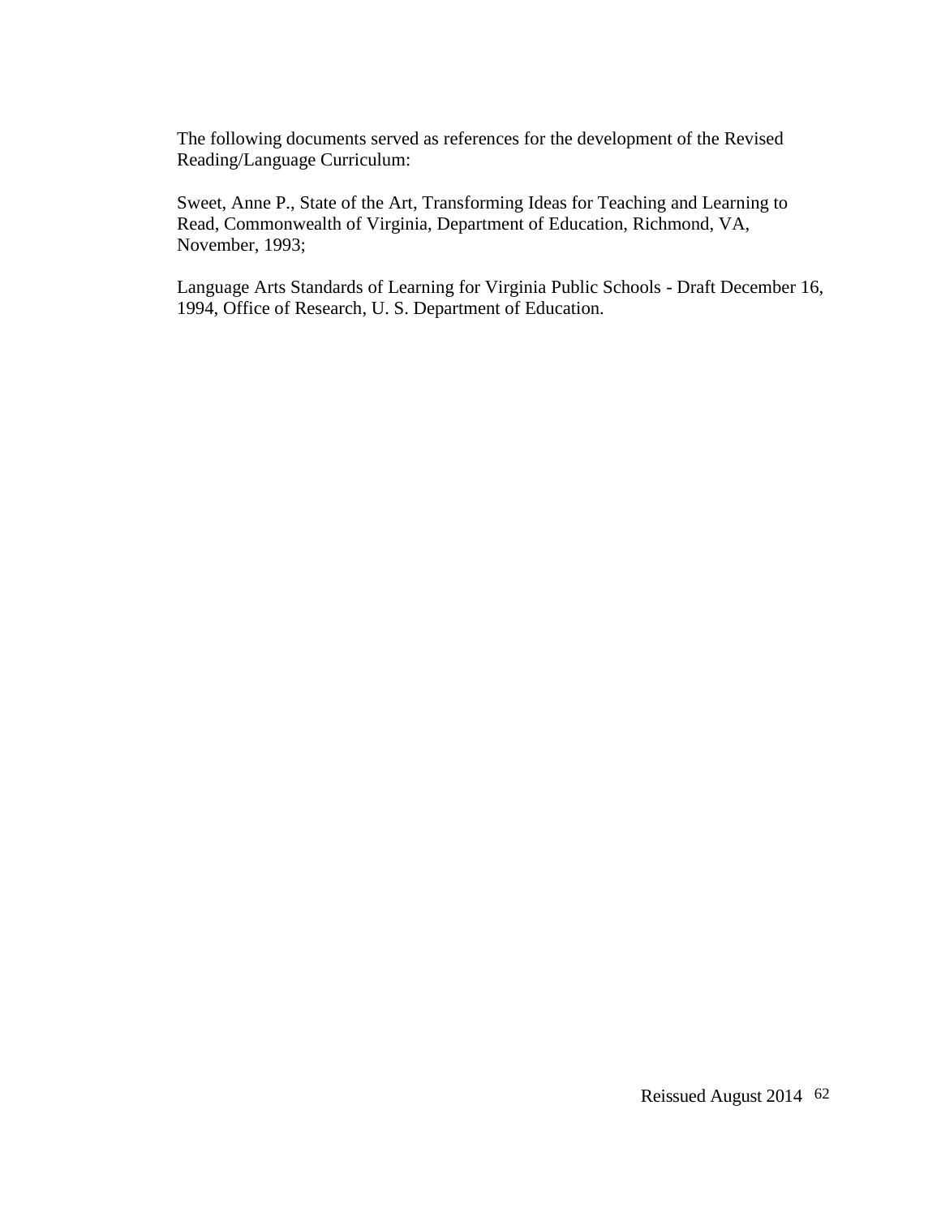The following documents served as references for the development of the Revised Reading/Language Curriculum:

Sweet, Anne P., State of the Art, Transforming Ideas for Teaching and Learning to Read, Commonwealth of Virginia, Department of Education, Richmond, VA, November, 1993;

Language Arts Standards of Learning for Virginia Public Schools - Draft December 16, 1994, Office of Research, U. S. Department of Education.